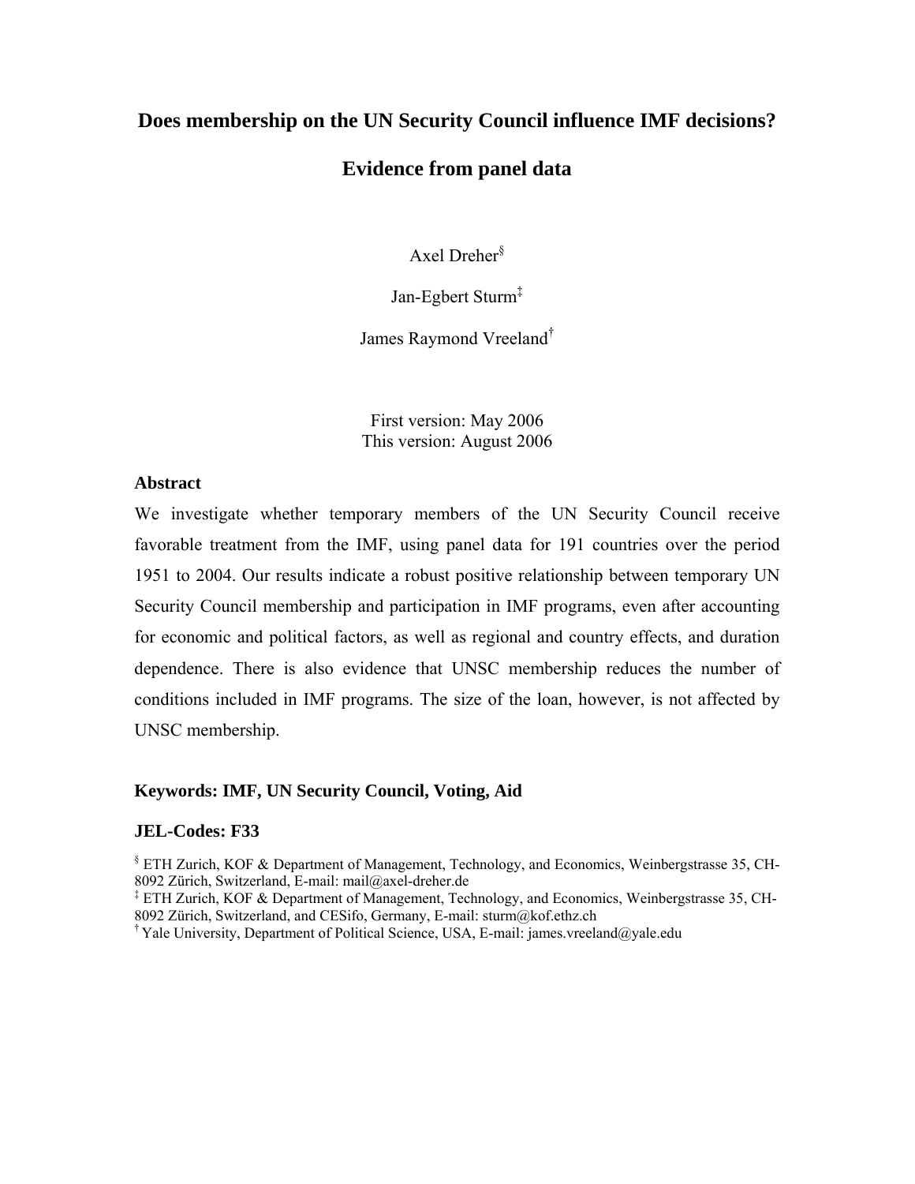# Does membership on the UN Security Council influence IMF decisions?

# Evidence from panel data

Axel Dreher[§]

Jan-Egbert Sturm[‡]

James Raymond Vreeland[†]

First version: May 2006
This version: August 2006

### Abstract

We investigate whether temporary members of the UN Security Council receive favorable treatment from the IMF, using panel data for 191 countries over the period 1951 to 2004. Our results indicate a robust positive relationship between temporary UN Security Council membership and participation in IMF programs, even after accounting for economic and political factors, as well as regional and country effects, and duration dependence. There is also evidence that UNSC membership reduces the number of conditions included in IMF programs. The size of the loan, however, is not affected by UNSC membership.

**Keywords: IMF, UN Security Council, Voting, Aid**

**JEL-Codes: F33**

[§] ETH Zurich, KOF & Department of Management, Technology, and Economics, Weinbergstrasse 35, CH-8092 Zürich, Switzerland, E-mail: mail@axel-dreher.de

[‡] ETH Zurich, KOF & Department of Management, Technology, and Economics, Weinbergstrasse 35, CH-8092 Zürich, Switzerland, and CESifo, Germany, E-mail: sturm@kof.ethz.ch

[†] Yale University, Department of Political Science, USA, E-mail: james.vreeland@yale.edu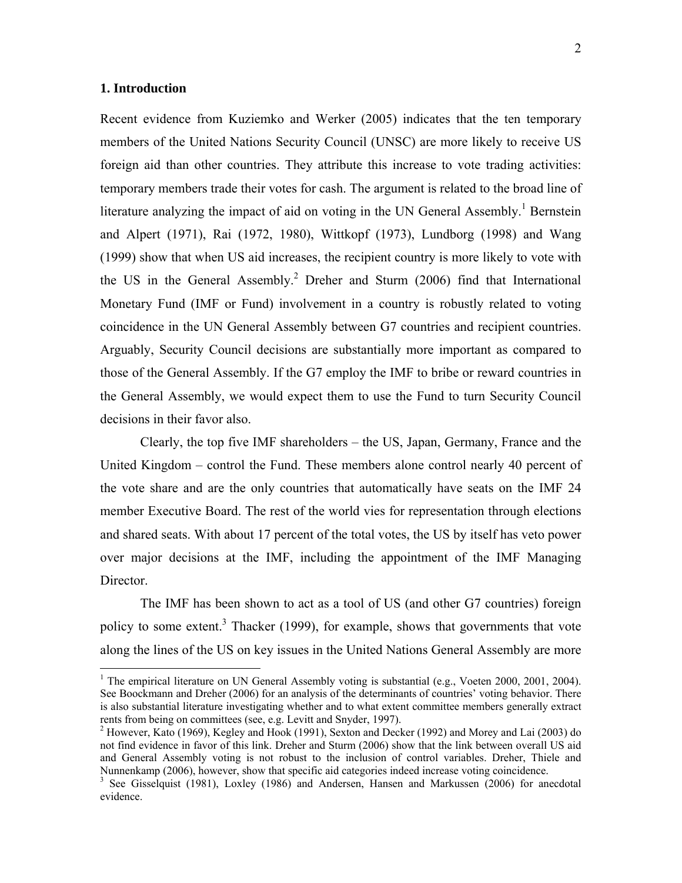## 1. Introduction

Recent evidence from Kuziemko and Werker (2005) indicates that the ten temporary members of the United Nations Security Council (UNSC) are more likely to receive US foreign aid than other countries. They attribute this increase to vote trading activities: temporary members trade their votes for cash. The argument is related to the broad line of literature analyzing the impact of aid on voting in the UN General Assembly.[1] Bernstein and Alpert (1971), Rai (1972, 1980), Wittkopf (1973), Lundborg (1998) and Wang (1999) show that when US aid increases, the recipient country is more likely to vote with the US in the General Assembly.[2] Dreher and Sturm (2006) find that International Monetary Fund (IMF or Fund) involvement in a country is robustly related to voting coincidence in the UN General Assembly between G7 countries and recipient countries. Arguably, Security Council decisions are substantially more important as compared to those of the General Assembly. If the G7 employ the IMF to bribe or reward countries in the General Assembly, we would expect them to use the Fund to turn Security Council decisions in their favor also.

Clearly, the top five IMF shareholders – the US, Japan, Germany, France and the United Kingdom – control the Fund. These members alone control nearly 40 percent of the vote share and are the only countries that automatically have seats on the IMF 24 member Executive Board. The rest of the world vies for representation through elections and shared seats. With about 17 percent of the total votes, the US by itself has veto power over major decisions at the IMF, including the appointment of the IMF Managing Director.

The IMF has been shown to act as a tool of US (and other G7 countries) foreign policy to some extent.[3] Thacker (1999), for example, shows that governments that vote along the lines of the US on key issues in the United Nations General Assembly are more

[1] The empirical literature on UN General Assembly voting is substantial (e.g., Voeten 2000, 2001, 2004). See Boockmann and Dreher (2006) for an analysis of the determinants of countries' voting behavior. There is also substantial literature investigating whether and to what extent committee members generally extract rents from being on committees (see, e.g. Levitt and Snyder, 1997).

[2] However, Kato (1969), Kegley and Hook (1991), Sexton and Decker (1992) and Morey and Lai (2003) do not find evidence in favor of this link. Dreher and Sturm (2006) show that the link between overall US aid and General Assembly voting is not robust to the inclusion of control variables. Dreher, Thiele and Nunnenkamp (2006), however, show that specific aid categories indeed increase voting coincidence.

[3] See Gisselquist (1981), Loxley (1986) and Andersen, Hansen and Markussen (2006) for anecdotal evidence.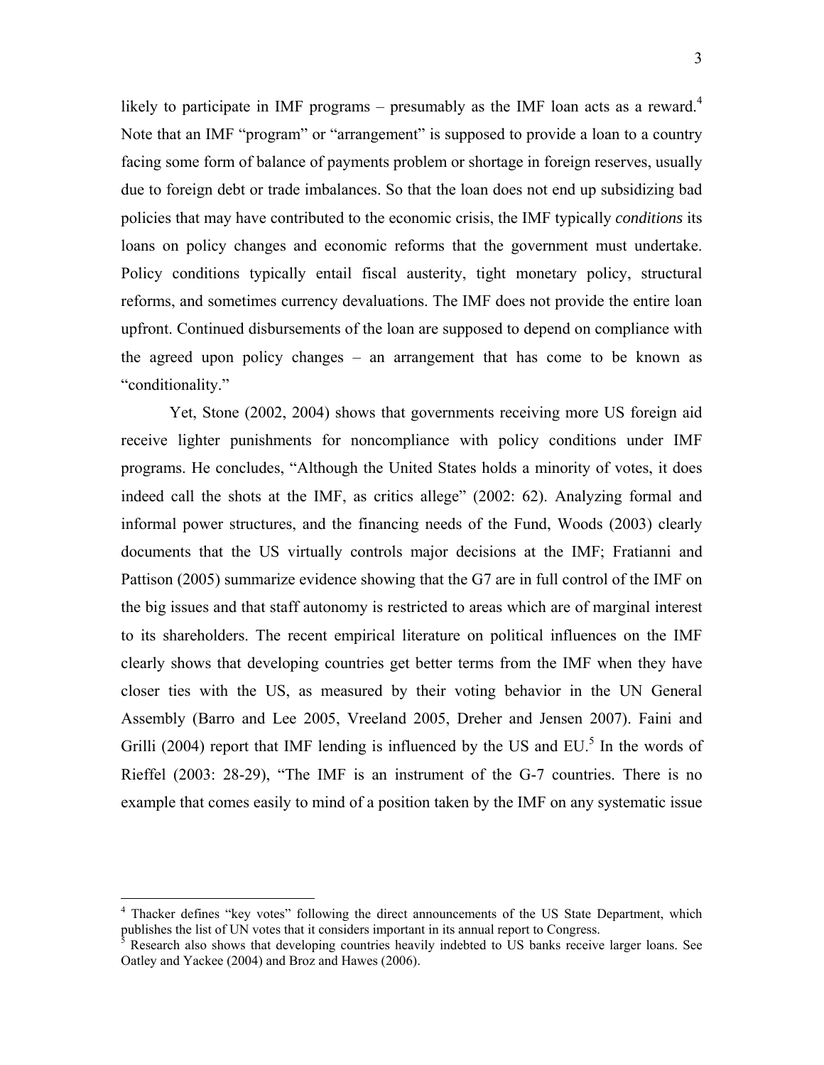likely to participate in IMF programs – presumably as the IMF loan acts as a reward.[4] Note that an IMF "program" or "arrangement" is supposed to provide a loan to a country facing some form of balance of payments problem or shortage in foreign reserves, usually due to foreign debt or trade imbalances. So that the loan does not end up subsidizing bad policies that may have contributed to the economic crisis, the IMF typically *conditions* its loans on policy changes and economic reforms that the government must undertake. Policy conditions typically entail fiscal austerity, tight monetary policy, structural reforms, and sometimes currency devaluations. The IMF does not provide the entire loan upfront. Continued disbursements of the loan are supposed to depend on compliance with the agreed upon policy changes – an arrangement that has come to be known as "conditionality."

Yet, Stone (2002, 2004) shows that governments receiving more US foreign aid receive lighter punishments for noncompliance with policy conditions under IMF programs. He concludes, "Although the United States holds a minority of votes, it does indeed call the shots at the IMF, as critics allege" (2002: 62). Analyzing formal and informal power structures, and the financing needs of the Fund, Woods (2003) clearly documents that the US virtually controls major decisions at the IMF; Fratianni and Pattison (2005) summarize evidence showing that the G7 are in full control of the IMF on the big issues and that staff autonomy is restricted to areas which are of marginal interest to its shareholders. The recent empirical literature on political influences on the IMF clearly shows that developing countries get better terms from the IMF when they have closer ties with the US, as measured by their voting behavior in the UN General Assembly (Barro and Lee 2005, Vreeland 2005, Dreher and Jensen 2007). Faini and Grilli (2004) report that IMF lending is influenced by the US and EU.[5] In the words of Rieffel (2003: 28-29), "The IMF is an instrument of the G-7 countries. There is no example that comes easily to mind of a position taken by the IMF on any systematic issue

---

[4] Thacker defines "key votes" following the direct announcements of the US State Department, which publishes the list of UN votes that it considers important in its annual report to Congress.

[5] Research also shows that developing countries heavily indebted to US banks receive larger loans. See Oatley and Yackee (2004) and Broz and Hawes (2006).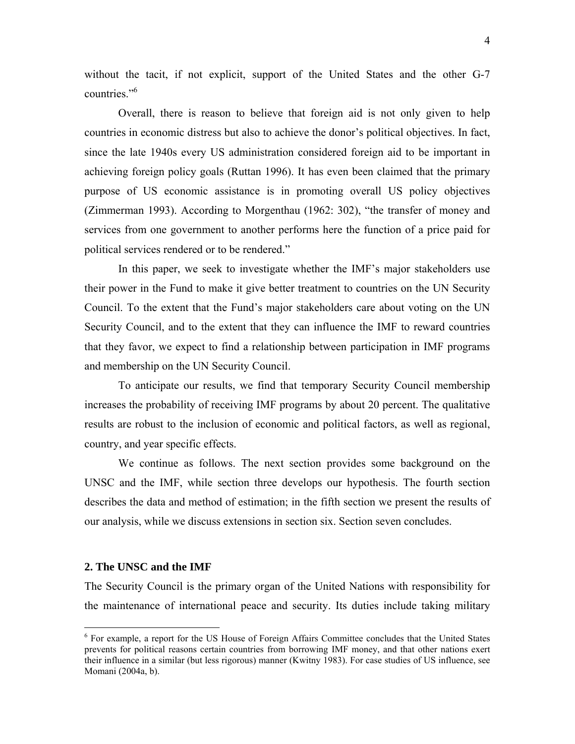without the tacit, if not explicit, support of the United States and the other G-7 countries."[6]

Overall, there is reason to believe that foreign aid is not only given to help countries in economic distress but also to achieve the donor's political objectives. In fact, since the late 1940s every US administration considered foreign aid to be important in achieving foreign policy goals (Ruttan 1996). It has even been claimed that the primary purpose of US economic assistance is in promoting overall US policy objectives (Zimmerman 1993). According to Morgenthau (1962: 302), "the transfer of money and services from one government to another performs here the function of a price paid for political services rendered or to be rendered."

In this paper, we seek to investigate whether the IMF's major stakeholders use their power in the Fund to make it give better treatment to countries on the UN Security Council. To the extent that the Fund's major stakeholders care about voting on the UN Security Council, and to the extent that they can influence the IMF to reward countries that they favor, we expect to find a relationship between participation in IMF programs and membership on the UN Security Council.

To anticipate our results, we find that temporary Security Council membership increases the probability of receiving IMF programs by about 20 percent. The qualitative results are robust to the inclusion of economic and political factors, as well as regional, country, and year specific effects.

We continue as follows. The next section provides some background on the UNSC and the IMF, while section three develops our hypothesis. The fourth section describes the data and method of estimation; in the fifth section we present the results of our analysis, while we discuss extensions in section six. Section seven concludes.

## 2. The UNSC and the IMF

The Security Council is the primary organ of the United Nations with responsibility for the maintenance of international peace and security. Its duties include taking military

[6] For example, a report for the US House of Foreign Affairs Committee concludes that the United States prevents for political reasons certain countries from borrowing IMF money, and that other nations exert their influence in a similar (but less rigorous) manner (Kwitny 1983). For case studies of US influence, see Momani (2004a, b).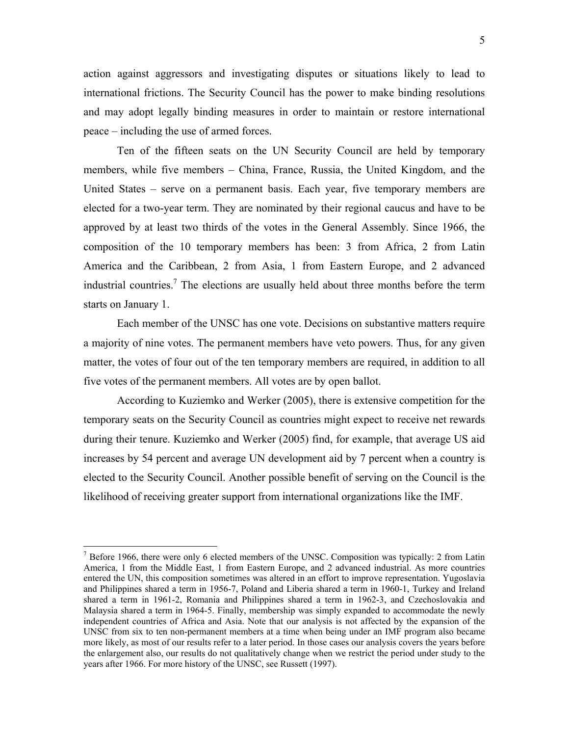action against aggressors and investigating disputes or situations likely to lead to international frictions. The Security Council has the power to make binding resolutions and may adopt legally binding measures in order to maintain or restore international peace – including the use of armed forces.

Ten of the fifteen seats on the UN Security Council are held by temporary members, while five members – China, France, Russia, the United Kingdom, and the United States – serve on a permanent basis. Each year, five temporary members are elected for a two-year term. They are nominated by their regional caucus and have to be approved by at least two thirds of the votes in the General Assembly. Since 1966, the composition of the 10 temporary members has been: 3 from Africa, 2 from Latin America and the Caribbean, 2 from Asia, 1 from Eastern Europe, and 2 advanced industrial countries.[7] The elections are usually held about three months before the term starts on January 1.

Each member of the UNSC has one vote. Decisions on substantive matters require a majority of nine votes. The permanent members have veto powers. Thus, for any given matter, the votes of four out of the ten temporary members are required, in addition to all five votes of the permanent members. All votes are by open ballot.

According to Kuziemko and Werker (2005), there is extensive competition for the temporary seats on the Security Council as countries might expect to receive net rewards during their tenure. Kuziemko and Werker (2005) find, for example, that average US aid increases by 54 percent and average UN development aid by 7 percent when a country is elected to the Security Council. Another possible benefit of serving on the Council is the likelihood of receiving greater support from international organizations like the IMF.

[7] Before 1966, there were only 6 elected members of the UNSC. Composition was typically: 2 from Latin America, 1 from the Middle East, 1 from Eastern Europe, and 2 advanced industrial. As more countries entered the UN, this composition sometimes was altered in an effort to improve representation. Yugoslavia and Philippines shared a term in 1956-7, Poland and Liberia shared a term in 1960-1, Turkey and Ireland shared a term in 1961-2, Romania and Philippines shared a term in 1962-3, and Czechoslovakia and Malaysia shared a term in 1964-5. Finally, membership was simply expanded to accommodate the newly independent countries of Africa and Asia. Note that our analysis is not affected by the expansion of the UNSC from six to ten non-permanent members at a time when being under an IMF program also became more likely, as most of our results refer to a later period. In those cases our analysis covers the years before the enlargement also, our results do not qualitatively change when we restrict the period under study to the years after 1966. For more history of the UNSC, see Russett (1997).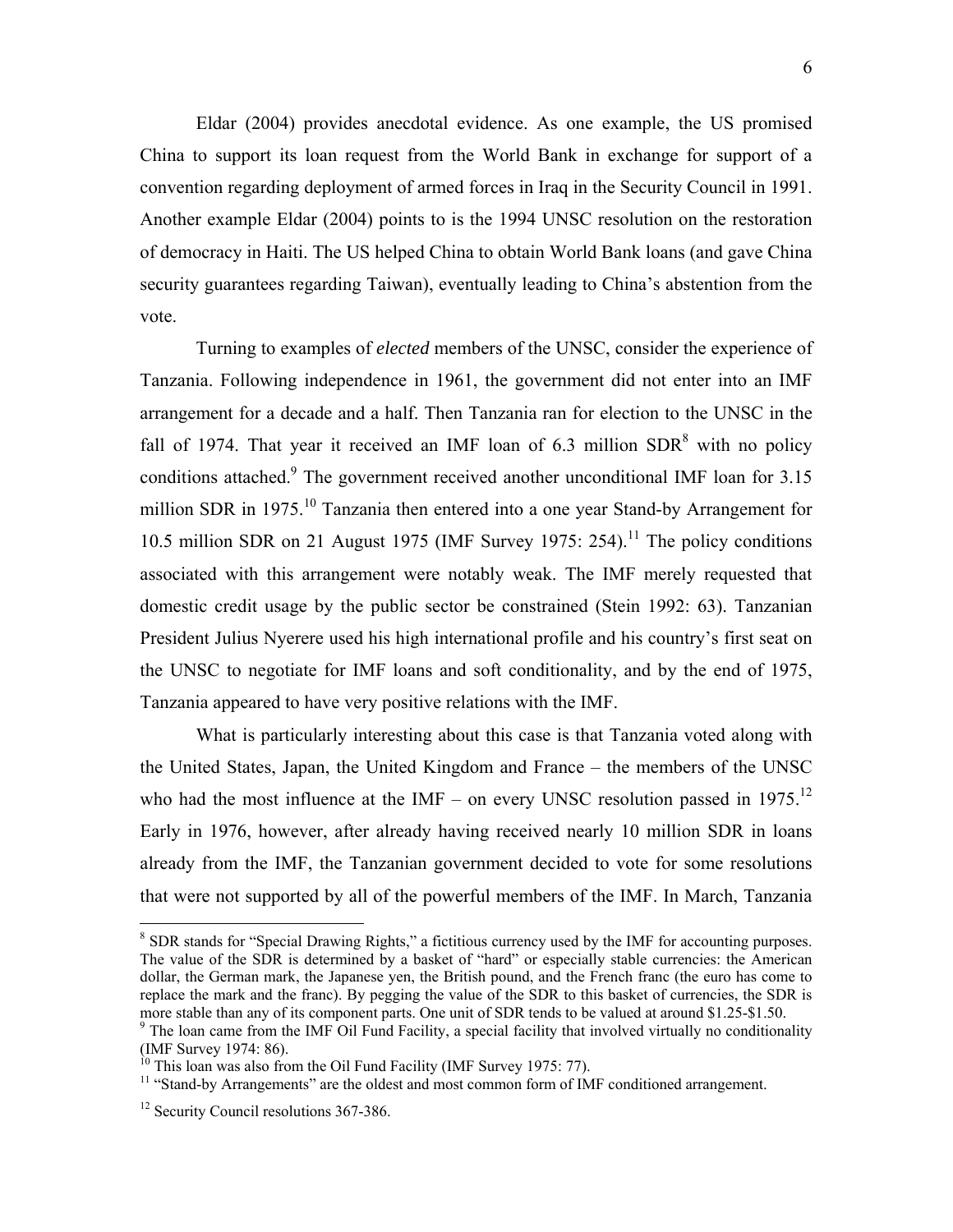Eldar (2004) provides anecdotal evidence. As one example, the US promised China to support its loan request from the World Bank in exchange for support of a convention regarding deployment of armed forces in Iraq in the Security Council in 1991. Another example Eldar (2004) points to is the 1994 UNSC resolution on the restoration of democracy in Haiti. The US helped China to obtain World Bank loans (and gave China security guarantees regarding Taiwan), eventually leading to China's abstention from the vote.

Turning to examples of *elected* members of the UNSC, consider the experience of Tanzania. Following independence in 1961, the government did not enter into an IMF arrangement for a decade and a half. Then Tanzania ran for election to the UNSC in the fall of 1974. That year it received an IMF loan of 6.3 million SDR[8] with no policy conditions attached.[9] The government received another unconditional IMF loan for 3.15 million SDR in 1975.[10] Tanzania then entered into a one year Stand-by Arrangement for 10.5 million SDR on 21 August 1975 (IMF Survey 1975: 254).[11] The policy conditions associated with this arrangement were notably weak. The IMF merely requested that domestic credit usage by the public sector be constrained (Stein 1992: 63). Tanzanian President Julius Nyerere used his high international profile and his country's first seat on the UNSC to negotiate for IMF loans and soft conditionality, and by the end of 1975, Tanzania appeared to have very positive relations with the IMF.

What is particularly interesting about this case is that Tanzania voted along with the United States, Japan, the United Kingdom and France – the members of the UNSC who had the most influence at the IMF – on every UNSC resolution passed in 1975.[12] Early in 1976, however, after already having received nearly 10 million SDR in loans already from the IMF, the Tanzanian government decided to vote for some resolutions that were not supported by all of the powerful members of the IMF. In March, Tanzania

[8] SDR stands for "Special Drawing Rights," a fictitious currency used by the IMF for accounting purposes. The value of the SDR is determined by a basket of "hard" or especially stable currencies: the American dollar, the German mark, the Japanese yen, the British pound, and the French franc (the euro has come to replace the mark and the franc). By pegging the value of the SDR to this basket of currencies, the SDR is more stable than any of its component parts. One unit of SDR tends to be valued at around \$1.25-\$1.50.

[9] The loan came from the IMF Oil Fund Facility, a special facility that involved virtually no conditionality (IMF Survey 1974: 86).

[10] This loan was also from the Oil Fund Facility (IMF Survey 1975: 77).

[11] "Stand-by Arrangements" are the oldest and most common form of IMF conditioned arrangement.

[12] Security Council resolutions 367-386.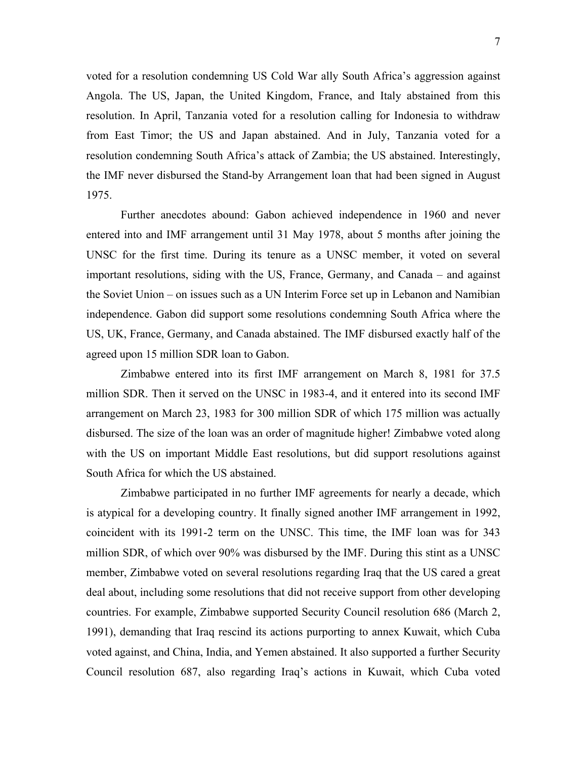voted for a resolution condemning US Cold War ally South Africa's aggression against Angola. The US, Japan, the United Kingdom, France, and Italy abstained from this resolution. In April, Tanzania voted for a resolution calling for Indonesia to withdraw from East Timor; the US and Japan abstained. And in July, Tanzania voted for a resolution condemning South Africa's attack of Zambia; the US abstained. Interestingly, the IMF never disbursed the Stand-by Arrangement loan that had been signed in August 1975.

Further anecdotes abound: Gabon achieved independence in 1960 and never entered into and IMF arrangement until 31 May 1978, about 5 months after joining the UNSC for the first time. During its tenure as a UNSC member, it voted on several important resolutions, siding with the US, France, Germany, and Canada – and against the Soviet Union – on issues such as a UN Interim Force set up in Lebanon and Namibian independence. Gabon did support some resolutions condemning South Africa where the US, UK, France, Germany, and Canada abstained. The IMF disbursed exactly half of the agreed upon 15 million SDR loan to Gabon.

Zimbabwe entered into its first IMF arrangement on March 8, 1981 for 37.5 million SDR. Then it served on the UNSC in 1983-4, and it entered into its second IMF arrangement on March 23, 1983 for 300 million SDR of which 175 million was actually disbursed. The size of the loan was an order of magnitude higher! Zimbabwe voted along with the US on important Middle East resolutions, but did support resolutions against South Africa for which the US abstained.

Zimbabwe participated in no further IMF agreements for nearly a decade, which is atypical for a developing country. It finally signed another IMF arrangement in 1992, coincident with its 1991-2 term on the UNSC. This time, the IMF loan was for 343 million SDR, of which over 90% was disbursed by the IMF. During this stint as a UNSC member, Zimbabwe voted on several resolutions regarding Iraq that the US cared a great deal about, including some resolutions that did not receive support from other developing countries. For example, Zimbabwe supported Security Council resolution 686 (March 2, 1991), demanding that Iraq rescind its actions purporting to annex Kuwait, which Cuba voted against, and China, India, and Yemen abstained. It also supported a further Security Council resolution 687, also regarding Iraq's actions in Kuwait, which Cuba voted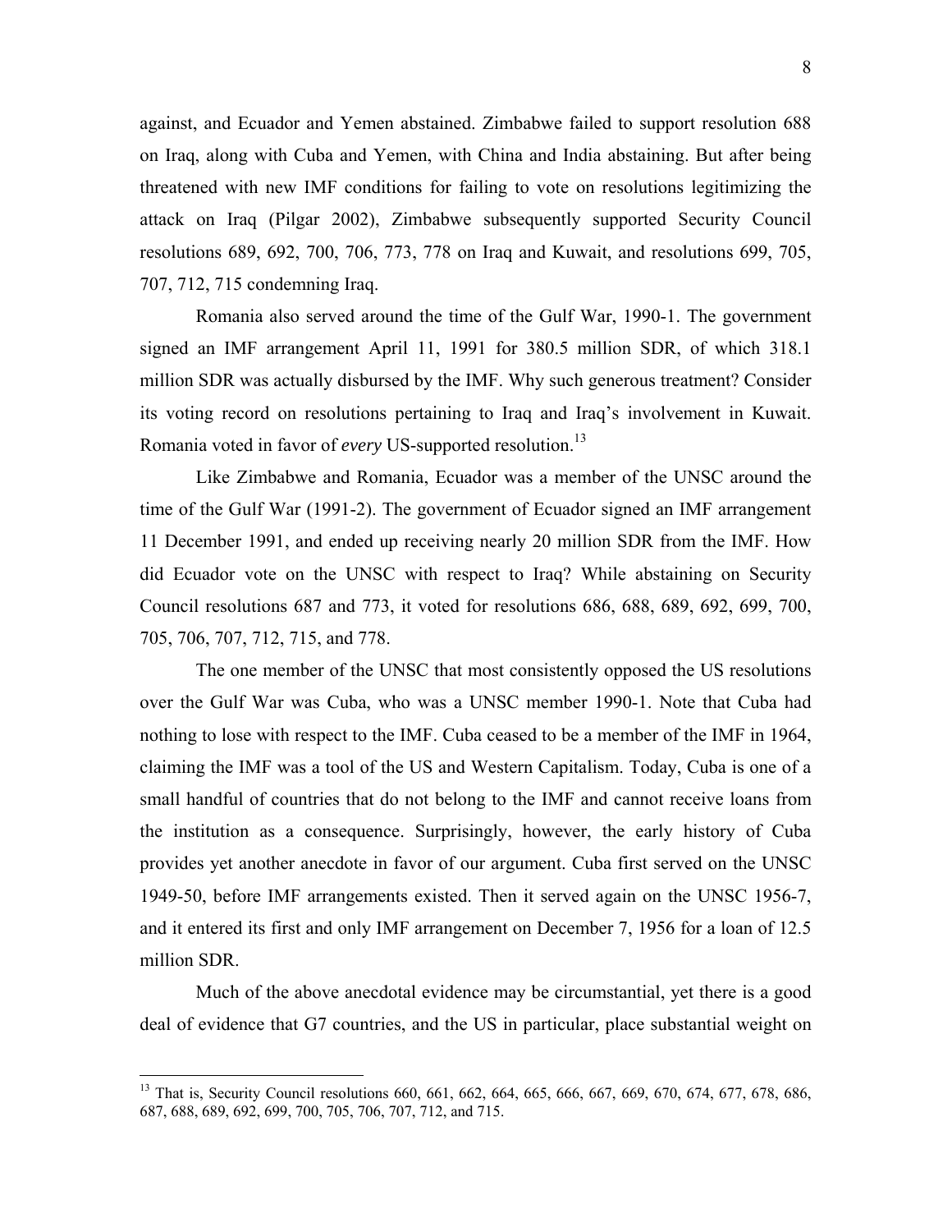against, and Ecuador and Yemen abstained. Zimbabwe failed to support resolution 688 on Iraq, along with Cuba and Yemen, with China and India abstaining. But after being threatened with new IMF conditions for failing to vote on resolutions legitimizing the attack on Iraq (Pilgar 2002), Zimbabwe subsequently supported Security Council resolutions 689, 692, 700, 706, 773, 778 on Iraq and Kuwait, and resolutions 699, 705, 707, 712, 715 condemning Iraq.

Romania also served around the time of the Gulf War, 1990-1. The government signed an IMF arrangement April 11, 1991 for 380.5 million SDR, of which 318.1 million SDR was actually disbursed by the IMF. Why such generous treatment? Consider its voting record on resolutions pertaining to Iraq and Iraq's involvement in Kuwait. Romania voted in favor of *every* US-supported resolution.[13]

Like Zimbabwe and Romania, Ecuador was a member of the UNSC around the time of the Gulf War (1991-2). The government of Ecuador signed an IMF arrangement 11 December 1991, and ended up receiving nearly 20 million SDR from the IMF. How did Ecuador vote on the UNSC with respect to Iraq? While abstaining on Security Council resolutions 687 and 773, it voted for resolutions 686, 688, 689, 692, 699, 700, 705, 706, 707, 712, 715, and 778.

The one member of the UNSC that most consistently opposed the US resolutions over the Gulf War was Cuba, who was a UNSC member 1990-1. Note that Cuba had nothing to lose with respect to the IMF. Cuba ceased to be a member of the IMF in 1964, claiming the IMF was a tool of the US and Western Capitalism. Today, Cuba is one of a small handful of countries that do not belong to the IMF and cannot receive loans from the institution as a consequence. Surprisingly, however, the early history of Cuba provides yet another anecdote in favor of our argument. Cuba first served on the UNSC 1949-50, before IMF arrangements existed. Then it served again on the UNSC 1956-7, and it entered its first and only IMF arrangement on December 7, 1956 for a loan of 12.5 million SDR.

Much of the above anecdotal evidence may be circumstantial, yet there is a good deal of evidence that G7 countries, and the US in particular, place substantial weight on

[13] That is, Security Council resolutions 660, 661, 662, 664, 665, 666, 667, 669, 670, 674, 677, 678, 686, 687, 688, 689, 692, 699, 700, 705, 706, 707, 712, and 715.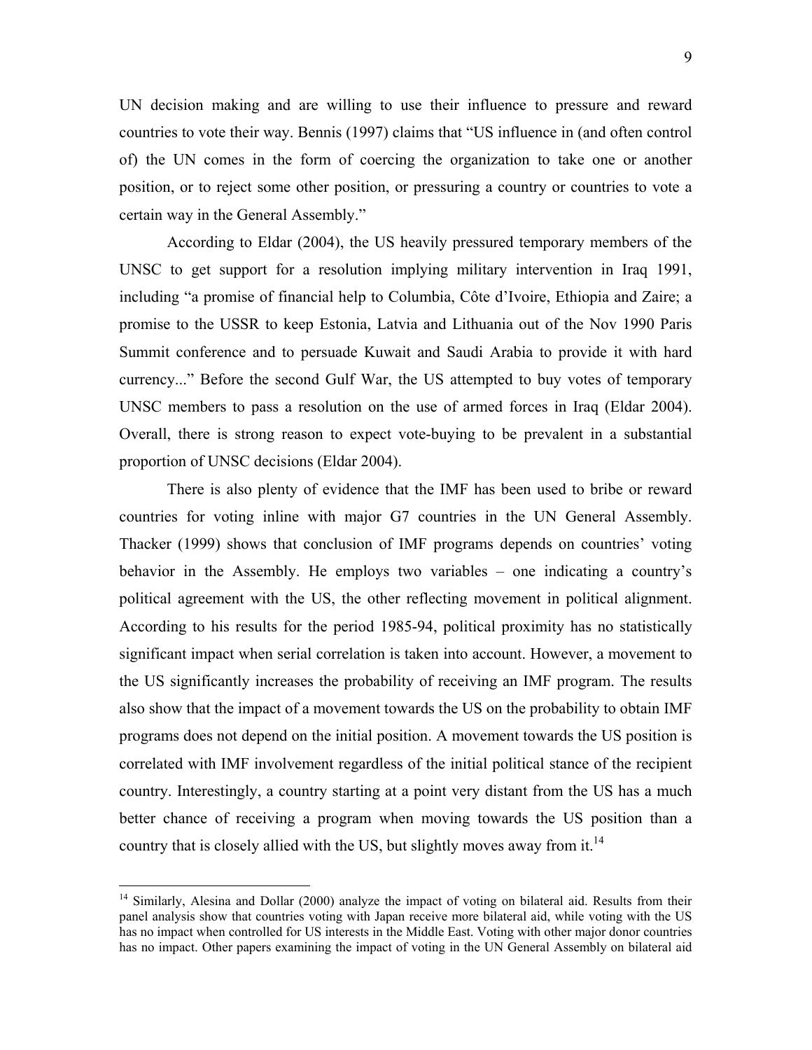UN decision making and are willing to use their influence to pressure and reward countries to vote their way. Bennis (1997) claims that "US influence in (and often control of) the UN comes in the form of coercing the organization to take one or another position, or to reject some other position, or pressuring a country or countries to vote a certain way in the General Assembly."

According to Eldar (2004), the US heavily pressured temporary members of the UNSC to get support for a resolution implying military intervention in Iraq 1991, including "a promise of financial help to Columbia, Côte d'Ivoire, Ethiopia and Zaire; a promise to the USSR to keep Estonia, Latvia and Lithuania out of the Nov 1990 Paris Summit conference and to persuade Kuwait and Saudi Arabia to provide it with hard currency..." Before the second Gulf War, the US attempted to buy votes of temporary UNSC members to pass a resolution on the use of armed forces in Iraq (Eldar 2004). Overall, there is strong reason to expect vote-buying to be prevalent in a substantial proportion of UNSC decisions (Eldar 2004).

There is also plenty of evidence that the IMF has been used to bribe or reward countries for voting inline with major G7 countries in the UN General Assembly. Thacker (1999) shows that conclusion of IMF programs depends on countries' voting behavior in the Assembly. He employs two variables – one indicating a country's political agreement with the US, the other reflecting movement in political alignment. According to his results for the period 1985-94, political proximity has no statistically significant impact when serial correlation is taken into account. However, a movement to the US significantly increases the probability of receiving an IMF program. The results also show that the impact of a movement towards the US on the probability to obtain IMF programs does not depend on the initial position. A movement towards the US position is correlated with IMF involvement regardless of the initial political stance of the recipient country. Interestingly, a country starting at a point very distant from the US has a much better chance of receiving a program when moving towards the US position than a country that is closely allied with the US, but slightly moves away from it.[14]

[14] Similarly, Alesina and Dollar (2000) analyze the impact of voting on bilateral aid. Results from their panel analysis show that countries voting with Japan receive more bilateral aid, while voting with the US has no impact when controlled for US interests in the Middle East. Voting with other major donor countries has no impact. Other papers examining the impact of voting in the UN General Assembly on bilateral aid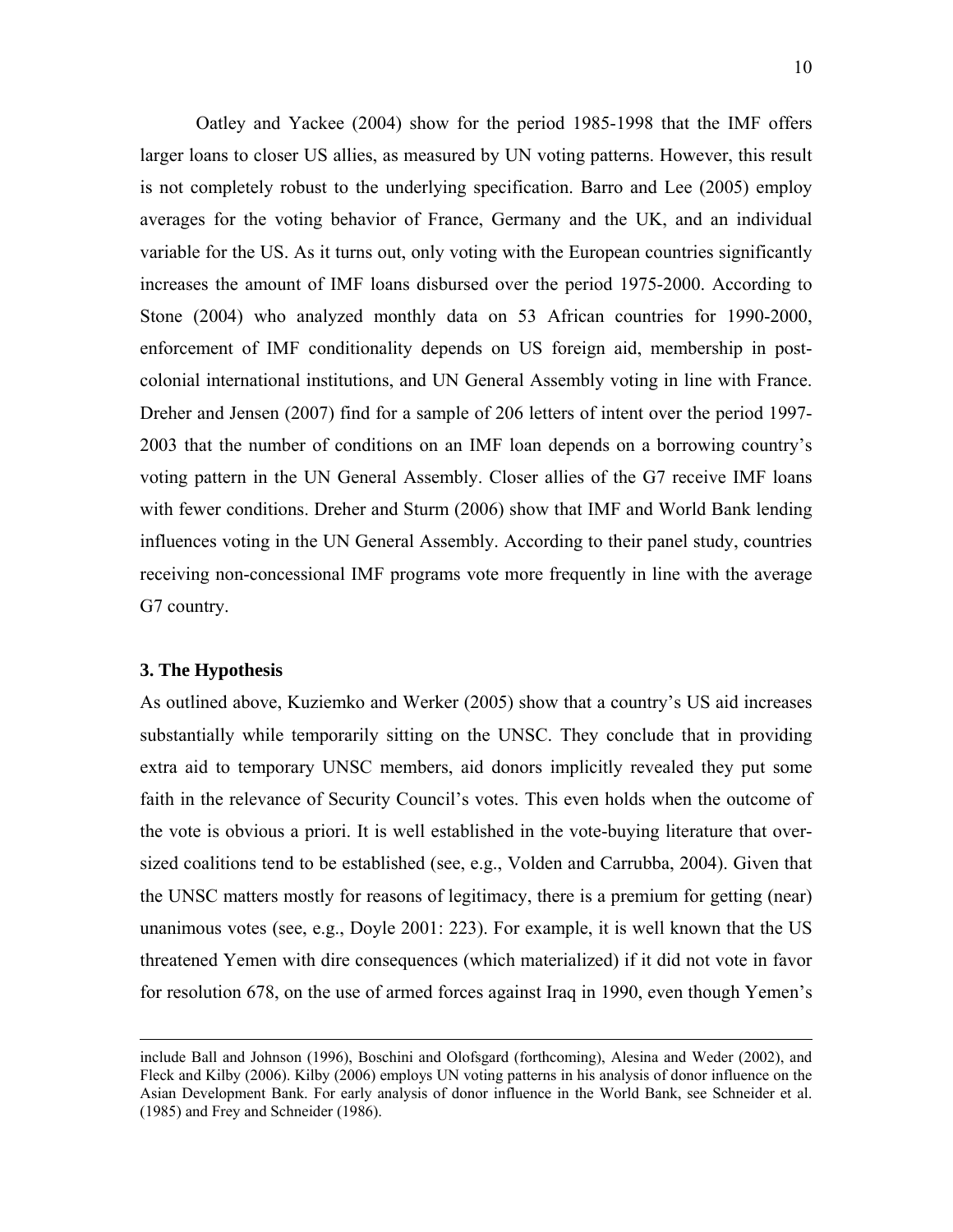Oatley and Yackee (2004) show for the period 1985-1998 that the IMF offers larger loans to closer US allies, as measured by UN voting patterns. However, this result is not completely robust to the underlying specification. Barro and Lee (2005) employ averages for the voting behavior of France, Germany and the UK, and an individual variable for the US. As it turns out, only voting with the European countries significantly increases the amount of IMF loans disbursed over the period 1975-2000. According to Stone (2004) who analyzed monthly data on 53 African countries for 1990-2000, enforcement of IMF conditionality depends on US foreign aid, membership in post-colonial international institutions, and UN General Assembly voting in line with France. Dreher and Jensen (2007) find for a sample of 206 letters of intent over the period 1997-2003 that the number of conditions on an IMF loan depends on a borrowing country's voting pattern in the UN General Assembly. Closer allies of the G7 receive IMF loans with fewer conditions. Dreher and Sturm (2006) show that IMF and World Bank lending influences voting in the UN General Assembly. According to their panel study, countries receiving non-concessional IMF programs vote more frequently in line with the average G7 country.

## 3. The Hypothesis

As outlined above, Kuziemko and Werker (2005) show that a country's US aid increases substantially while temporarily sitting on the UNSC. They conclude that in providing extra aid to temporary UNSC members, aid donors implicitly revealed they put some faith in the relevance of Security Council's votes. This even holds when the outcome of the vote is obvious a priori. It is well established in the vote-buying literature that over-sized coalitions tend to be established (see, e.g., Volden and Carrubba, 2004). Given that the UNSC matters mostly for reasons of legitimacy, there is a premium for getting (near) unanimous votes (see, e.g., Doyle 2001: 223). For example, it is well known that the US threatened Yemen with dire consequences (which materialized) if it did not vote in favor for resolution 678, on the use of armed forces against Iraq in 1990, even though Yemen's

include Ball and Johnson (1996), Boschini and Olofsgard (forthcoming), Alesina and Weder (2002), and Fleck and Kilby (2006). Kilby (2006) employs UN voting patterns in his analysis of donor influence on the Asian Development Bank. For early analysis of donor influence in the World Bank, see Schneider et al. (1985) and Frey and Schneider (1986).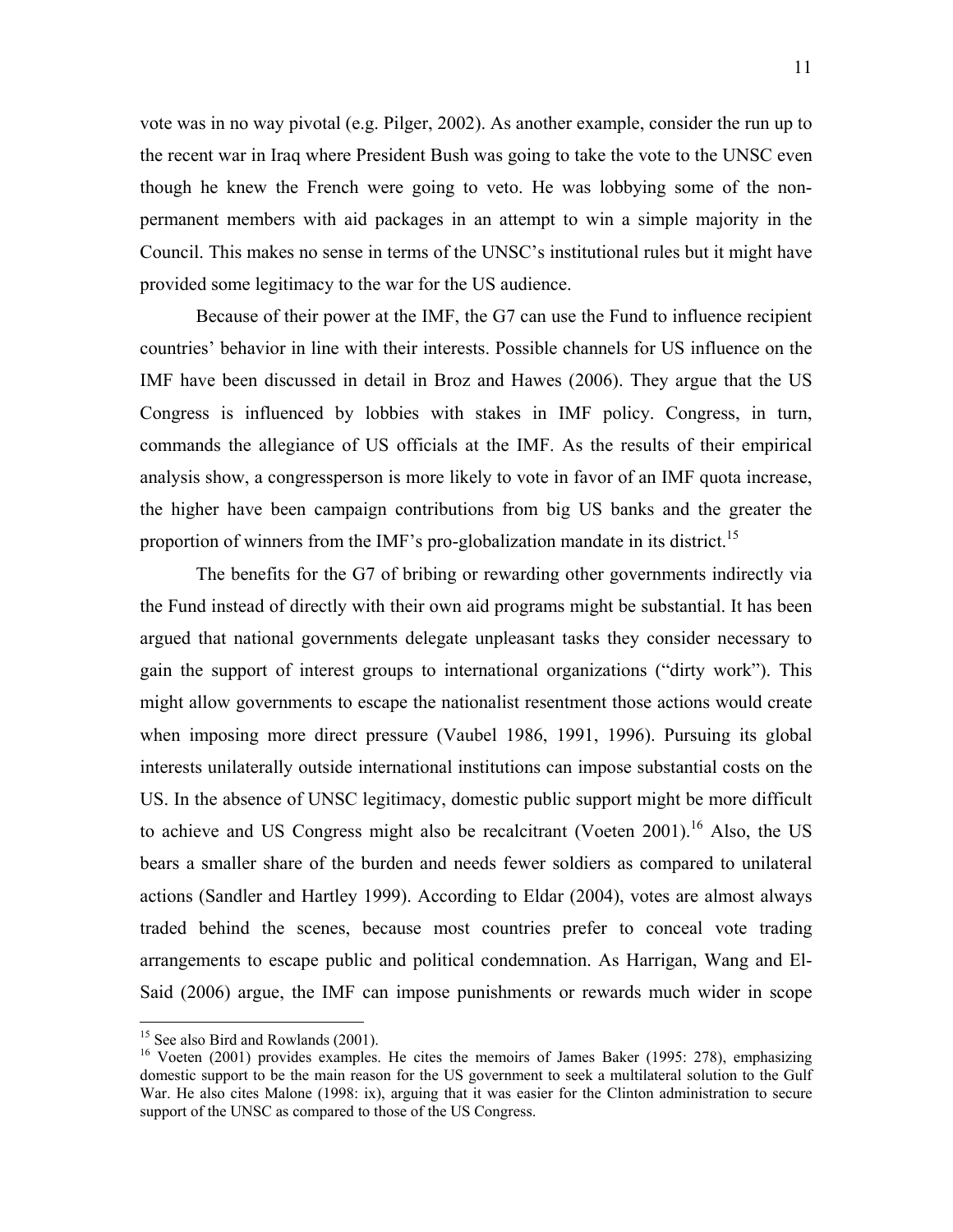vote was in no way pivotal (e.g. Pilger, 2002). As another example, consider the run up to the recent war in Iraq where President Bush was going to take the vote to the UNSC even though he knew the French were going to veto. He was lobbying some of the non-permanent members with aid packages in an attempt to win a simple majority in the Council. This makes no sense in terms of the UNSC's institutional rules but it might have provided some legitimacy to the war for the US audience.

Because of their power at the IMF, the G7 can use the Fund to influence recipient countries' behavior in line with their interests. Possible channels for US influence on the IMF have been discussed in detail in Broz and Hawes (2006). They argue that the US Congress is influenced by lobbies with stakes in IMF policy. Congress, in turn, commands the allegiance of US officials at the IMF. As the results of their empirical analysis show, a congressperson is more likely to vote in favor of an IMF quota increase, the higher have been campaign contributions from big US banks and the greater the proportion of winners from the IMF's pro-globalization mandate in its district.[15]

The benefits for the G7 of bribing or rewarding other governments indirectly via the Fund instead of directly with their own aid programs might be substantial. It has been argued that national governments delegate unpleasant tasks they consider necessary to gain the support of interest groups to international organizations ("dirty work"). This might allow governments to escape the nationalist resentment those actions would create when imposing more direct pressure (Vaubel 1986, 1991, 1996). Pursuing its global interests unilaterally outside international institutions can impose substantial costs on the US. In the absence of UNSC legitimacy, domestic public support might be more difficult to achieve and US Congress might also be recalcitrant (Voeten 2001).[16] Also, the US bears a smaller share of the burden and needs fewer soldiers as compared to unilateral actions (Sandler and Hartley 1999). According to Eldar (2004), votes are almost always traded behind the scenes, because most countries prefer to conceal vote trading arrangements to escape public and political condemnation. As Harrigan, Wang and El-Said (2006) argue, the IMF can impose punishments or rewards much wider in scope

---

[15] See also Bird and Rowlands (2001).

[16] Voeten (2001) provides examples. He cites the memoirs of James Baker (1995: 278), emphasizing domestic support to be the main reason for the US government to seek a multilateral solution to the Gulf War. He also cites Malone (1998: ix), arguing that it was easier for the Clinton administration to secure support of the UNSC as compared to those of the US Congress.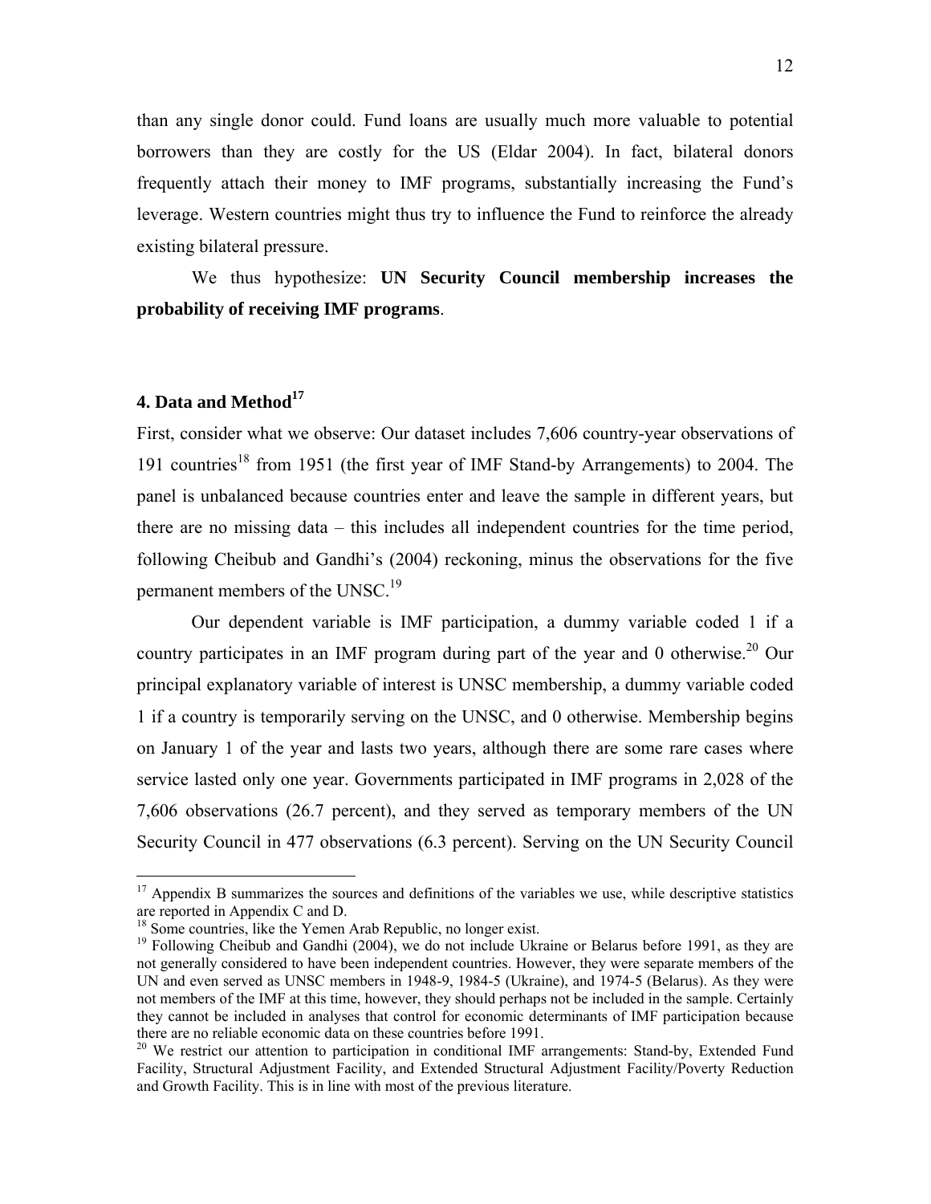than any single donor could. Fund loans are usually much more valuable to potential borrowers than they are costly for the US (Eldar 2004). In fact, bilateral donors frequently attach their money to IMF programs, substantially increasing the Fund's leverage. Western countries might thus try to influence the Fund to reinforce the already existing bilateral pressure.

We thus hypothesize: **UN Security Council membership increases the probability of receiving IMF programs**.

## 4. Data and Method[17]

First, consider what we observe: Our dataset includes 7,606 country-year observations of 191 countries[18] from 1951 (the first year of IMF Stand-by Arrangements) to 2004. The panel is unbalanced because countries enter and leave the sample in different years, but there are no missing data – this includes all independent countries for the time period, following Cheibub and Gandhi's (2004) reckoning, minus the observations for the five permanent members of the UNSC.[19]

Our dependent variable is IMF participation, a dummy variable coded 1 if a country participates in an IMF program during part of the year and 0 otherwise.[20] Our principal explanatory variable of interest is UNSC membership, a dummy variable coded 1 if a country is temporarily serving on the UNSC, and 0 otherwise. Membership begins on January 1 of the year and lasts two years, although there are some rare cases where service lasted only one year. Governments participated in IMF programs in 2,028 of the 7,606 observations (26.7 percent), and they served as temporary members of the UN Security Council in 477 observations (6.3 percent). Serving on the UN Security Council

[17] Appendix B summarizes the sources and definitions of the variables we use, while descriptive statistics are reported in Appendix C and D.

[18] Some countries, like the Yemen Arab Republic, no longer exist.

[19] Following Cheibub and Gandhi (2004), we do not include Ukraine or Belarus before 1991, as they are not generally considered to have been independent countries. However, they were separate members of the UN and even served as UNSC members in 1948-9, 1984-5 (Ukraine), and 1974-5 (Belarus). As they were not members of the IMF at this time, however, they should perhaps not be included in the sample. Certainly they cannot be included in analyses that control for economic determinants of IMF participation because there are no reliable economic data on these countries before 1991.

[20] We restrict our attention to participation in conditional IMF arrangements: Stand-by, Extended Fund Facility, Structural Adjustment Facility, and Extended Structural Adjustment Facility/Poverty Reduction and Growth Facility. This is in line with most of the previous literature.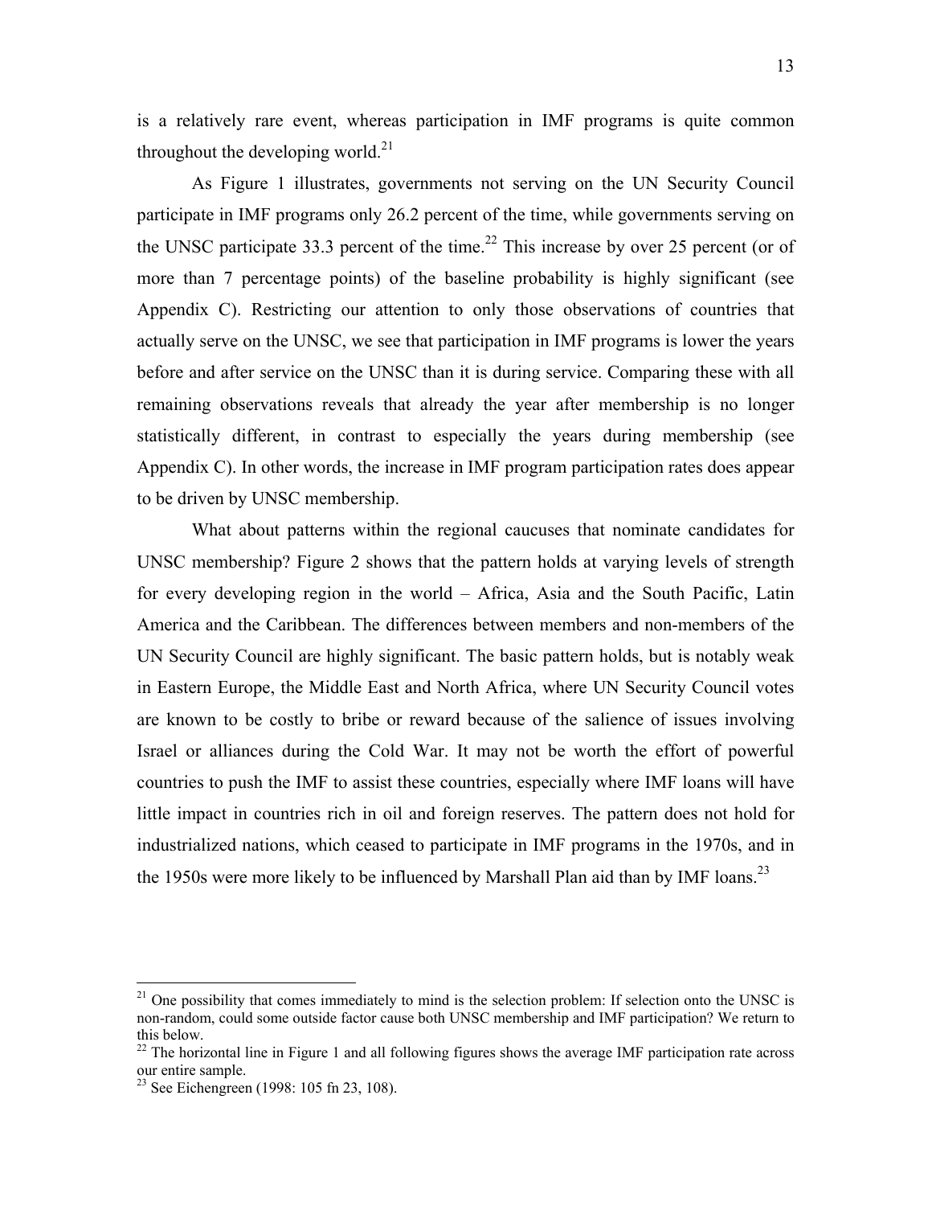is a relatively rare event, whereas participation in IMF programs is quite common throughout the developing world.[21]

As Figure 1 illustrates, governments not serving on the UN Security Council participate in IMF programs only 26.2 percent of the time, while governments serving on the UNSC participate 33.3 percent of the time.[22] This increase by over 25 percent (or of more than 7 percentage points) of the baseline probability is highly significant (see Appendix C). Restricting our attention to only those observations of countries that actually serve on the UNSC, we see that participation in IMF programs is lower the years before and after service on the UNSC than it is during service. Comparing these with all remaining observations reveals that already the year after membership is no longer statistically different, in contrast to especially the years during membership (see Appendix C). In other words, the increase in IMF program participation rates does appear to be driven by UNSC membership.

What about patterns within the regional caucuses that nominate candidates for UNSC membership? Figure 2 shows that the pattern holds at varying levels of strength for every developing region in the world – Africa, Asia and the South Pacific, Latin America and the Caribbean. The differences between members and non-members of the UN Security Council are highly significant. The basic pattern holds, but is notably weak in Eastern Europe, the Middle East and North Africa, where UN Security Council votes are known to be costly to bribe or reward because of the salience of issues involving Israel or alliances during the Cold War. It may not be worth the effort of powerful countries to push the IMF to assist these countries, especially where IMF loans will have little impact in countries rich in oil and foreign reserves. The pattern does not hold for industrialized nations, which ceased to participate in IMF programs in the 1970s, and in the 1950s were more likely to be influenced by Marshall Plan aid than by IMF loans.[23]

---

[21] One possibility that comes immediately to mind is the selection problem: If selection onto the UNSC is non-random, could some outside factor cause both UNSC membership and IMF participation? We return to this below.

[22] The horizontal line in Figure 1 and all following figures shows the average IMF participation rate across our entire sample.

[23] See Eichengreen (1998: 105 fn 23, 108).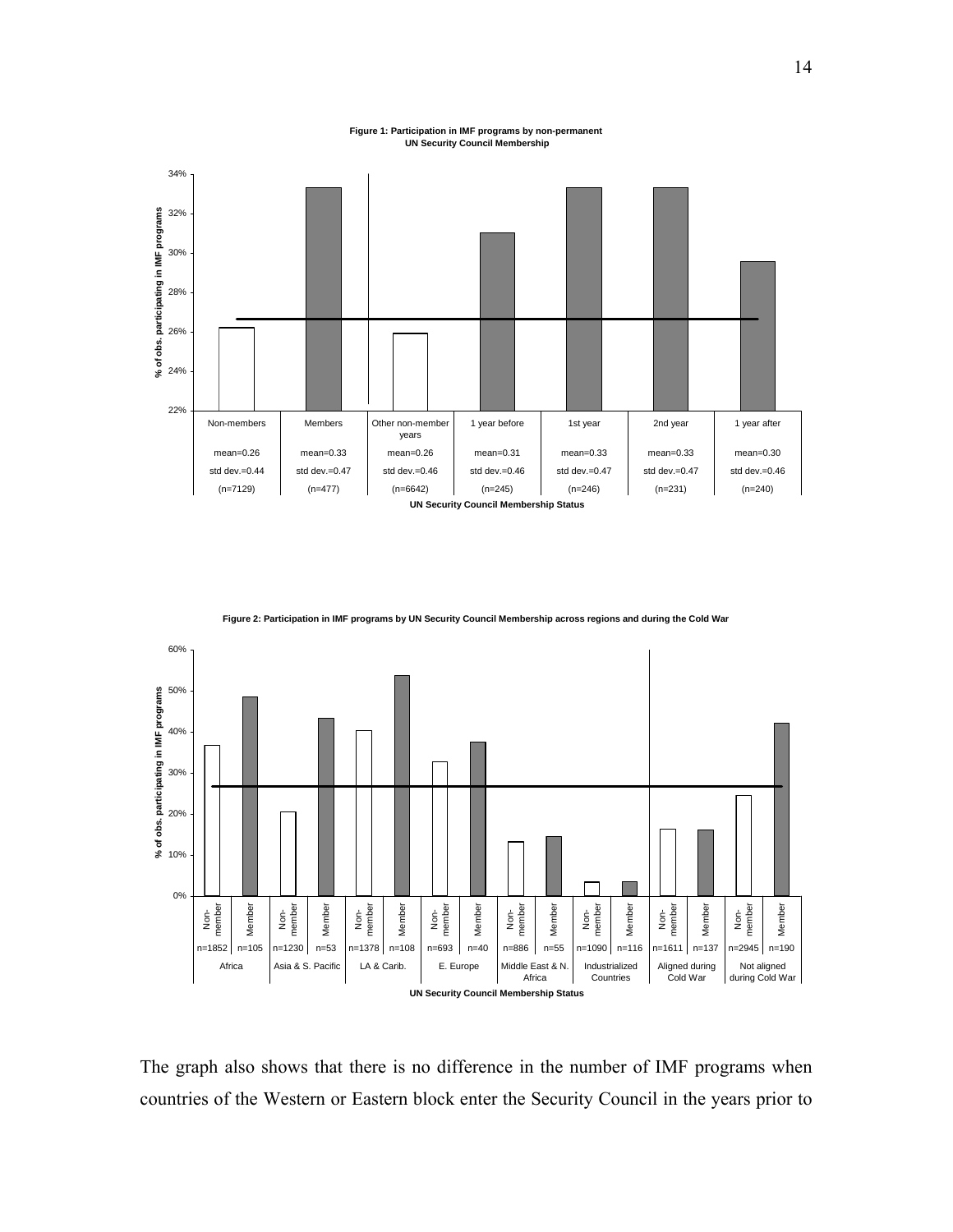**Figure 1: Participation in IMF programs by non-permanent UN Security Council Membership**

| UN Security Council Membership Status | Non-members | Members | Other non-member years | 1 year before | 1st year | 2nd year | 1 year after |
|---|---|---|---|---|---|---|---|
| mean | mean=0.26 | mean=0.33 | mean=0.26 | mean=0.31 | mean=0.33 | mean=0.33 | mean=0.30 |
| std dev. | std dev.=0.44 | std dev.=0.47 | std dev.=0.46 | std dev.=0.46 | std dev.=0.47 | std dev.=0.47 | std dev.=0.46 |
| n | (n=7129) | (n=477) | (n=6642) | (n=245) | (n=246) | (n=231) | (n=240) |

**Figure 2: Participation in IMF programs by UN Security Council Membership across regions and during the Cold War**

| UN Security Council Membership Status | Status | n |
|---|---|---|
| Africa | Non-member | n=1852 |
| | Member | n=105 |
| Asia & S. Pacific | Non-member | n=1230 |
| | Member | n=53 |
| LA & Carib. | Non-member | n=1378 |
| | Member | n=108 |
| E. Europe | Non-member | n=693 |
| | Member | n=40 |
| Middle East & N. Africa | Non-member | n=886 |
| | Member | n=55 |
| Industrialized Countries | Non-member | n=1090 |
| | Member | n=116 |
| Aligned during Cold War | Non-member | n=1611 |
| | Member | n=137 |
| Not aligned during Cold War | Non-member | n=2945 |
| | Member | n=190 |

The graph also shows that there is no difference in the number of IMF programs when countries of the Western or Eastern block enter the Security Council in the years prior to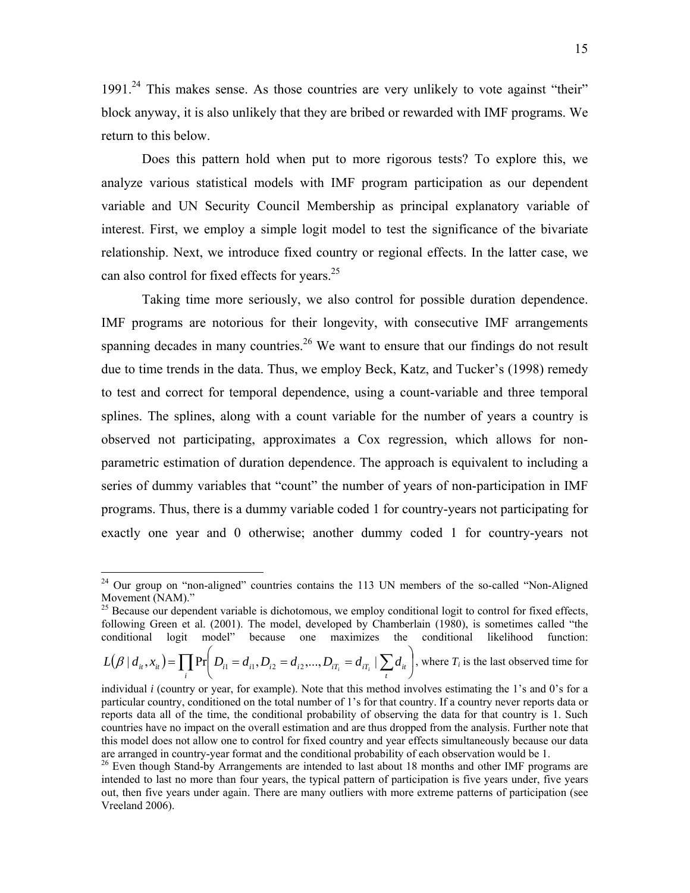1991.[24] This makes sense. As those countries are very unlikely to vote against "their" block anyway, it is also unlikely that they are bribed or rewarded with IMF programs. We return to this below.

Does this pattern hold when put to more rigorous tests? To explore this, we analyze various statistical models with IMF program participation as our dependent variable and UN Security Council Membership as principal explanatory variable of interest. First, we employ a simple logit model to test the significance of the bivariate relationship. Next, we introduce fixed country or regional effects. In the latter case, we can also control for fixed effects for years.[25]

Taking time more seriously, we also control for possible duration dependence. IMF programs are notorious for their longevity, with consecutive IMF arrangements spanning decades in many countries.[26] We want to ensure that our findings do not result due to time trends in the data. Thus, we employ Beck, Katz, and Tucker's (1998) remedy to test and correct for temporal dependence, using a count-variable and three temporal splines. The splines, along with a count variable for the number of years a country is observed not participating, approximates a Cox regression, which allows for non-parametric estimation of duration dependence. The approach is equivalent to including a series of dummy variables that "count" the number of years of non-participation in IMF programs. Thus, there is a dummy variable coded 1 for country-years not participating for exactly one year and 0 otherwise; another dummy coded 1 for country-years not

---

[24] Our group on "non-aligned" countries contains the 113 UN members of the so-called "Non-Aligned Movement (NAM)."

[25] Because our dependent variable is dichotomous, we employ conditional logit to control for fixed effects, following Green et al. (2001). The model, developed by Chamberlain (1980), is sometimes called "the conditional logit model" because one maximizes the conditional likelihood function: $L(\beta \mid d_{it}, x_{it}) = \prod_i \Pr\left( D_{i1} = d_{i1}, D_{i2} = d_{i2}, ..., D_{iT_i} = d_{iT_i} \mid \sum_t d_{it} \right)$, where $T_i$ is the last observed time for individual $i$ (country or year, for example). Note that this method involves estimating the 1's and 0's for a particular country, conditioned on the total number of 1's for that country. If a country never reports data or reports data all of the time, the conditional probability of observing the data for that country is 1. Such countries have no impact on the overall estimation and are thus dropped from the analysis. Further note that this model does not allow one to control for fixed country and year effects simultaneously because our data are arranged in country-year format and the conditional probability of each observation would be 1.

[26] Even though Stand-by Arrangements are intended to last about 18 months and other IMF programs are intended to last no more than four years, the typical pattern of participation is five years under, five years out, then five years under again. There are many outliers with more extreme patterns of participation (see Vreeland 2006).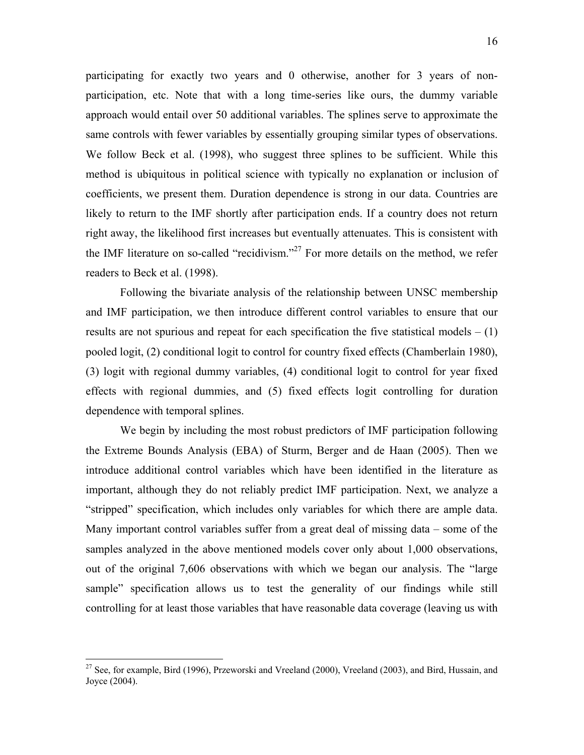participating for exactly two years and 0 otherwise, another for 3 years of non-participation, etc. Note that with a long time-series like ours, the dummy variable approach would entail over 50 additional variables. The splines serve to approximate the same controls with fewer variables by essentially grouping similar types of observations. We follow Beck et al. (1998), who suggest three splines to be sufficient. While this method is ubiquitous in political science with typically no explanation or inclusion of coefficients, we present them. Duration dependence is strong in our data. Countries are likely to return to the IMF shortly after participation ends. If a country does not return right away, the likelihood first increases but eventually attenuates. This is consistent with the IMF literature on so-called "recidivism."[27] For more details on the method, we refer readers to Beck et al. (1998).

Following the bivariate analysis of the relationship between UNSC membership and IMF participation, we then introduce different control variables to ensure that our results are not spurious and repeat for each specification the five statistical models – (1) pooled logit, (2) conditional logit to control for country fixed effects (Chamberlain 1980), (3) logit with regional dummy variables, (4) conditional logit to control for year fixed effects with regional dummies, and (5) fixed effects logit controlling for duration dependence with temporal splines.

We begin by including the most robust predictors of IMF participation following the Extreme Bounds Analysis (EBA) of Sturm, Berger and de Haan (2005). Then we introduce additional control variables which have been identified in the literature as important, although they do not reliably predict IMF participation. Next, we analyze a "stripped" specification, which includes only variables for which there are ample data. Many important control variables suffer from a great deal of missing data – some of the samples analyzed in the above mentioned models cover only about 1,000 observations, out of the original 7,606 observations with which we began our analysis. The "large sample" specification allows us to test the generality of our findings while still controlling for at least those variables that have reasonable data coverage (leaving us with

[27] See, for example, Bird (1996), Przeworski and Vreeland (2000), Vreeland (2003), and Bird, Hussain, and Joyce (2004).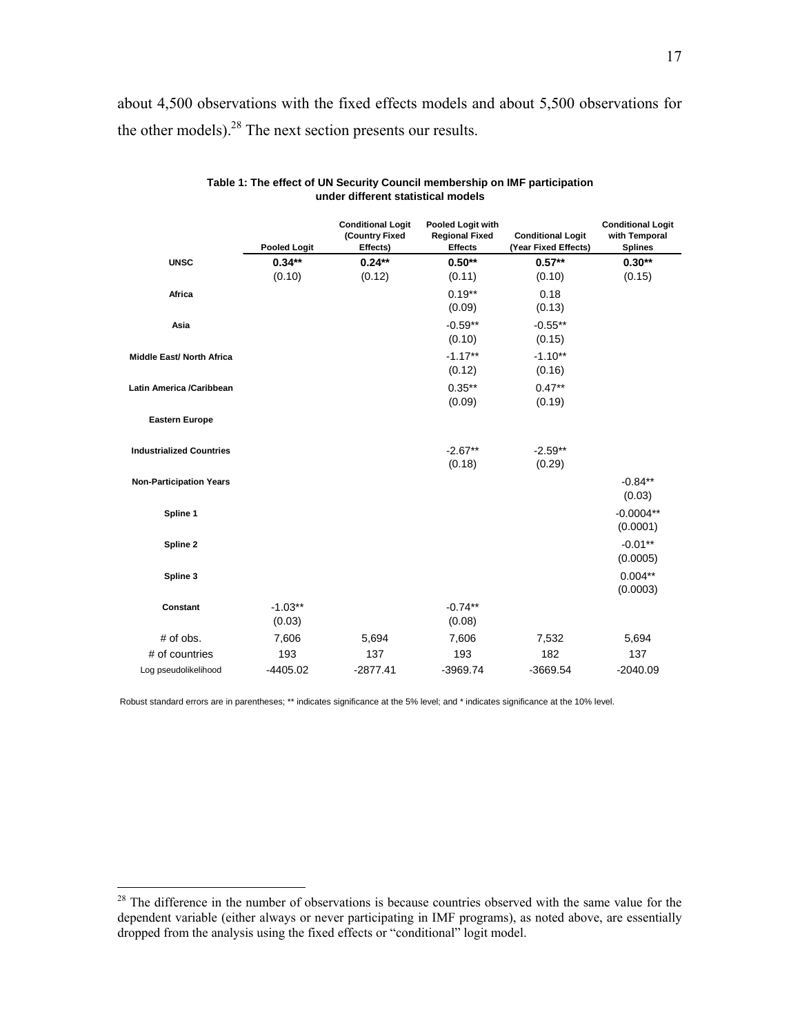about 4,500 observations with the fixed effects models and about 5,500 observations for the other models).[28] The next section presents our results.

**Table 1: The effect of UN Security Council membership on IMF participation under different statistical models**

| | Pooled Logit | Conditional Logit (Country Fixed Effects) | Pooled Logit with Regional Fixed Effects | Conditional Logit (Year Fixed Effects) | Conditional Logit with Temporal Splines |
|---|---|---|---|---|---|
| **UNSC** | **0.34**** | **0.24**** | **0.50**** | **0.57**** | **0.30**** |
| | (0.10) | (0.12) | (0.11) | (0.10) | (0.15) |
| **Africa** | | | 0.19** | 0.18 | |
| | | | (0.09) | (0.13) | |
| **Asia** | | | -0.59** | -0.55** | |
| | | | (0.10) | (0.15) | |
| **Middle East/ North Africa** | | | -1.17** | -1.10** | |
| | | | (0.12) | (0.16) | |
| **Latin America /Caribbean** | | | 0.35** | 0.47** | |
| | | | (0.09) | (0.19) | |
| **Eastern Europe** | | | | | |
| **Industrialized Countries** | | | -2.67** | -2.59** | |
| | | | (0.18) | (0.29) | |
| **Non-Participation Years** | | | | | -0.84** |
| | | | | | (0.03) |
| **Spline 1** | | | | | -0.0004** |
| | | | | | (0.0001) |
| **Spline 2** | | | | | -0.01** |
| | | | | | (0.0005) |
| **Spline 3** | | | | | 0.004** |
| | | | | | (0.0003) |
| **Constant** | -1.03** | | -0.74** | | |
| | (0.03) | | (0.08) | | |
| # of obs. | 7,606 | 5,694 | 7,606 | 7,532 | 5,694 |
| # of countries | 193 | 137 | 193 | 182 | 137 |
| Log pseudolikelihood | -4405.02 | -2877.41 | -3969.74 | -3669.54 | -2040.09 |

Robust standard errors are in parentheses; ** indicates significance at the 5% level; and * indicates significance at the 10% level.

[28] The difference in the number of observations is because countries observed with the same value for the dependent variable (either always or never participating in IMF programs), as noted above, are essentially dropped from the analysis using the fixed effects or "conditional" logit model.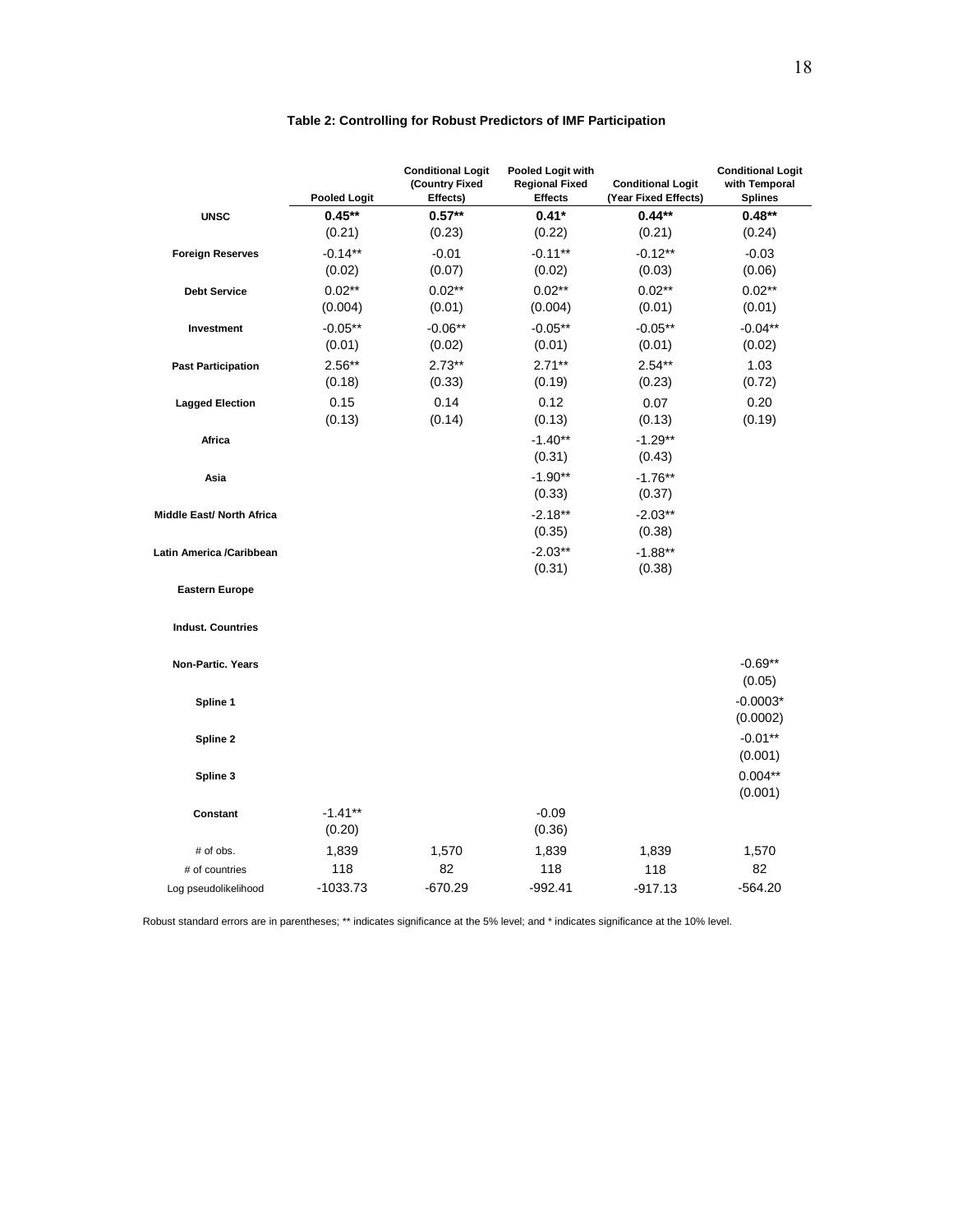**Table 2: Controlling for Robust Predictors of IMF Participation**

| | Pooled Logit | Conditional Logit (Country Fixed Effects) | Pooled Logit with Regional Fixed Effects | Conditional Logit (Year Fixed Effects) | Conditional Logit with Temporal Splines |
|---|---|---|---|---|---|
| **UNSC** | **0.45**** | **0.57**** | **0.41*** | **0.44**** | **0.48**** |
| | (0.21) | (0.23) | (0.22) | (0.21) | (0.24) |
| **Foreign Reserves** | -0.14** | -0.01 | -0.11** | -0.12** | -0.03 |
| | (0.02) | (0.07) | (0.02) | (0.03) | (0.06) |
| **Debt Service** | 0.02** | 0.02** | 0.02** | 0.02** | 0.02** |
| | (0.004) | (0.01) | (0.004) | (0.01) | (0.01) |
| **Investment** | -0.05** | -0.06** | -0.05** | -0.05** | -0.04** |
| | (0.01) | (0.02) | (0.01) | (0.01) | (0.02) |
| **Past Participation** | 2.56** | 2.73** | 2.71** | 2.54** | 1.03 |
| | (0.18) | (0.33) | (0.19) | (0.23) | (0.72) |
| **Lagged Election** | 0.15 | 0.14 | 0.12 | 0.07 | 0.20 |
| | (0.13) | (0.14) | (0.13) | (0.13) | (0.19) |
| **Africa** | | | -1.40** | -1.29** | |
| | | | (0.31) | (0.43) | |
| **Asia** | | | -1.90** | -1.76** | |
| | | | (0.33) | (0.37) | |
| **Middle East/ North Africa** | | | -2.18** | -2.03** | |
| | | | (0.35) | (0.38) | |
| **Latin America /Caribbean** | | | -2.03** | -1.88** | |
| | | | (0.31) | (0.38) | |
| **Eastern Europe** | | | | | |
| **Indust. Countries** | | | | | |
| **Non-Partic. Years** | | | | | -0.69** |
| | | | | | (0.05) |
| **Spline 1** | | | | | -0.0003* |
| | | | | | (0.0002) |
| **Spline 2** | | | | | -0.01** |
| | | | | | (0.001) |
| **Spline 3** | | | | | 0.004** |
| | | | | | (0.001) |
| **Constant** | -1.41** | | -0.09 | | |
| | (0.20) | | (0.36) | | |
| # of obs. | 1,839 | 1,570 | 1,839 | 1,839 | 1,570 |
| # of countries | 118 | 82 | 118 | 118 | 82 |
| Log pseudolikelihood | -1033.73 | -670.29 | -992.41 | -917.13 | -564.20 |

Robust standard errors are in parentheses; ** indicates significance at the 5% level; and * indicates significance at the 10% level.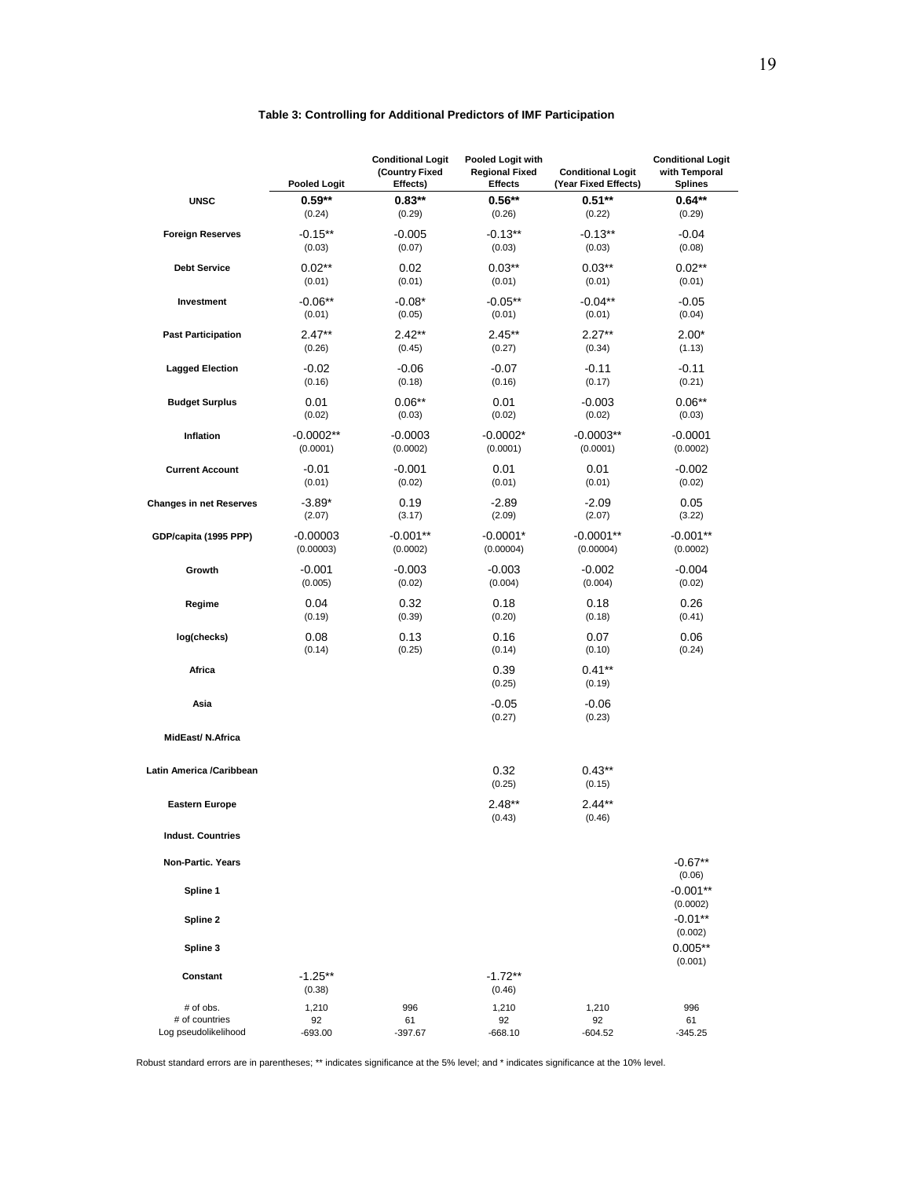**Table 3: Controlling for Additional Predictors of IMF Participation**

| | Pooled Logit | Conditional Logit (Country Fixed Effects) | Pooled Logit with Regional Fixed Effects | Conditional Logit (Year Fixed Effects) | Conditional Logit with Temporal Splines |
|---|---|---|---|---|---|
| **UNSC** | **0.59**** | **0.83**** | **0.56**** | **0.51**** | **0.64**** |
| | (0.24) | (0.29) | (0.26) | (0.22) | (0.29) |
| **Foreign Reserves** | -0.15** | -0.005 | -0.13** | -0.13** | -0.04 |
| | (0.03) | (0.07) | (0.03) | (0.03) | (0.08) |
| **Debt Service** | 0.02** | 0.02 | 0.03** | 0.03** | 0.02** |
| | (0.01) | (0.01) | (0.01) | (0.01) | (0.01) |
| **Investment** | -0.06** | -0.08* | -0.05** | -0.04** | -0.05 |
| | (0.01) | (0.05) | (0.01) | (0.01) | (0.04) |
| **Past Participation** | 2.47** | 2.42** | 2.45** | 2.27** | 2.00* |
| | (0.26) | (0.45) | (0.27) | (0.34) | (1.13) |
| **Lagged Election** | -0.02 | -0.06 | -0.07 | -0.11 | -0.11 |
| | (0.16) | (0.18) | (0.16) | (0.17) | (0.21) |
| **Budget Surplus** | 0.01 | 0.06** | 0.01 | -0.003 | 0.06** |
| | (0.02) | (0.03) | (0.02) | (0.02) | (0.03) |
| **Inflation** | -0.0002** | -0.0003 | -0.0002* | -0.0003** | -0.0001 |
| | (0.0001) | (0.0002) | (0.0001) | (0.0001) | (0.0002) |
| **Current Account** | -0.01 | -0.001 | 0.01 | 0.01 | -0.002 |
| | (0.01) | (0.02) | (0.01) | (0.01) | (0.02) |
| **Changes in net Reserves** | -3.89* | 0.19 | -2.89 | -2.09 | 0.05 |
| | (2.07) | (3.17) | (2.09) | (2.07) | (3.22) |
| **GDP/capita (1995 PPP)** | -0.00003 | -0.001** | -0.0001* | -0.0001** | -0.001** |
| | (0.00003) | (0.0002) | (0.00004) | (0.00004) | (0.0002) |
| **Growth** | -0.001 | -0.003 | -0.003 | -0.002 | -0.004 |
| | (0.005) | (0.02) | (0.004) | (0.004) | (0.02) |
| **Regime** | 0.04 | 0.32 | 0.18 | 0.18 | 0.26 |
| | (0.19) | (0.39) | (0.20) | (0.18) | (0.41) |
| **log(checks)** | 0.08 | 0.13 | 0.16 | 0.07 | 0.06 |
| | (0.14) | (0.25) | (0.14) | (0.10) | (0.24) |
| **Africa** | | | 0.39 | 0.41** | |
| | | | (0.25) | (0.19) | |
| **Asia** | | | -0.05 | -0.06 | |
| | | | (0.27) | (0.23) | |
| **MidEast/ N.Africa** | | | | | |
| **Latin America /Caribbean** | | | 0.32 | 0.43** | |
| | | | (0.25) | (0.15) | |
| **Eastern Europe** | | | 2.48** | 2.44** | |
| | | | (0.43) | (0.46) | |
| **Indust. Countries** | | | | | |
| **Non-Partic. Years** | | | | | -0.67** |
| | | | | | (0.06) |
| **Spline 1** | | | | | -0.001** |
| | | | | | (0.0002) |
| **Spline 2** | | | | | -0.01** |
| | | | | | (0.002) |
| **Spline 3** | | | | | 0.005** |
| | | | | | (0.001) |
| **Constant** | -1.25** | | -1.72** | | |
| | (0.38) | | (0.46) | | |
| # of obs. | 1,210 | 996 | 1,210 | 1,210 | 996 |
| # of countries | 92 | 61 | 92 | 92 | 61 |
| Log pseudolikelihood | -693.00 | -397.67 | -668.10 | -604.52 | -345.25 |

Robust standard errors are in parentheses; ** indicates significance at the 5% level; and * indicates significance at the 10% level.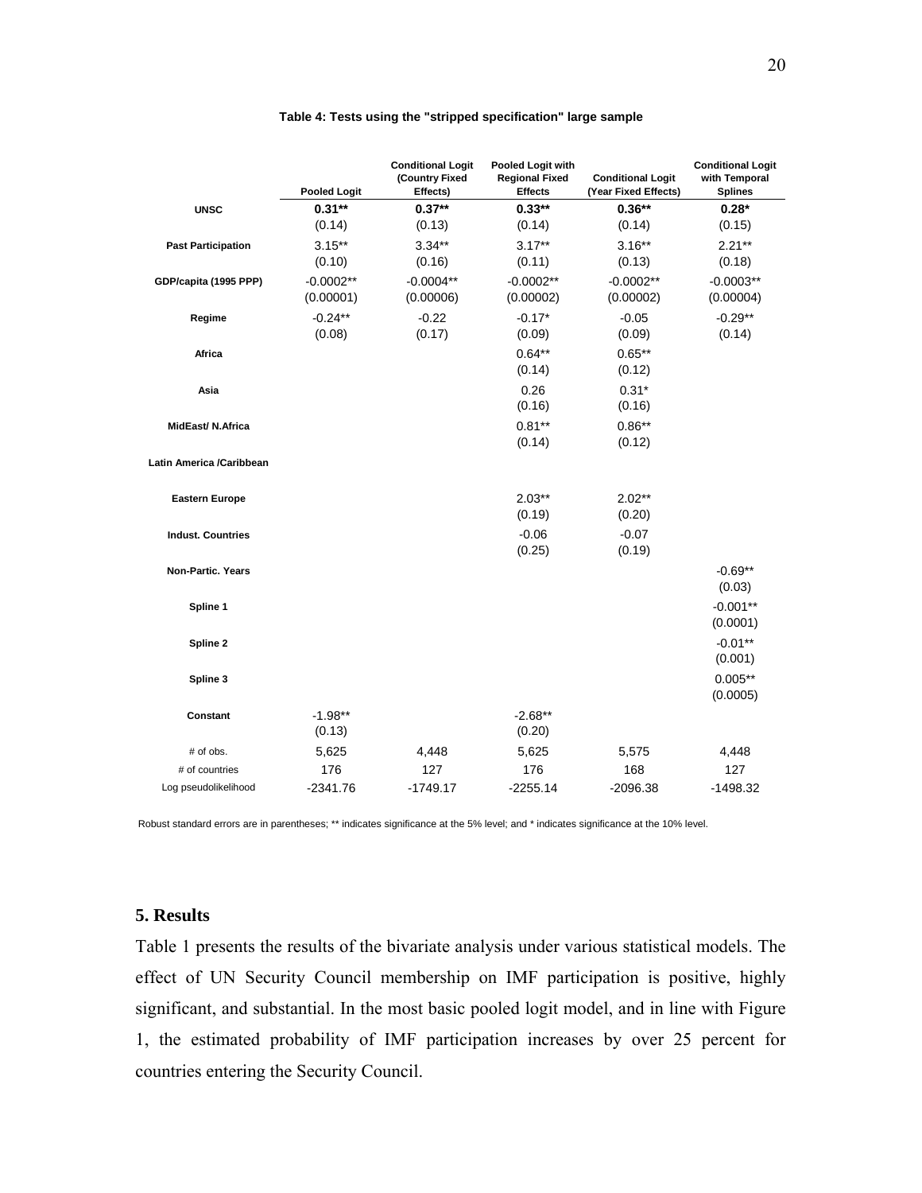**Table 4: Tests using the "stripped specification" large sample**

| | Pooled Logit | Conditional Logit (Country Fixed Effects) | Pooled Logit with Regional Fixed Effects | Conditional Logit (Year Fixed Effects) | Conditional Logit with Temporal Splines |
|---|---|---|---|---|---|
| **UNSC** | **0.31**** | **0.37**** | **0.33**** | **0.36**** | **0.28*** |
| | (0.14) | (0.13) | (0.14) | (0.14) | (0.15) |
| **Past Participation** | 3.15** | 3.34** | 3.17** | 3.16** | 2.21** |
| | (0.10) | (0.16) | (0.11) | (0.13) | (0.18) |
| **GDP/capita (1995 PPP)** | -0.0002** | -0.0004** | -0.0002** | -0.0002** | -0.0003** |
| | (0.00001) | (0.00006) | (0.00002) | (0.00002) | (0.00004) |
| **Regime** | -0.24** | -0.22 | -0.17* | -0.05 | -0.29** |
| | (0.08) | (0.17) | (0.09) | (0.09) | (0.14) |
| **Africa** | | | 0.64** | 0.65** | |
| | | | (0.14) | (0.12) | |
| **Asia** | | | 0.26 | 0.31* | |
| | | | (0.16) | (0.16) | |
| **MidEast/ N.Africa** | | | 0.81** | 0.86** | |
| | | | (0.14) | (0.12) | |
| **Latin America /Caribbean** | | | | | |
| **Eastern Europe** | | | 2.03** | 2.02** | |
| | | | (0.19) | (0.20) | |
| **Indust. Countries** | | | -0.06 | -0.07 | |
| | | | (0.25) | (0.19) | |
| **Non-Partic. Years** | | | | | -0.69** |
| | | | | | (0.03) |
| **Spline 1** | | | | | -0.001** |
| | | | | | (0.0001) |
| **Spline 2** | | | | | -0.01** |
| | | | | | (0.001) |
| **Spline 3** | | | | | 0.005** |
| | | | | | (0.0005) |
| **Constant** | -1.98** | | -2.68** | | |
| | (0.13) | | (0.20) | | |
| # of obs. | 5,625 | 4,448 | 5,625 | 5,575 | 4,448 |
| # of countries | 176 | 127 | 176 | 168 | 127 |
| Log pseudolikelihood | -2341.76 | -1749.17 | -2255.14 | -2096.38 | -1498.32 |

Robust standard errors are in parentheses; ** indicates significance at the 5% level; and * indicates significance at the 10% level.

## 5. Results

Table 1 presents the results of the bivariate analysis under various statistical models. The effect of UN Security Council membership on IMF participation is positive, highly significant, and substantial. In the most basic pooled logit model, and in line with Figure 1, the estimated probability of IMF participation increases by over 25 percent for countries entering the Security Council.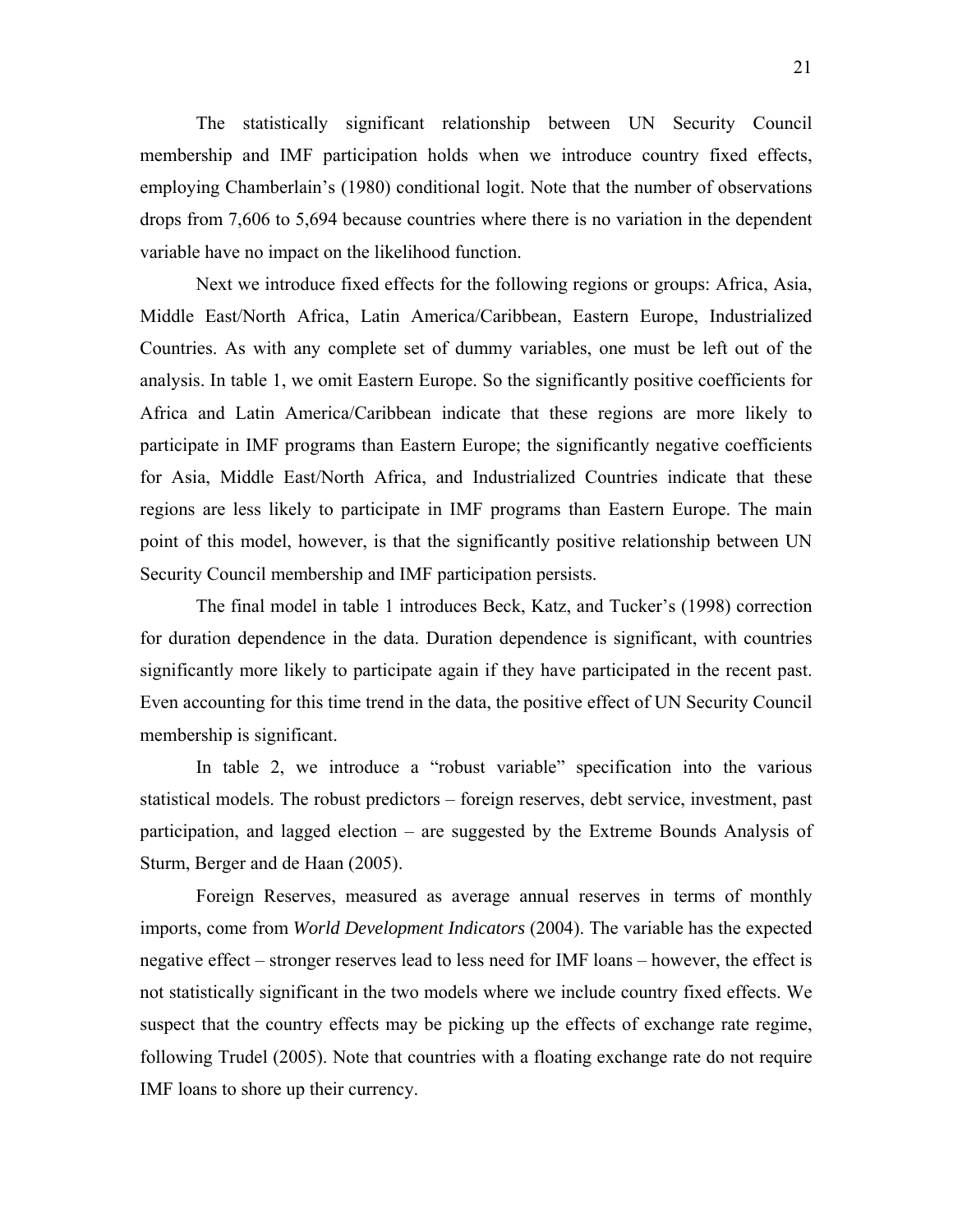The statistically significant relationship between UN Security Council membership and IMF participation holds when we introduce country fixed effects, employing Chamberlain's (1980) conditional logit. Note that the number of observations drops from 7,606 to 5,694 because countries where there is no variation in the dependent variable have no impact on the likelihood function.

Next we introduce fixed effects for the following regions or groups: Africa, Asia, Middle East/North Africa, Latin America/Caribbean, Eastern Europe, Industrialized Countries. As with any complete set of dummy variables, one must be left out of the analysis. In table 1, we omit Eastern Europe. So the significantly positive coefficients for Africa and Latin America/Caribbean indicate that these regions are more likely to participate in IMF programs than Eastern Europe; the significantly negative coefficients for Asia, Middle East/North Africa, and Industrialized Countries indicate that these regions are less likely to participate in IMF programs than Eastern Europe. The main point of this model, however, is that the significantly positive relationship between UN Security Council membership and IMF participation persists.

The final model in table 1 introduces Beck, Katz, and Tucker's (1998) correction for duration dependence in the data. Duration dependence is significant, with countries significantly more likely to participate again if they have participated in the recent past. Even accounting for this time trend in the data, the positive effect of UN Security Council membership is significant.

In table 2, we introduce a "robust variable" specification into the various statistical models. The robust predictors – foreign reserves, debt service, investment, past participation, and lagged election – are suggested by the Extreme Bounds Analysis of Sturm, Berger and de Haan (2005).

Foreign Reserves, measured as average annual reserves in terms of monthly imports, come from *World Development Indicators* (2004). The variable has the expected negative effect – stronger reserves lead to less need for IMF loans – however, the effect is not statistically significant in the two models where we include country fixed effects. We suspect that the country effects may be picking up the effects of exchange rate regime, following Trudel (2005). Note that countries with a floating exchange rate do not require IMF loans to shore up their currency.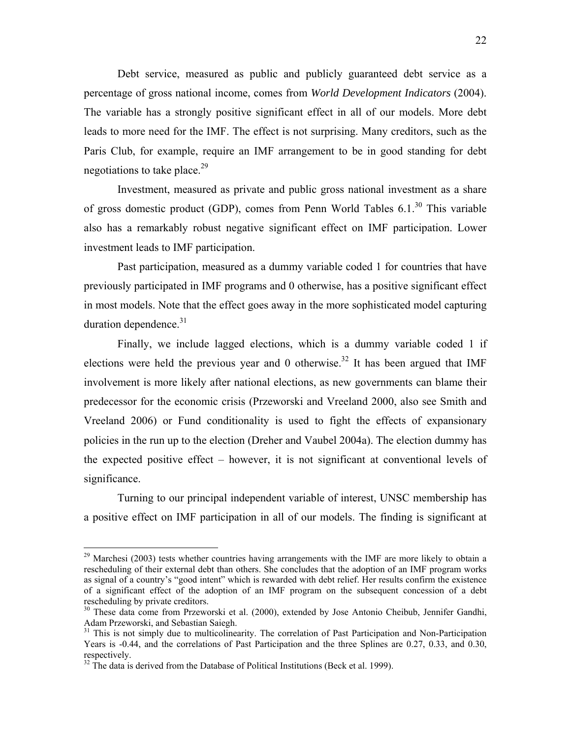Debt service, measured as public and publicly guaranteed debt service as a percentage of gross national income, comes from *World Development Indicators* (2004). The variable has a strongly positive significant effect in all of our models. More debt leads to more need for the IMF. The effect is not surprising. Many creditors, such as the Paris Club, for example, require an IMF arrangement to be in good standing for debt negotiations to take place.[29]

Investment, measured as private and public gross national investment as a share of gross domestic product (GDP), comes from Penn World Tables 6.1.[30] This variable also has a remarkably robust negative significant effect on IMF participation. Lower investment leads to IMF participation.

Past participation, measured as a dummy variable coded 1 for countries that have previously participated in IMF programs and 0 otherwise, has a positive significant effect in most models. Note that the effect goes away in the more sophisticated model capturing duration dependence.[31]

Finally, we include lagged elections, which is a dummy variable coded 1 if elections were held the previous year and 0 otherwise.[32] It has been argued that IMF involvement is more likely after national elections, as new governments can blame their predecessor for the economic crisis (Przeworski and Vreeland 2000, also see Smith and Vreeland 2006) or Fund conditionality is used to fight the effects of expansionary policies in the run up to the election (Dreher and Vaubel 2004a). The election dummy has the expected positive effect – however, it is not significant at conventional levels of significance.

Turning to our principal independent variable of interest, UNSC membership has a positive effect on IMF participation in all of our models. The finding is significant at

---

[29] Marchesi (2003) tests whether countries having arrangements with the IMF are more likely to obtain a rescheduling of their external debt than others. She concludes that the adoption of an IMF program works as signal of a country's "good intent" which is rewarded with debt relief. Her results confirm the existence of a significant effect of the adoption of an IMF program on the subsequent concession of a debt rescheduling by private creditors.

[30] These data come from Przeworski et al. (2000), extended by Jose Antonio Cheibub, Jennifer Gandhi, Adam Przeworski, and Sebastian Saiegh.

[31] This is not simply due to multicolinearity. The correlation of Past Participation and Non-Participation Years is -0.44, and the correlations of Past Participation and the three Splines are 0.27, 0.33, and 0.30, respectively.

[32] The data is derived from the Database of Political Institutions (Beck et al. 1999).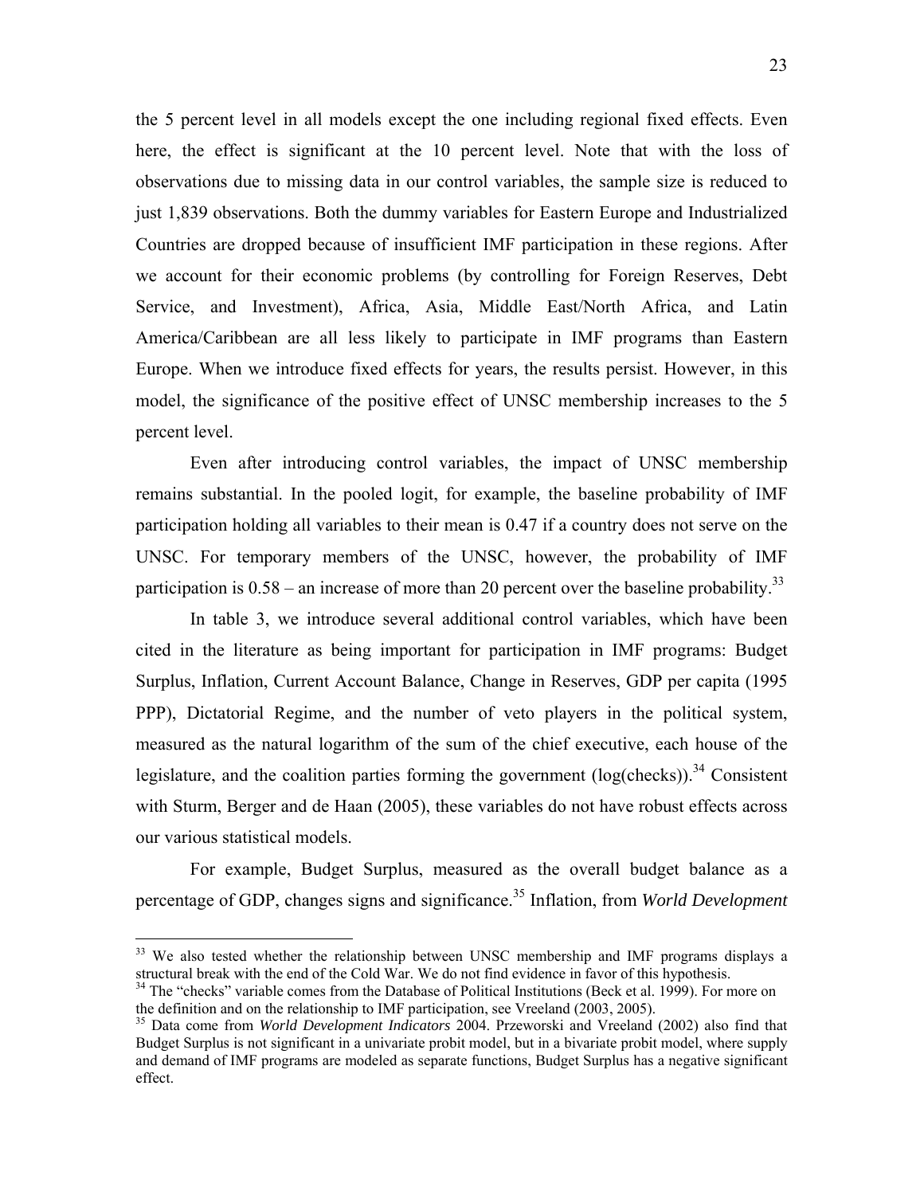the 5 percent level in all models except the one including regional fixed effects. Even here, the effect is significant at the 10 percent level. Note that with the loss of observations due to missing data in our control variables, the sample size is reduced to just 1,839 observations. Both the dummy variables for Eastern Europe and Industrialized Countries are dropped because of insufficient IMF participation in these regions. After we account for their economic problems (by controlling for Foreign Reserves, Debt Service, and Investment), Africa, Asia, Middle East/North Africa, and Latin America/Caribbean are all less likely to participate in IMF programs than Eastern Europe. When we introduce fixed effects for years, the results persist. However, in this model, the significance of the positive effect of UNSC membership increases to the 5 percent level.

Even after introducing control variables, the impact of UNSC membership remains substantial. In the pooled logit, for example, the baseline probability of IMF participation holding all variables to their mean is 0.47 if a country does not serve on the UNSC. For temporary members of the UNSC, however, the probability of IMF participation is 0.58 – an increase of more than 20 percent over the baseline probability.[33]

In table 3, we introduce several additional control variables, which have been cited in the literature as being important for participation in IMF programs: Budget Surplus, Inflation, Current Account Balance, Change in Reserves, GDP per capita (1995 PPP), Dictatorial Regime, and the number of veto players in the political system, measured as the natural logarithm of the sum of the chief executive, each house of the legislature, and the coalition parties forming the government (log(checks)).[34] Consistent with Sturm, Berger and de Haan (2005), these variables do not have robust effects across our various statistical models.

For example, Budget Surplus, measured as the overall budget balance as a percentage of GDP, changes signs and significance.[35] Inflation, from *World Development*

---

[33] We also tested whether the relationship between UNSC membership and IMF programs displays a structural break with the end of the Cold War. We do not find evidence in favor of this hypothesis.

[34] The "checks" variable comes from the Database of Political Institutions (Beck et al. 1999). For more on the definition and on the relationship to IMF participation, see Vreeland (2003, 2005).

[35] Data come from *World Development Indicators* 2004. Przeworski and Vreeland (2002) also find that Budget Surplus is not significant in a univariate probit model, but in a bivariate probit model, where supply and demand of IMF programs are modeled as separate functions, Budget Surplus has a negative significant effect.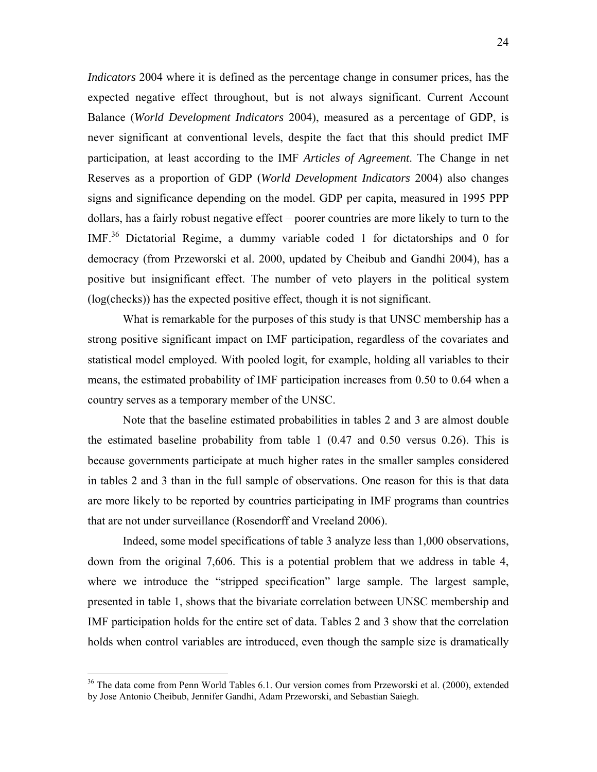*Indicators* 2004 where it is defined as the percentage change in consumer prices, has the expected negative effect throughout, but is not always significant. Current Account Balance (*World Development Indicators* 2004), measured as a percentage of GDP, is never significant at conventional levels, despite the fact that this should predict IMF participation, at least according to the IMF *Articles of Agreement*. The Change in net Reserves as a proportion of GDP (*World Development Indicators* 2004) also changes signs and significance depending on the model. GDP per capita, measured in 1995 PPP dollars, has a fairly robust negative effect – poorer countries are more likely to turn to the IMF.[36] Dictatorial Regime, a dummy variable coded 1 for dictatorships and 0 for democracy (from Przeworski et al. 2000, updated by Cheibub and Gandhi 2004), has a positive but insignificant effect. The number of veto players in the political system (log(checks)) has the expected positive effect, though it is not significant.

What is remarkable for the purposes of this study is that UNSC membership has a strong positive significant impact on IMF participation, regardless of the covariates and statistical model employed. With pooled logit, for example, holding all variables to their means, the estimated probability of IMF participation increases from 0.50 to 0.64 when a country serves as a temporary member of the UNSC.

Note that the baseline estimated probabilities in tables 2 and 3 are almost double the estimated baseline probability from table 1 (0.47 and 0.50 versus 0.26). This is because governments participate at much higher rates in the smaller samples considered in tables 2 and 3 than in the full sample of observations. One reason for this is that data are more likely to be reported by countries participating in IMF programs than countries that are not under surveillance (Rosendorff and Vreeland 2006).

Indeed, some model specifications of table 3 analyze less than 1,000 observations, down from the original 7,606. This is a potential problem that we address in table 4, where we introduce the "stripped specification" large sample. The largest sample, presented in table 1, shows that the bivariate correlation between UNSC membership and IMF participation holds for the entire set of data. Tables 2 and 3 show that the correlation holds when control variables are introduced, even though the sample size is dramatically

[36] The data come from Penn World Tables 6.1. Our version comes from Przeworski et al. (2000), extended by Jose Antonio Cheibub, Jennifer Gandhi, Adam Przeworski, and Sebastian Saiegh.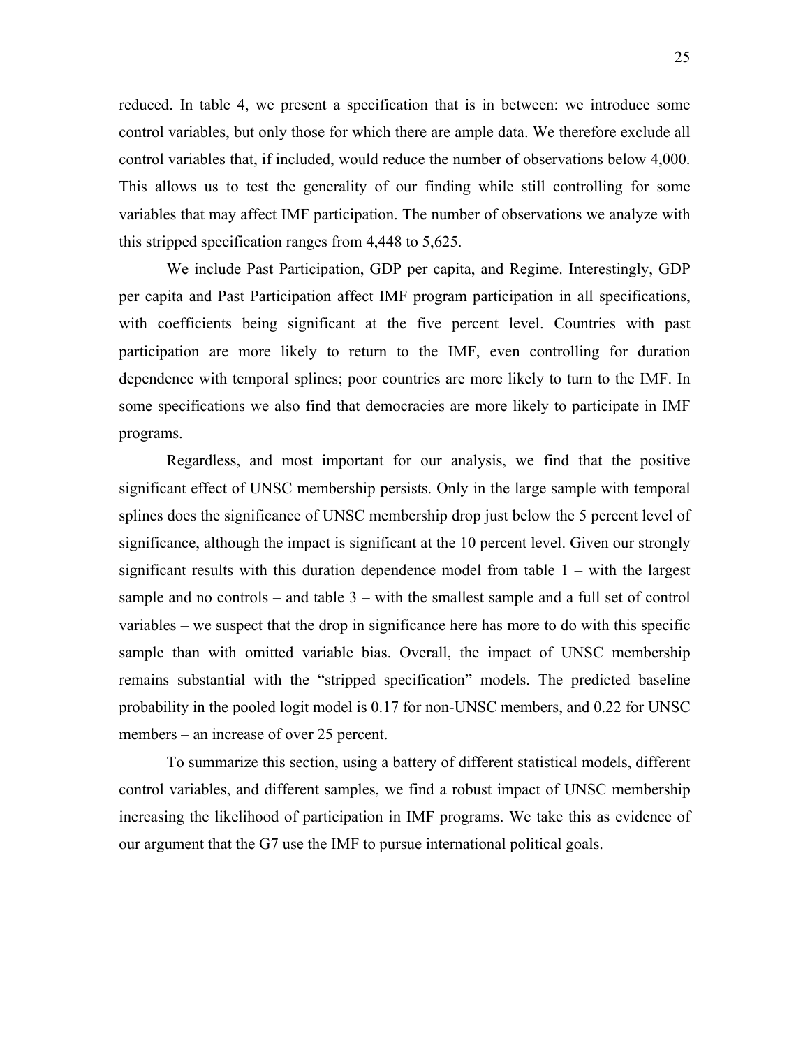reduced. In table 4, we present a specification that is in between: we introduce some control variables, but only those for which there are ample data. We therefore exclude all control variables that, if included, would reduce the number of observations below 4,000. This allows us to test the generality of our finding while still controlling for some variables that may affect IMF participation. The number of observations we analyze with this stripped specification ranges from 4,448 to 5,625.

We include Past Participation, GDP per capita, and Regime. Interestingly, GDP per capita and Past Participation affect IMF program participation in all specifications, with coefficients being significant at the five percent level. Countries with past participation are more likely to return to the IMF, even controlling for duration dependence with temporal splines; poor countries are more likely to turn to the IMF. In some specifications we also find that democracies are more likely to participate in IMF programs.

Regardless, and most important for our analysis, we find that the positive significant effect of UNSC membership persists. Only in the large sample with temporal splines does the significance of UNSC membership drop just below the 5 percent level of significance, although the impact is significant at the 10 percent level. Given our strongly significant results with this duration dependence model from table 1 – with the largest sample and no controls – and table 3 – with the smallest sample and a full set of control variables – we suspect that the drop in significance here has more to do with this specific sample than with omitted variable bias. Overall, the impact of UNSC membership remains substantial with the "stripped specification" models. The predicted baseline probability in the pooled logit model is 0.17 for non-UNSC members, and 0.22 for UNSC members – an increase of over 25 percent.

To summarize this section, using a battery of different statistical models, different control variables, and different samples, we find a robust impact of UNSC membership increasing the likelihood of participation in IMF programs. We take this as evidence of our argument that the G7 use the IMF to pursue international political goals.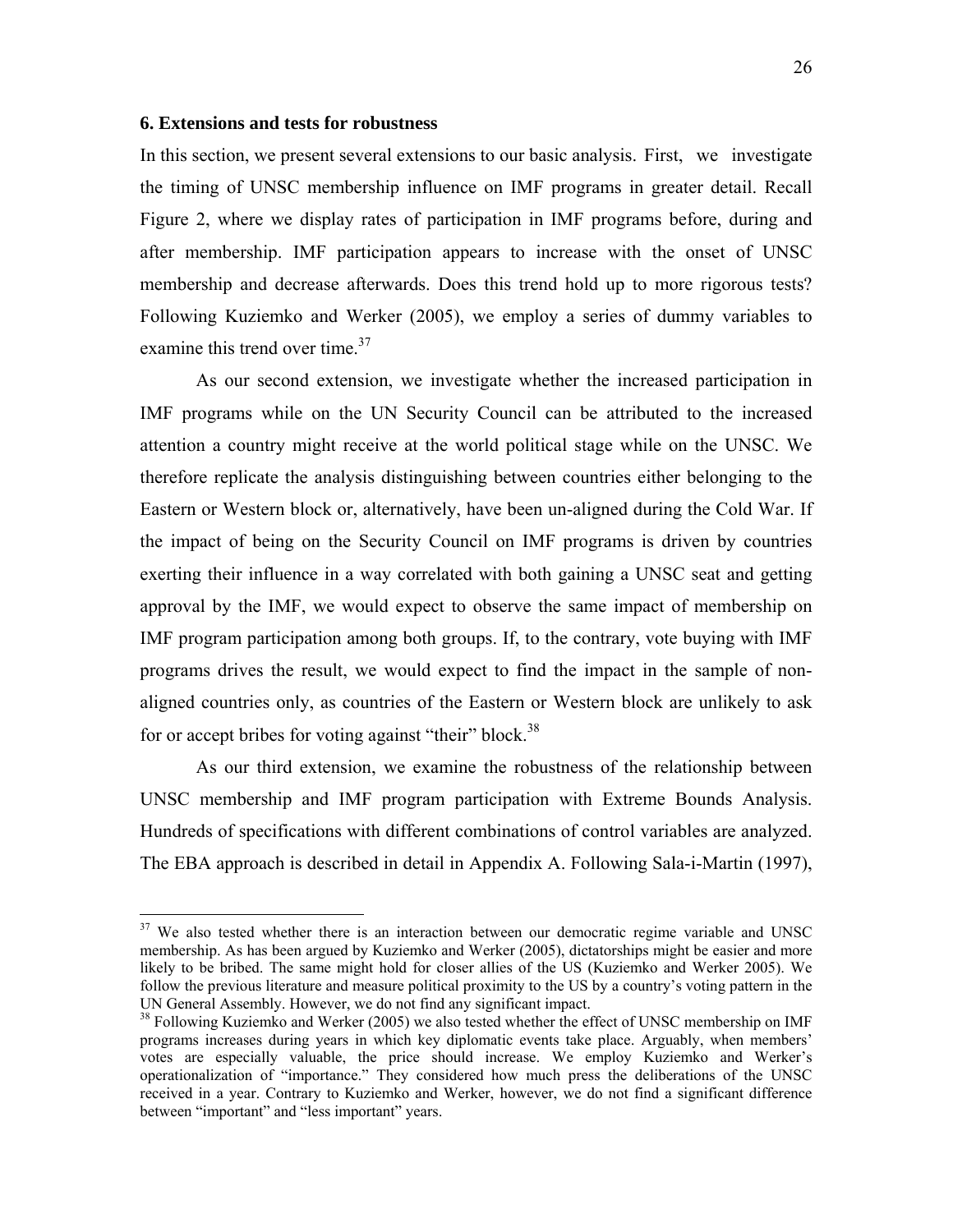### 6. Extensions and tests for robustness

In this section, we present several extensions to our basic analysis. First, we investigate the timing of UNSC membership influence on IMF programs in greater detail. Recall Figure 2, where we display rates of participation in IMF programs before, during and after membership. IMF participation appears to increase with the onset of UNSC membership and decrease afterwards. Does this trend hold up to more rigorous tests? Following Kuziemko and Werker (2005), we employ a series of dummy variables to examine this trend over time.[37]

As our second extension, we investigate whether the increased participation in IMF programs while on the UN Security Council can be attributed to the increased attention a country might receive at the world political stage while on the UNSC. We therefore replicate the analysis distinguishing between countries either belonging to the Eastern or Western block or, alternatively, have been un-aligned during the Cold War. If the impact of being on the Security Council on IMF programs is driven by countries exerting their influence in a way correlated with both gaining a UNSC seat and getting approval by the IMF, we would expect to observe the same impact of membership on IMF program participation among both groups. If, to the contrary, vote buying with IMF programs drives the result, we would expect to find the impact in the sample of non-aligned countries only, as countries of the Eastern or Western block are unlikely to ask for or accept bribes for voting against "their" block.[38]

As our third extension, we examine the robustness of the relationship between UNSC membership and IMF program participation with Extreme Bounds Analysis. Hundreds of specifications with different combinations of control variables are analyzed. The EBA approach is described in detail in Appendix A. Following Sala-i-Martin (1997),

---

[37] We also tested whether there is an interaction between our democratic regime variable and UNSC membership. As has been argued by Kuziemko and Werker (2005), dictatorships might be easier and more likely to be bribed. The same might hold for closer allies of the US (Kuziemko and Werker 2005). We follow the previous literature and measure political proximity to the US by a country's voting pattern in the UN General Assembly. However, we do not find any significant impact.

[38] Following Kuziemko and Werker (2005) we also tested whether the effect of UNSC membership on IMF programs increases during years in which key diplomatic events take place. Arguably, when members' votes are especially valuable, the price should increase. We employ Kuziemko and Werker's operationalization of "importance." They considered how much press the deliberations of the UNSC received in a year. Contrary to Kuziemko and Werker, however, we do not find a significant difference between "important" and "less important" years.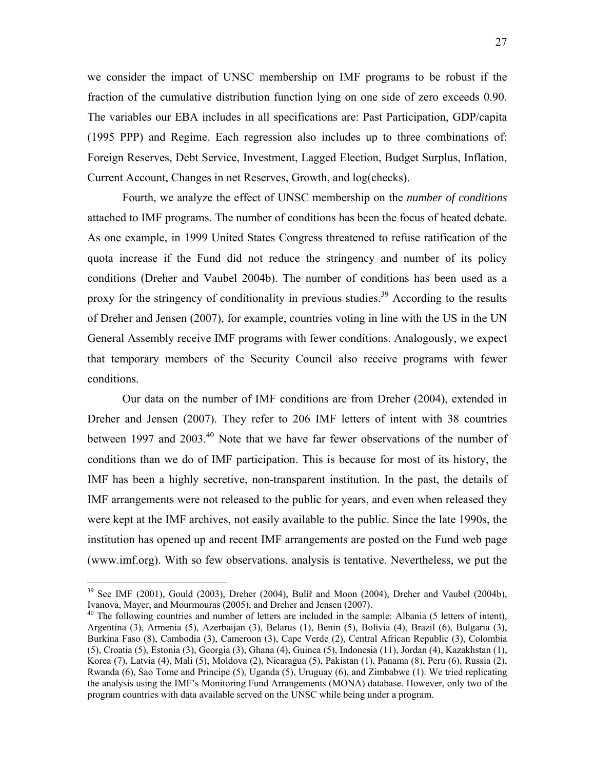we consider the impact of UNSC membership on IMF programs to be robust if the fraction of the cumulative distribution function lying on one side of zero exceeds 0.90. The variables our EBA includes in all specifications are: Past Participation, GDP/capita (1995 PPP) and Regime. Each regression also includes up to three combinations of: Foreign Reserves, Debt Service, Investment, Lagged Election, Budget Surplus, Inflation, Current Account, Changes in net Reserves, Growth, and log(checks).

Fourth, we analyze the effect of UNSC membership on the *number of conditions* attached to IMF programs. The number of conditions has been the focus of heated debate. As one example, in 1999 United States Congress threatened to refuse ratification of the quota increase if the Fund did not reduce the stringency and number of its policy conditions (Dreher and Vaubel 2004b). The number of conditions has been used as a proxy for the stringency of conditionality in previous studies.[39] According to the results of Dreher and Jensen (2007), for example, countries voting in line with the US in the UN General Assembly receive IMF programs with fewer conditions. Analogously, we expect that temporary members of the Security Council also receive programs with fewer conditions.

Our data on the number of IMF conditions are from Dreher (2004), extended in Dreher and Jensen (2007). They refer to 206 IMF letters of intent with 38 countries between 1997 and 2003.[40] Note that we have far fewer observations of the number of conditions than we do of IMF participation. This is because for most of its history, the IMF has been a highly secretive, non-transparent institution. In the past, the details of IMF arrangements were not released to the public for years, and even when released they were kept at the IMF archives, not easily available to the public. Since the late 1990s, the institution has opened up and recent IMF arrangements are posted on the Fund web page (www.imf.org). With so few observations, analysis is tentative. Nevertheless, we put the

---

[39] See IMF (2001), Gould (2003), Dreher (2004), Bulíř and Moon (2004), Dreher and Vaubel (2004b), Ivanova, Mayer, and Mourmouras (2005), and Dreher and Jensen (2007).

[40] The following countries and number of letters are included in the sample: Albania (5 letters of intent), Argentina (3), Armenia (5), Azerbaijan (3), Belarus (1), Benin (5), Bolivia (4), Brazil (6), Bulgaria (3), Burkina Faso (8), Cambodia (3), Cameroon (3), Cape Verde (2), Central African Republic (3), Colombia (5), Croatia (5), Estonia (3), Georgia (3), Ghana (4), Guinea (5), Indonesia (11), Jordan (4), Kazakhstan (1), Korea (7), Latvia (4), Mali (5), Moldova (2), Nicaragua (5), Pakistan (1), Panama (8), Peru (6), Russia (2), Rwanda (6), Sao Tome and Principe (5), Uganda (5), Uruguay (6), and Zimbabwe (1). We tried replicating the analysis using the IMF's Monitoring Fund Arrangements (MONA) database. However, only two of the program countries with data available served on the UNSC while being under a program.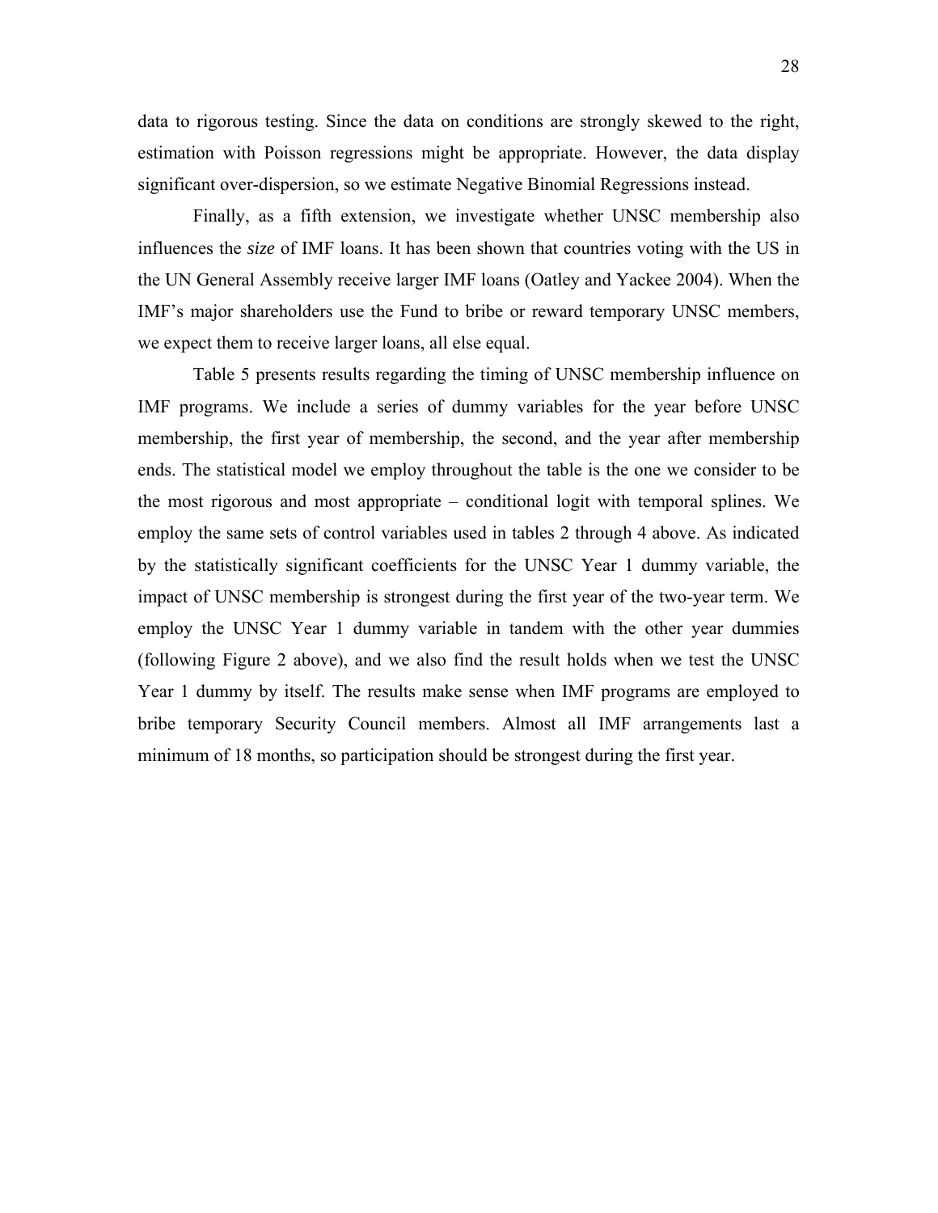data to rigorous testing. Since the data on conditions are strongly skewed to the right, estimation with Poisson regressions might be appropriate. However, the data display significant over-dispersion, so we estimate Negative Binomial Regressions instead.

Finally, as a fifth extension, we investigate whether UNSC membership also influences the *size* of IMF loans. It has been shown that countries voting with the US in the UN General Assembly receive larger IMF loans (Oatley and Yackee 2004). When the IMF's major shareholders use the Fund to bribe or reward temporary UNSC members, we expect them to receive larger loans, all else equal.

Table 5 presents results regarding the timing of UNSC membership influence on IMF programs. We include a series of dummy variables for the year before UNSC membership, the first year of membership, the second, and the year after membership ends. The statistical model we employ throughout the table is the one we consider to be the most rigorous and most appropriate – conditional logit with temporal splines. We employ the same sets of control variables used in tables 2 through 4 above. As indicated by the statistically significant coefficients for the UNSC Year 1 dummy variable, the impact of UNSC membership is strongest during the first year of the two-year term. We employ the UNSC Year 1 dummy variable in tandem with the other year dummies (following Figure 2 above), and we also find the result holds when we test the UNSC Year 1 dummy by itself. The results make sense when IMF programs are employed to bribe temporary Security Council members. Almost all IMF arrangements last a minimum of 18 months, so participation should be strongest during the first year.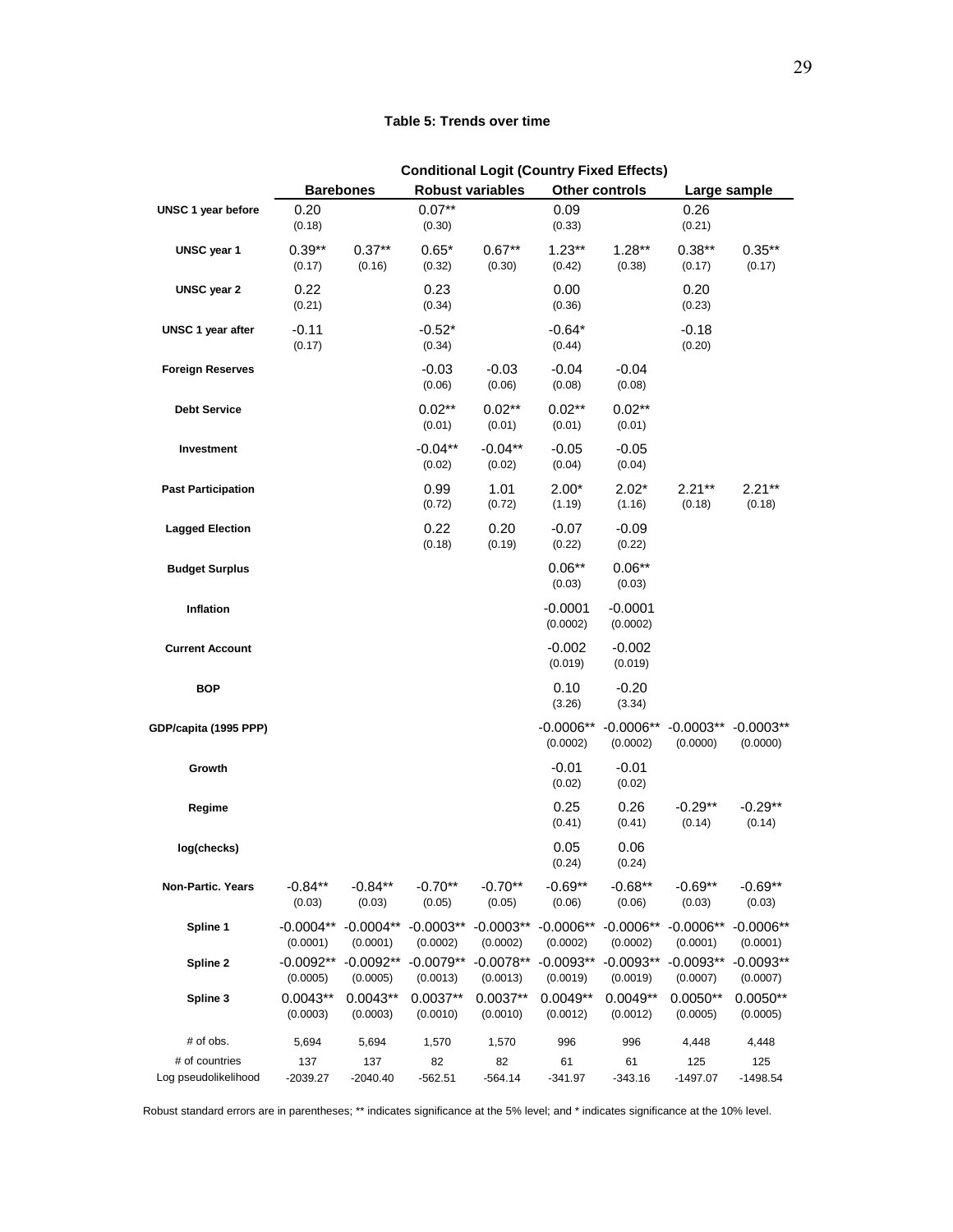**Table 5: Trends over time**

| | Conditional Logit (Country Fixed Effects) | | | | | | | |
|---|---|---|---|---|---|---|---|---|
| | Barebones | | Robust variables | | Other controls | | Large sample | |
| **UNSC 1 year before** | 0.20<br>(0.18) | | 0.07**<br>(0.30) | | 0.09<br>(0.33) | | 0.26<br>(0.21) | |
| **UNSC year 1** | 0.39**<br>(0.17) | 0.37**<br>(0.16) | 0.65*<br>(0.32) | 0.67**<br>(0.30) | 1.23**<br>(0.42) | 1.28**<br>(0.38) | 0.38**<br>(0.17) | 0.35**<br>(0.17) |
| **UNSC year 2** | 0.22<br>(0.21) | | 0.23<br>(0.34) | | 0.00<br>(0.36) | | 0.20<br>(0.23) | |
| **UNSC 1 year after** | -0.11<br>(0.17) | | -0.52*<br>(0.34) | | -0.64*<br>(0.44) | | -0.18<br>(0.20) | |
| **Foreign Reserves** | | | -0.03<br>(0.06) | -0.03<br>(0.06) | -0.04<br>(0.08) | -0.04<br>(0.08) | | |
| **Debt Service** | | | 0.02**<br>(0.01) | 0.02**<br>(0.01) | 0.02**<br>(0.01) | 0.02**<br>(0.01) | | |
| **Investment** | | | -0.04**<br>(0.02) | -0.04**<br>(0.02) | -0.05<br>(0.04) | -0.05<br>(0.04) | | |
| **Past Participation** | | | 0.99<br>(0.72) | 1.01<br>(0.72) | 2.00*<br>(1.19) | 2.02*<br>(1.16) | 2.21**<br>(0.18) | 2.21**<br>(0.18) |
| **Lagged Election** | | | 0.22<br>(0.18) | 0.20<br>(0.19) | -0.07<br>(0.22) | -0.09<br>(0.22) | | |
| **Budget Surplus** | | | | | 0.06**<br>(0.03) | 0.06**<br>(0.03) | | |
| **Inflation** | | | | | -0.0001<br>(0.0002) | -0.0001<br>(0.0002) | | |
| **Current Account** | | | | | -0.002<br>(0.019) | -0.002<br>(0.019) | | |
| **BOP** | | | | | 0.10<br>(3.26) | -0.20<br>(3.34) | | |
| **GDP/capita (1995 PPP)** | | | | | -0.0006**<br>(0.0002) | -0.0006**<br>(0.0002) | -0.0003**<br>(0.0000) | -0.0003**<br>(0.0000) |
| **Growth** | | | | | -0.01<br>(0.02) | -0.01<br>(0.02) | | |
| **Regime** | | | | | 0.25<br>(0.41) | 0.26<br>(0.41) | -0.29**<br>(0.14) | -0.29**<br>(0.14) |
| **log(checks)** | | | | | 0.05<br>(0.24) | 0.06<br>(0.24) | | |
| **Non-Partic. Years** | -0.84**<br>(0.03) | -0.84**<br>(0.03) | -0.70**<br>(0.05) | -0.70**<br>(0.05) | -0.69**<br>(0.06) | -0.68**<br>(0.06) | -0.69**<br>(0.03) | -0.69**<br>(0.03) |
| **Spline 1** | -0.0004**<br>(0.0001) | -0.0004**<br>(0.0001) | -0.0003**<br>(0.0002) | -0.0003**<br>(0.0002) | -0.0006**<br>(0.0002) | -0.0006**<br>(0.0002) | -0.0006**<br>(0.0001) | -0.0006**<br>(0.0001) |
| **Spline 2** | -0.0092**<br>(0.0005) | -0.0092**<br>(0.0005) | -0.0079**<br>(0.0013) | -0.0078**<br>(0.0013) | -0.0093**<br>(0.0019) | -0.0093**<br>(0.0019) | -0.0093**<br>(0.0007) | -0.0093**<br>(0.0007) |
| **Spline 3** | 0.0043**<br>(0.0003) | 0.0043**<br>(0.0003) | 0.0037**<br>(0.0010) | 0.0037**<br>(0.0010) | 0.0049**<br>(0.0012) | 0.0049**<br>(0.0012) | 0.0050**<br>(0.0005) | 0.0050**<br>(0.0005) |
| # of obs. | 5,694 | 5,694 | 1,570 | 1,570 | 996 | 996 | 4,448 | 4,448 |
| # of countries | 137 | 137 | 82 | 82 | 61 | 61 | 125 | 125 |
| Log pseudolikelihood | -2039.27 | -2040.40 | -562.51 | -564.14 | -341.97 | -343.16 | -1497.07 | -1498.54 |

Robust standard errors are in parentheses; ** indicates significance at the 5% level; and * indicates significance at the 10% level.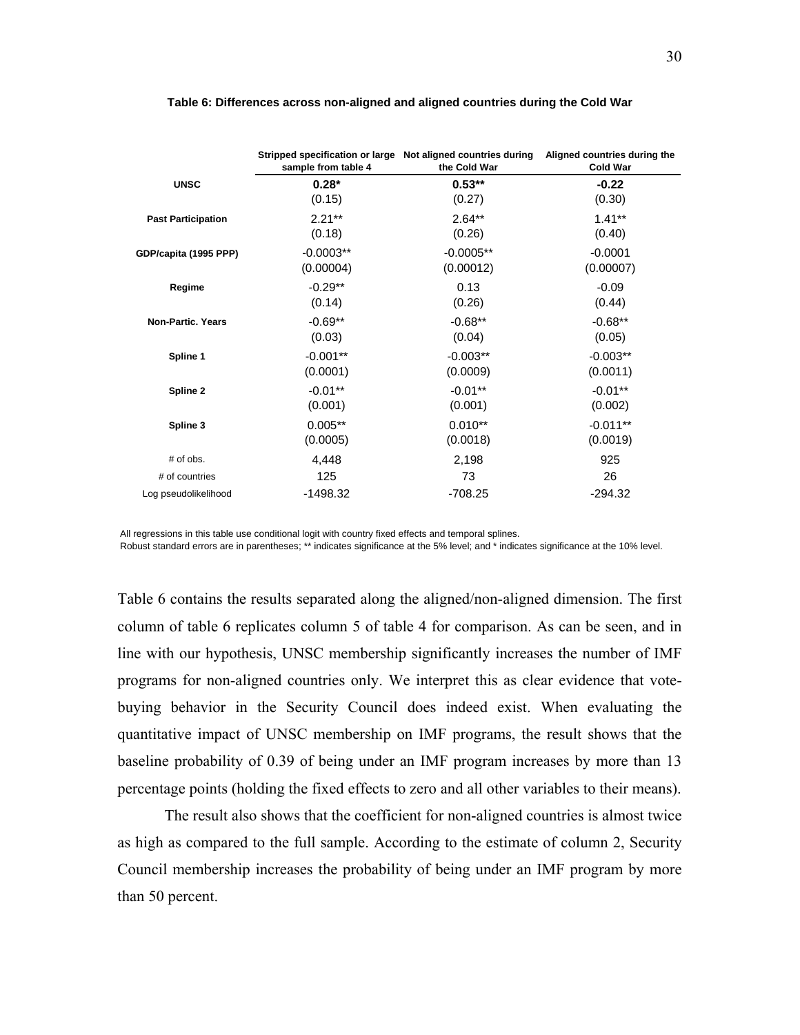**Table 6: Differences across non-aligned and aligned countries during the Cold War**

| | Stripped specification or large sample from table 4 | Not aligned countries during the Cold War | Aligned countries during the Cold War |
|---|---|---|---|
| **UNSC** | **0.28*** | **0.53**** | **-0.22** |
| | (0.15) | (0.27) | (0.30) |
| **Past Participation** | 2.21** | 2.64** | 1.41** |
| | (0.18) | (0.26) | (0.40) |
| **GDP/capita (1995 PPP)** | -0.0003** | -0.0005** | -0.0001 |
| | (0.00004) | (0.00012) | (0.00007) |
| **Regime** | -0.29** | 0.13 | -0.09 |
| | (0.14) | (0.26) | (0.44) |
| **Non-Partic. Years** | -0.69** | -0.68** | -0.68** |
| | (0.03) | (0.04) | (0.05) |
| **Spline 1** | -0.001** | -0.003** | -0.003** |
| | (0.0001) | (0.0009) | (0.0011) |
| **Spline 2** | -0.01** | -0.01** | -0.01** |
| | (0.001) | (0.001) | (0.002) |
| **Spline 3** | 0.005** | 0.010** | -0.011** |
| | (0.0005) | (0.0018) | (0.0019) |
| # of obs. | 4,448 | 2,198 | 925 |
| # of countries | 125 | 73 | 26 |
| Log pseudolikelihood | -1498.32 | -708.25 | -294.32 |

All regressions in this table use conditional logit with country fixed effects and temporal splines.
Robust standard errors are in parentheses; ** indicates significance at the 5% level; and * indicates significance at the 10% level.

Table 6 contains the results separated along the aligned/non-aligned dimension. The first column of table 6 replicates column 5 of table 4 for comparison. As can be seen, and in line with our hypothesis, UNSC membership significantly increases the number of IMF programs for non-aligned countries only. We interpret this as clear evidence that vote-buying behavior in the Security Council does indeed exist. When evaluating the quantitative impact of UNSC membership on IMF programs, the result shows that the baseline probability of 0.39 of being under an IMF program increases by more than 13 percentage points (holding the fixed effects to zero and all other variables to their means).

The result also shows that the coefficient for non-aligned countries is almost twice as high as compared to the full sample. According to the estimate of column 2, Security Council membership increases the probability of being under an IMF program by more than 50 percent.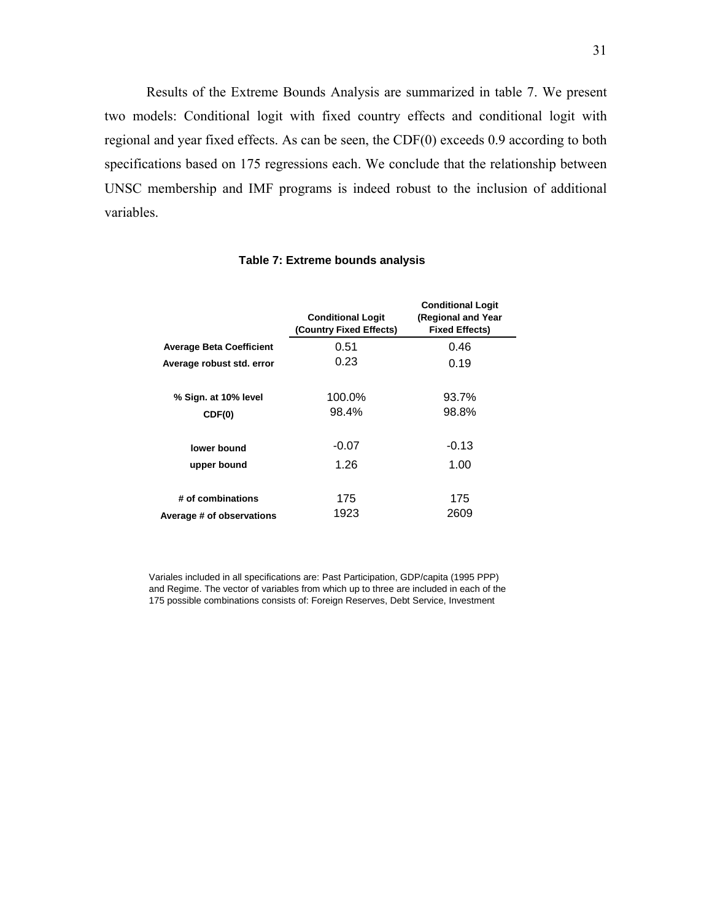Results of the Extreme Bounds Analysis are summarized in table 7. We present two models: Conditional logit with fixed country effects and conditional logit with regional and year fixed effects. As can be seen, the CDF(0) exceeds 0.9 according to both specifications based on 175 regressions each. We conclude that the relationship between UNSC membership and IMF programs is indeed robust to the inclusion of additional variables.

**Table 7: Extreme bounds analysis**

| | Conditional Logit (Country Fixed Effects) | Conditional Logit (Regional and Year Fixed Effects) |
|---|---|---|
| **Average Beta Coefficient** | 0.51 | 0.46 |
| **Average robust std. error** | 0.23 | 0.19 |
| **% Sign. at 10% level** | 100.0% | 93.7% |
| **CDF(0)** | 98.4% | 98.8% |
| **lower bound** | -0.07 | -0.13 |
| **upper bound** | 1.26 | 1.00 |
| **# of combinations** | 175 | 175 |
| **Average # of observations** | 1923 | 2609 |

Variales included in all specifications are: Past Participation, GDP/capita (1995 PPP) and Regime. The vector of variables from which up to three are included in each of the 175 possible combinations consists of: Foreign Reserves, Debt Service, Investment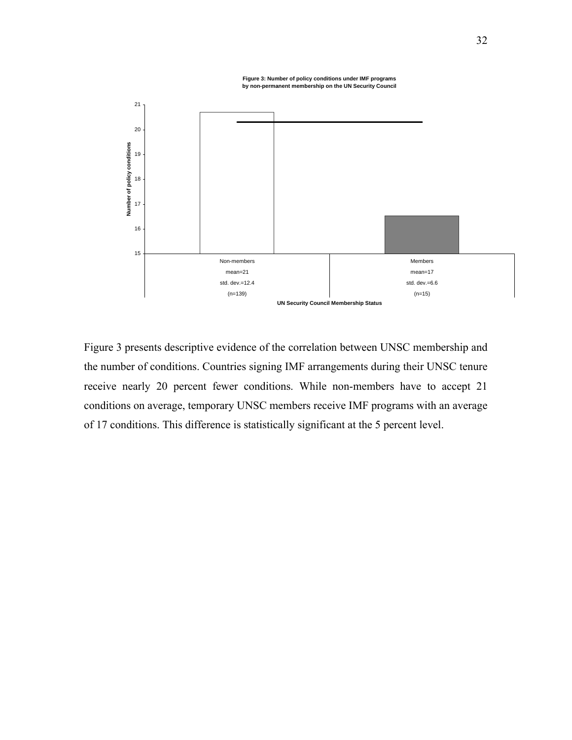**Figure 3: Number of policy conditions under IMF programs by non-permanent membership on the UN Security Council**

| | Non-members | Members |
|---|---|---|
| mean | 21 | 17 |
| std. dev. | 12.4 | 6.6 |
| n | 139 | 15 |

UN Security Council Membership Status

Figure 3 presents descriptive evidence of the correlation between UNSC membership and the number of conditions. Countries signing IMF arrangements during their UNSC tenure receive nearly 20 percent fewer conditions. While non-members have to accept 21 conditions on average, temporary UNSC members receive IMF programs with an average of 17 conditions. This difference is statistically significant at the 5 percent level.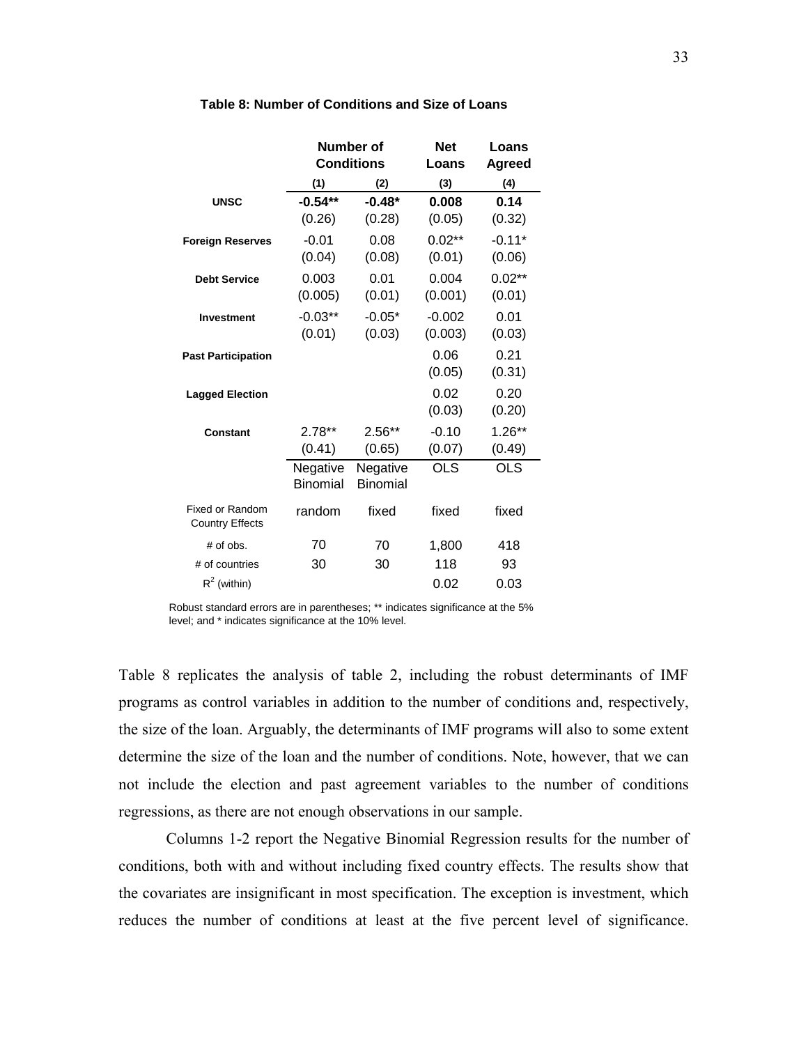**Table 8: Number of Conditions and Size of Loans**

| | Number of Conditions | | Net Loans | Loans Agreed |
|---|---|---|---|---|
| | (1) | (2) | (3) | (4) |
| **UNSC** | **-0.54**** | **-0.48*** | **0.008** | **0.14** |
| | (0.26) | (0.28) | (0.05) | (0.32) |
| **Foreign Reserves** | -0.01 | 0.08 | 0.02** | -0.11* |
| | (0.04) | (0.08) | (0.01) | (0.06) |
| **Debt Service** | 0.003 | 0.01 | 0.004 | 0.02** |
| | (0.005) | (0.01) | (0.001) | (0.01) |
| **Investment** | -0.03** | -0.05* | -0.002 | 0.01 |
| | (0.01) | (0.03) | (0.003) | (0.03) |
| **Past Participation** | | | 0.06 | 0.21 |
| | | | (0.05) | (0.31) |
| **Lagged Election** | | | 0.02 | 0.20 |
| | | | (0.03) | (0.20) |
| **Constant** | 2.78** | 2.56** | -0.10 | 1.26** |
| | (0.41) | (0.65) | (0.07) | (0.49) |
| | Negative Binomial | Negative Binomial | OLS | OLS |
| Fixed or Random Country Effects | random | fixed | fixed | fixed |
| # of obs. | 70 | 70 | 1,800 | 418 |
| # of countries | 30 | 30 | 118 | 93 |
| $R^2$ (within) | | | 0.02 | 0.03 |

Robust standard errors are in parentheses; ** indicates significance at the 5% level; and * indicates significance at the 10% level.

Table 8 replicates the analysis of table 2, including the robust determinants of IMF programs as control variables in addition to the number of conditions and, respectively, the size of the loan. Arguably, the determinants of IMF programs will also to some extent determine the size of the loan and the number of conditions. Note, however, that we can not include the election and past agreement variables to the number of conditions regressions, as there are not enough observations in our sample.

Columns 1-2 report the Negative Binomial Regression results for the number of conditions, both with and without including fixed country effects. The results show that the covariates are insignificant in most specification. The exception is investment, which reduces the number of conditions at least at the five percent level of significance.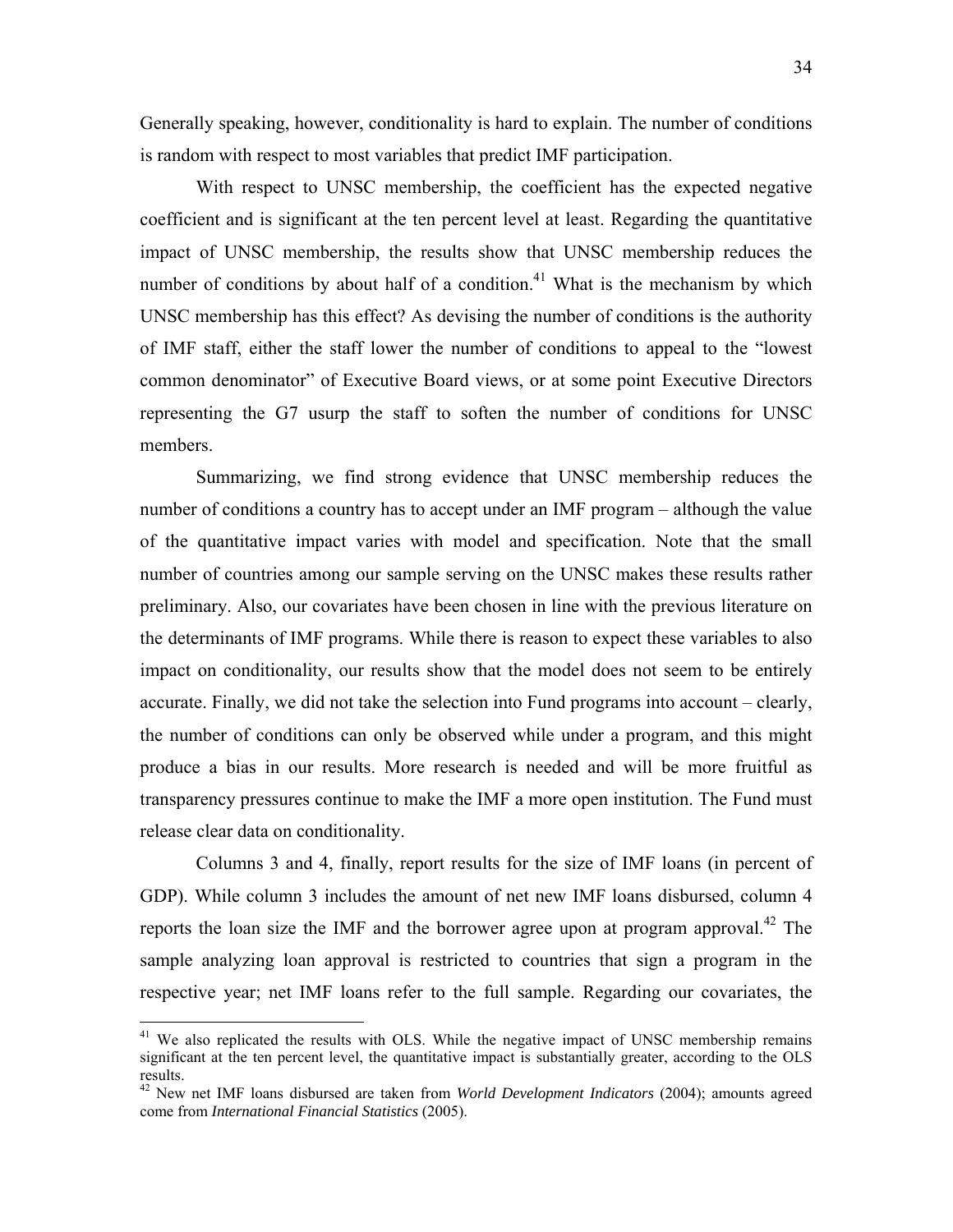Generally speaking, however, conditionality is hard to explain. The number of conditions is random with respect to most variables that predict IMF participation.

With respect to UNSC membership, the coefficient has the expected negative coefficient and is significant at the ten percent level at least. Regarding the quantitative impact of UNSC membership, the results show that UNSC membership reduces the number of conditions by about half of a condition.[41] What is the mechanism by which UNSC membership has this effect? As devising the number of conditions is the authority of IMF staff, either the staff lower the number of conditions to appeal to the "lowest common denominator" of Executive Board views, or at some point Executive Directors representing the G7 usurp the staff to soften the number of conditions for UNSC members.

Summarizing, we find strong evidence that UNSC membership reduces the number of conditions a country has to accept under an IMF program – although the value of the quantitative impact varies with model and specification. Note that the small number of countries among our sample serving on the UNSC makes these results rather preliminary. Also, our covariates have been chosen in line with the previous literature on the determinants of IMF programs. While there is reason to expect these variables to also impact on conditionality, our results show that the model does not seem to be entirely accurate. Finally, we did not take the selection into Fund programs into account – clearly, the number of conditions can only be observed while under a program, and this might produce a bias in our results. More research is needed and will be more fruitful as transparency pressures continue to make the IMF a more open institution. The Fund must release clear data on conditionality.

Columns 3 and 4, finally, report results for the size of IMF loans (in percent of GDP). While column 3 includes the amount of net new IMF loans disbursed, column 4 reports the loan size the IMF and the borrower agree upon at program approval.[42] The sample analyzing loan approval is restricted to countries that sign a program in the respective year; net IMF loans refer to the full sample. Regarding our covariates, the

---

[41] We also replicated the results with OLS. While the negative impact of UNSC membership remains significant at the ten percent level, the quantitative impact is substantially greater, according to the OLS results.

[42] New net IMF loans disbursed are taken from *World Development Indicators* (2004); amounts agreed come from *International Financial Statistics* (2005).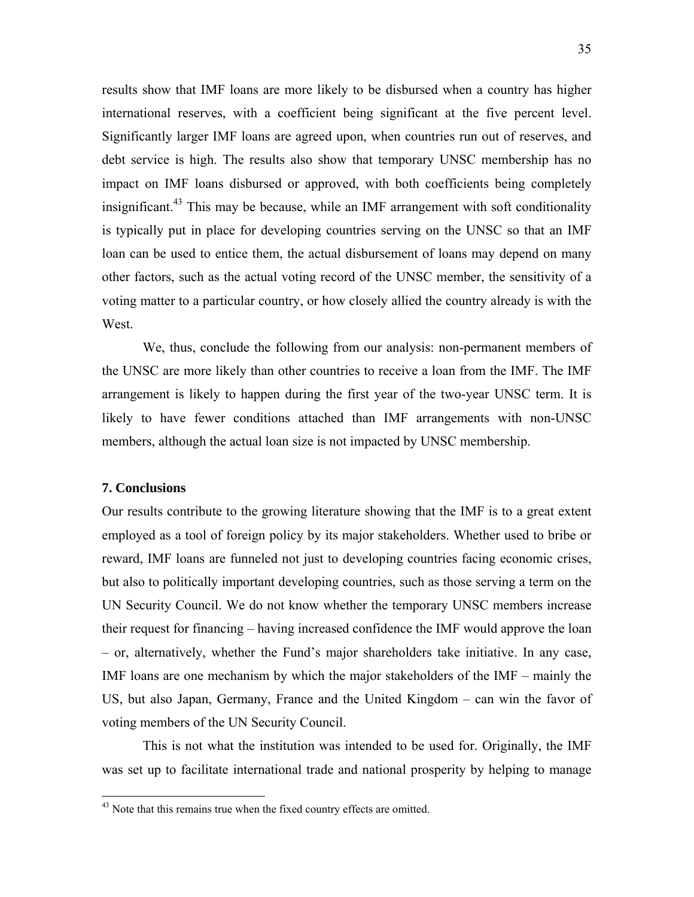results show that IMF loans are more likely to be disbursed when a country has higher international reserves, with a coefficient being significant at the five percent level. Significantly larger IMF loans are agreed upon, when countries run out of reserves, and debt service is high. The results also show that temporary UNSC membership has no impact on IMF loans disbursed or approved, with both coefficients being completely insignificant.[43] This may be because, while an IMF arrangement with soft conditionality is typically put in place for developing countries serving on the UNSC so that an IMF loan can be used to entice them, the actual disbursement of loans may depend on many other factors, such as the actual voting record of the UNSC member, the sensitivity of a voting matter to a particular country, or how closely allied the country already is with the West.

We, thus, conclude the following from our analysis: non-permanent members of the UNSC are more likely than other countries to receive a loan from the IMF. The IMF arrangement is likely to happen during the first year of the two-year UNSC term. It is likely to have fewer conditions attached than IMF arrangements with non-UNSC members, although the actual loan size is not impacted by UNSC membership.

## 7. Conclusions

Our results contribute to the growing literature showing that the IMF is to a great extent employed as a tool of foreign policy by its major stakeholders. Whether used to bribe or reward, IMF loans are funneled not just to developing countries facing economic crises, but also to politically important developing countries, such as those serving a term on the UN Security Council. We do not know whether the temporary UNSC members increase their request for financing – having increased confidence the IMF would approve the loan – or, alternatively, whether the Fund's major shareholders take initiative. In any case, IMF loans are one mechanism by which the major stakeholders of the IMF – mainly the US, but also Japan, Germany, France and the United Kingdom – can win the favor of voting members of the UN Security Council.

This is not what the institution was intended to be used for. Originally, the IMF was set up to facilitate international trade and national prosperity by helping to manage

---

[43] Note that this remains true when the fixed country effects are omitted.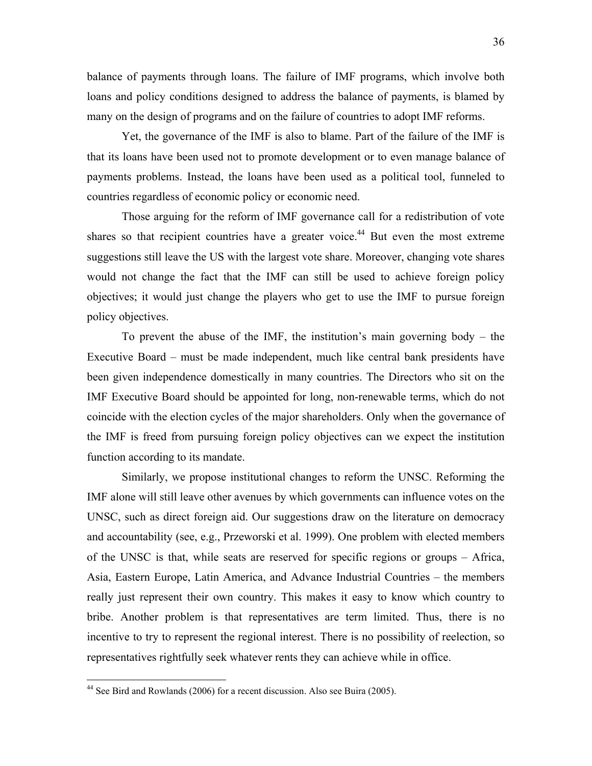balance of payments through loans. The failure of IMF programs, which involve both loans and policy conditions designed to address the balance of payments, is blamed by many on the design of programs and on the failure of countries to adopt IMF reforms.

Yet, the governance of the IMF is also to blame. Part of the failure of the IMF is that its loans have been used not to promote development or to even manage balance of payments problems. Instead, the loans have been used as a political tool, funneled to countries regardless of economic policy or economic need.

Those arguing for the reform of IMF governance call for a redistribution of vote shares so that recipient countries have a greater voice.[44] But even the most extreme suggestions still leave the US with the largest vote share. Moreover, changing vote shares would not change the fact that the IMF can still be used to achieve foreign policy objectives; it would just change the players who get to use the IMF to pursue foreign policy objectives.

To prevent the abuse of the IMF, the institution's main governing body – the Executive Board – must be made independent, much like central bank presidents have been given independence domestically in many countries. The Directors who sit on the IMF Executive Board should be appointed for long, non-renewable terms, which do not coincide with the election cycles of the major shareholders. Only when the governance of the IMF is freed from pursuing foreign policy objectives can we expect the institution function according to its mandate.

Similarly, we propose institutional changes to reform the UNSC. Reforming the IMF alone will still leave other avenues by which governments can influence votes on the UNSC, such as direct foreign aid. Our suggestions draw on the literature on democracy and accountability (see, e.g., Przeworski et al. 1999). One problem with elected members of the UNSC is that, while seats are reserved for specific regions or groups – Africa, Asia, Eastern Europe, Latin America, and Advance Industrial Countries – the members really just represent their own country. This makes it easy to know which country to bribe. Another problem is that representatives are term limited. Thus, there is no incentive to try to represent the regional interest. There is no possibility of reelection, so representatives rightfully seek whatever rents they can achieve while in office.

[44] See Bird and Rowlands (2006) for a recent discussion. Also see Buira (2005).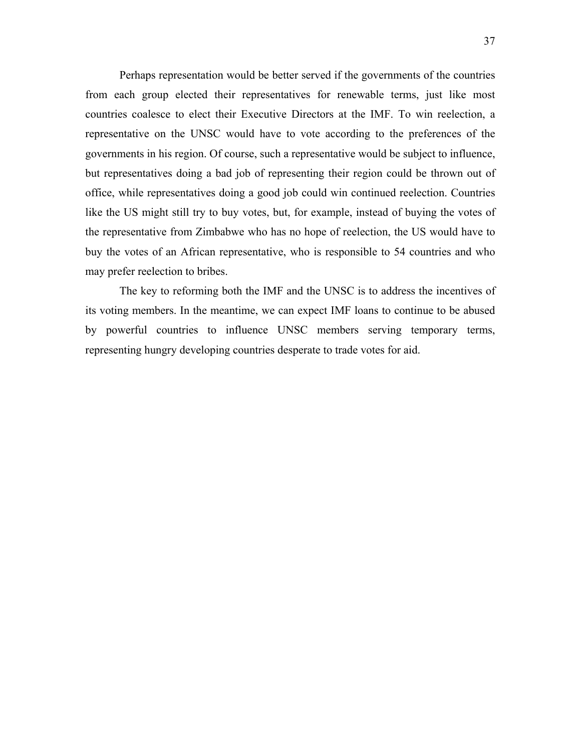Perhaps representation would be better served if the governments of the countries from each group elected their representatives for renewable terms, just like most countries coalesce to elect their Executive Directors at the IMF. To win reelection, a representative on the UNSC would have to vote according to the preferences of the governments in his region. Of course, such a representative would be subject to influence, but representatives doing a bad job of representing their region could be thrown out of office, while representatives doing a good job could win continued reelection. Countries like the US might still try to buy votes, but, for example, instead of buying the votes of the representative from Zimbabwe who has no hope of reelection, the US would have to buy the votes of an African representative, who is responsible to 54 countries and who may prefer reelection to bribes.

The key to reforming both the IMF and the UNSC is to address the incentives of its voting members. In the meantime, we can expect IMF loans to continue to be abused by powerful countries to influence UNSC members serving temporary terms, representing hungry developing countries desperate to trade votes for aid.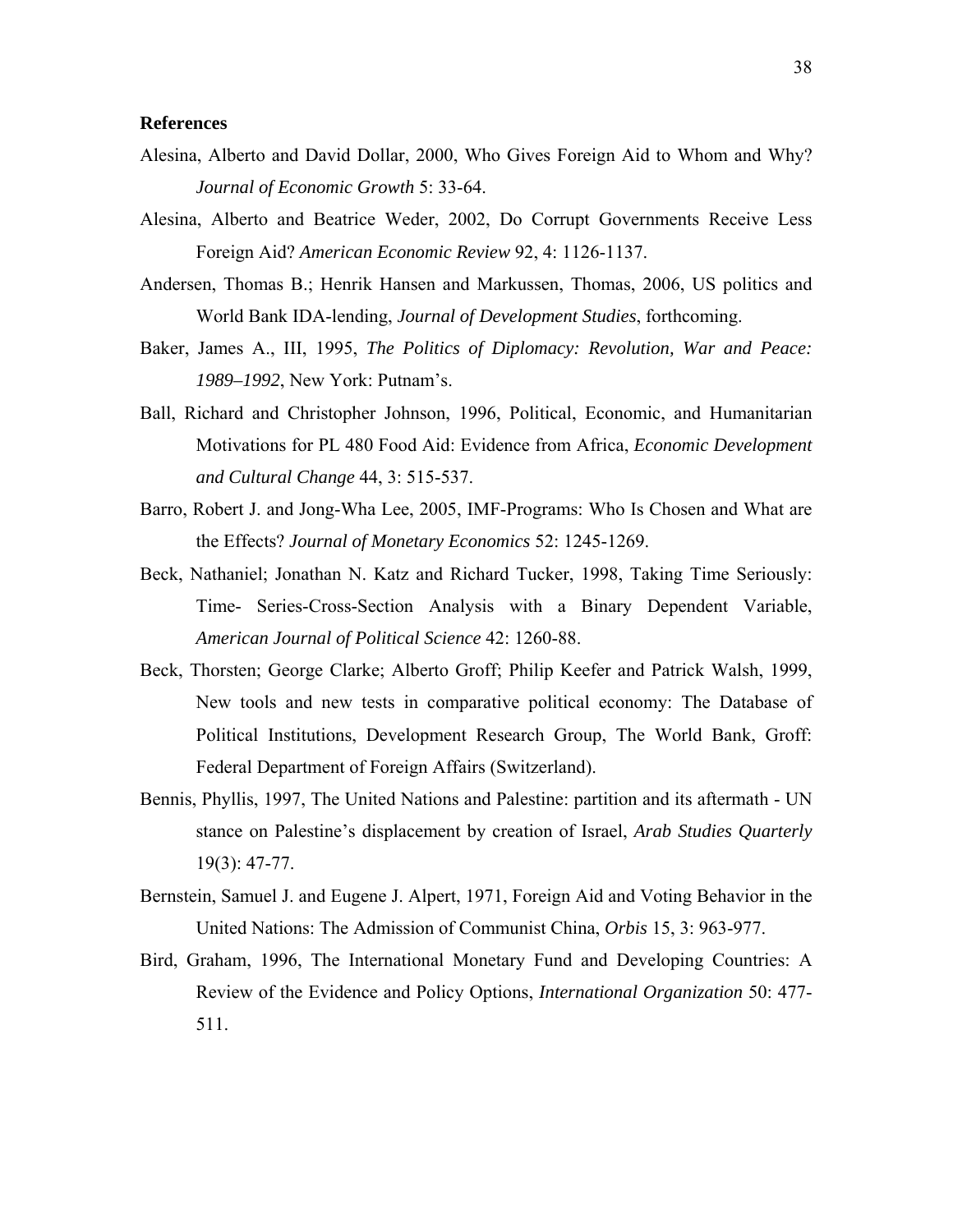**References**

Alesina, Alberto and David Dollar, 2000, Who Gives Foreign Aid to Whom and Why? *Journal of Economic Growth* 5: 33-64.

Alesina, Alberto and Beatrice Weder, 2002, Do Corrupt Governments Receive Less Foreign Aid? *American Economic Review* 92, 4: 1126-1137.

Andersen, Thomas B.; Henrik Hansen and Markussen, Thomas, 2006, US politics and World Bank IDA-lending, *Journal of Development Studies*, forthcoming.

Baker, James A., III, 1995, *The Politics of Diplomacy: Revolution, War and Peace: 1989–1992*, New York: Putnam's.

Ball, Richard and Christopher Johnson, 1996, Political, Economic, and Humanitarian Motivations for PL 480 Food Aid: Evidence from Africa, *Economic Development and Cultural Change* 44, 3: 515-537.

Barro, Robert J. and Jong-Wha Lee, 2005, IMF-Programs: Who Is Chosen and What are the Effects? *Journal of Monetary Economics* 52: 1245-1269.

Beck, Nathaniel; Jonathan N. Katz and Richard Tucker, 1998, Taking Time Seriously: Time- Series-Cross-Section Analysis with a Binary Dependent Variable, *American Journal of Political Science* 42: 1260-88.

Beck, Thorsten; George Clarke; Alberto Groff; Philip Keefer and Patrick Walsh, 1999, New tools and new tests in comparative political economy: The Database of Political Institutions, Development Research Group, The World Bank, Groff: Federal Department of Foreign Affairs (Switzerland).

Bennis, Phyllis, 1997, The United Nations and Palestine: partition and its aftermath - UN stance on Palestine's displacement by creation of Israel, *Arab Studies Quarterly* 19(3): 47-77.

Bernstein, Samuel J. and Eugene J. Alpert, 1971, Foreign Aid and Voting Behavior in the United Nations: The Admission of Communist China, *Orbis* 15, 3: 963-977.

Bird, Graham, 1996, The International Monetary Fund and Developing Countries: A Review of the Evidence and Policy Options, *International Organization* 50: 477-511.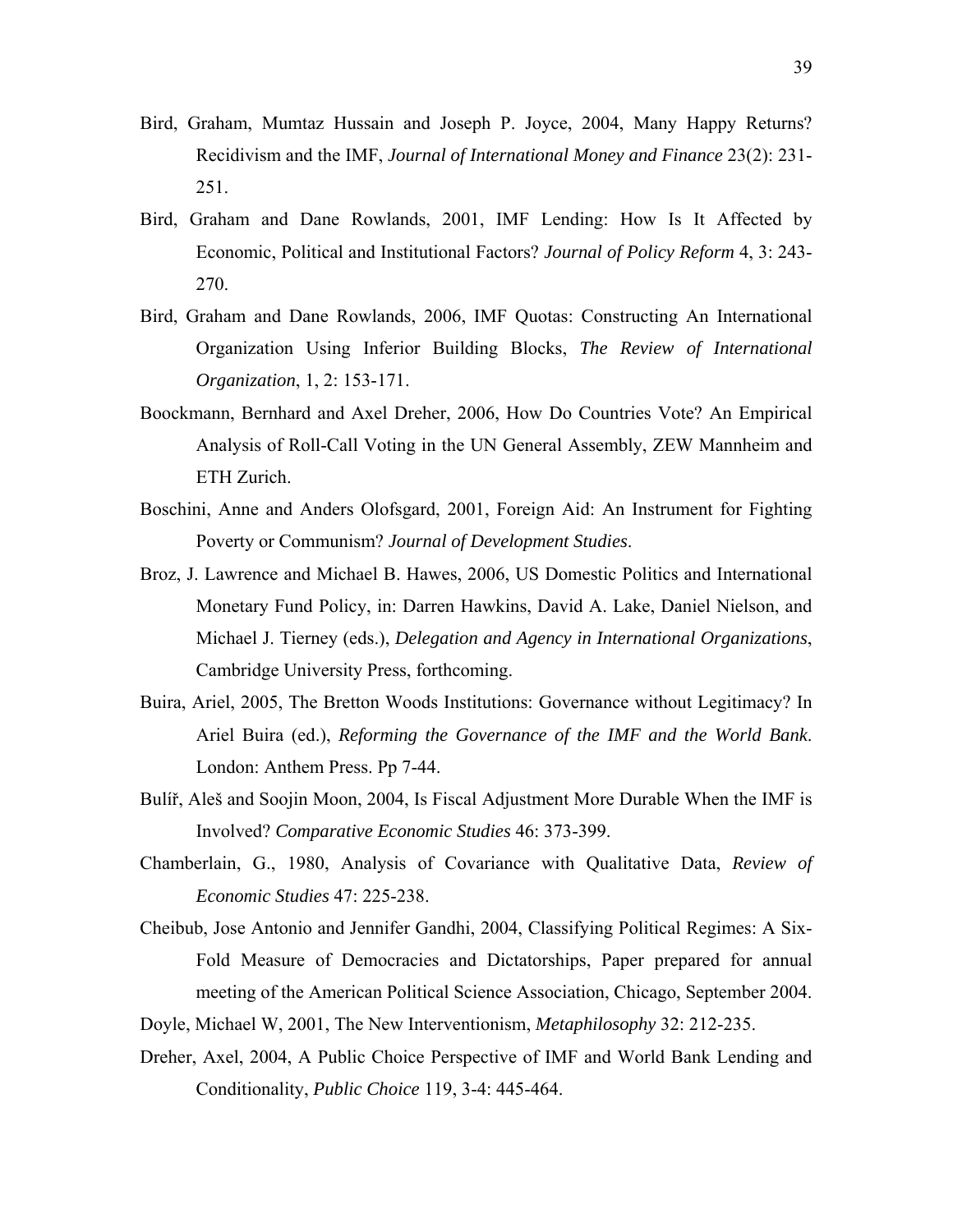Bird, Graham, Mumtaz Hussain and Joseph P. Joyce, 2004, Many Happy Returns? Recidivism and the IMF, *Journal of International Money and Finance* 23(2): 231-251.

Bird, Graham and Dane Rowlands, 2001, IMF Lending: How Is It Affected by Economic, Political and Institutional Factors? *Journal of Policy Reform* 4, 3: 243-270.

Bird, Graham and Dane Rowlands, 2006, IMF Quotas: Constructing An International Organization Using Inferior Building Blocks, *The Review of International Organization*, 1, 2: 153-171.

Boockmann, Bernhard and Axel Dreher, 2006, How Do Countries Vote? An Empirical Analysis of Roll-Call Voting in the UN General Assembly, ZEW Mannheim and ETH Zurich.

Boschini, Anne and Anders Olofsgard, 2001, Foreign Aid: An Instrument for Fighting Poverty or Communism? *Journal of Development Studies*.

Broz, J. Lawrence and Michael B. Hawes, 2006, US Domestic Politics and International Monetary Fund Policy, in: Darren Hawkins, David A. Lake, Daniel Nielson, and Michael J. Tierney (eds.), *Delegation and Agency in International Organizations*, Cambridge University Press, forthcoming.

Buira, Ariel, 2005, The Bretton Woods Institutions: Governance without Legitimacy? In Ariel Buira (ed.), *Reforming the Governance of the IMF and the World Bank*. London: Anthem Press. Pp 7-44.

Bulíř, Aleš and Soojin Moon, 2004, Is Fiscal Adjustment More Durable When the IMF is Involved? *Comparative Economic Studies* 46: 373-399.

Chamberlain, G., 1980, Analysis of Covariance with Qualitative Data, *Review of Economic Studies* 47: 225-238.

Cheibub, Jose Antonio and Jennifer Gandhi, 2004, Classifying Political Regimes: A Six-Fold Measure of Democracies and Dictatorships, Paper prepared for annual meeting of the American Political Science Association, Chicago, September 2004.

Doyle, Michael W, 2001, The New Interventionism, *Metaphilosophy* 32: 212-235.

Dreher, Axel, 2004, A Public Choice Perspective of IMF and World Bank Lending and Conditionality, *Public Choice* 119, 3-4: 445-464.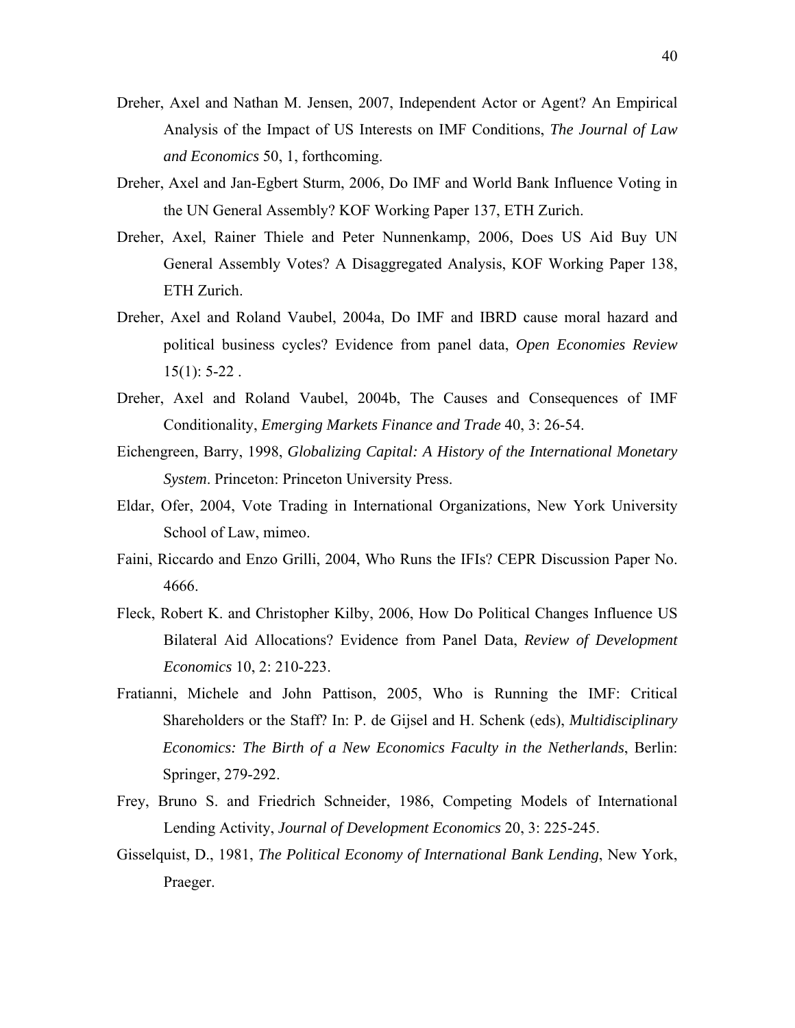Dreher, Axel and Nathan M. Jensen, 2007, Independent Actor or Agent? An Empirical Analysis of the Impact of US Interests on IMF Conditions, *The Journal of Law and Economics* 50, 1, forthcoming.

Dreher, Axel and Jan-Egbert Sturm, 2006, Do IMF and World Bank Influence Voting in the UN General Assembly? KOF Working Paper 137, ETH Zurich.

Dreher, Axel, Rainer Thiele and Peter Nunnenkamp, 2006, Does US Aid Buy UN General Assembly Votes? A Disaggregated Analysis, KOF Working Paper 138, ETH Zurich.

Dreher, Axel and Roland Vaubel, 2004a, Do IMF and IBRD cause moral hazard and political business cycles? Evidence from panel data, *Open Economies Review* 15(1): 5-22 .

Dreher, Axel and Roland Vaubel, 2004b, The Causes and Consequences of IMF Conditionality, *Emerging Markets Finance and Trade* 40, 3: 26-54.

Eichengreen, Barry, 1998, *Globalizing Capital: A History of the International Monetary System*. Princeton: Princeton University Press.

Eldar, Ofer, 2004, Vote Trading in International Organizations, New York University School of Law, mimeo.

Faini, Riccardo and Enzo Grilli, 2004, Who Runs the IFIs? CEPR Discussion Paper No. 4666.

Fleck, Robert K. and Christopher Kilby, 2006, How Do Political Changes Influence US Bilateral Aid Allocations? Evidence from Panel Data, *Review of Development Economics* 10, 2: 210-223.

Fratianni, Michele and John Pattison, 2005, Who is Running the IMF: Critical Shareholders or the Staff? In: P. de Gijsel and H. Schenk (eds), *Multidisciplinary Economics: The Birth of a New Economics Faculty in the Netherlands*, Berlin: Springer, 279-292.

Frey, Bruno S. and Friedrich Schneider, 1986, Competing Models of International Lending Activity, *Journal of Development Economics* 20, 3: 225-245.

Gisselquist, D., 1981, *The Political Economy of International Bank Lending*, New York, Praeger.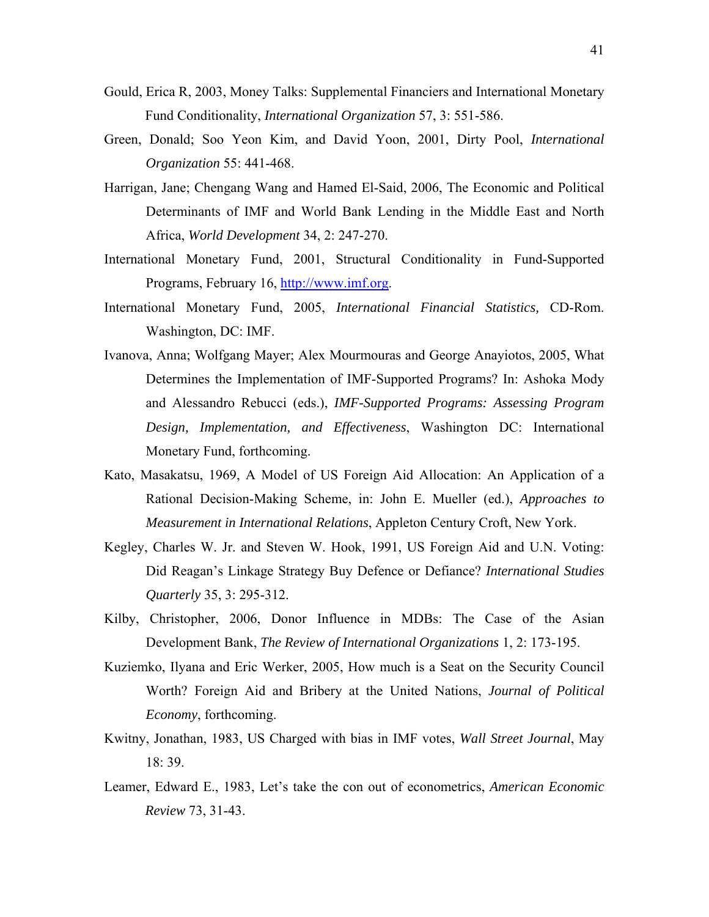Gould, Erica R, 2003, Money Talks: Supplemental Financiers and International Monetary Fund Conditionality, *International Organization* 57, 3: 551-586.

Green, Donald; Soo Yeon Kim, and David Yoon, 2001, Dirty Pool, *International Organization* 55: 441-468.

Harrigan, Jane; Chengang Wang and Hamed El-Said, 2006, The Economic and Political Determinants of IMF and World Bank Lending in the Middle East and North Africa, *World Development* 34, 2: 247-270.

International Monetary Fund, 2001, Structural Conditionality in Fund-Supported Programs, February 16, http://www.imf.org.

International Monetary Fund, 2005, *International Financial Statistics,* CD-Rom. Washington, DC: IMF.

Ivanova, Anna; Wolfgang Mayer; Alex Mourmouras and George Anayiotos, 2005, What Determines the Implementation of IMF-Supported Programs? In: Ashoka Mody and Alessandro Rebucci (eds.), *IMF-Supported Programs: Assessing Program Design, Implementation, and Effectiveness*, Washington DC: International Monetary Fund, forthcoming.

Kato, Masakatsu, 1969, A Model of US Foreign Aid Allocation: An Application of a Rational Decision-Making Scheme, in: John E. Mueller (ed.), *Approaches to Measurement in International Relations*, Appleton Century Croft, New York.

Kegley, Charles W. Jr. and Steven W. Hook, 1991, US Foreign Aid and U.N. Voting: Did Reagan's Linkage Strategy Buy Defence or Defiance? *International Studies Quarterly* 35, 3: 295-312.

Kilby, Christopher, 2006, Donor Influence in MDBs: The Case of the Asian Development Bank, *The Review of International Organizations* 1, 2: 173-195.

Kuziemko, Ilyana and Eric Werker, 2005, How much is a Seat on the Security Council Worth? Foreign Aid and Bribery at the United Nations, *Journal of Political Economy*, forthcoming.

Kwitny, Jonathan, 1983, US Charged with bias in IMF votes, *Wall Street Journal*, May 18: 39.

Leamer, Edward E., 1983, Let's take the con out of econometrics, *American Economic Review* 73, 31-43.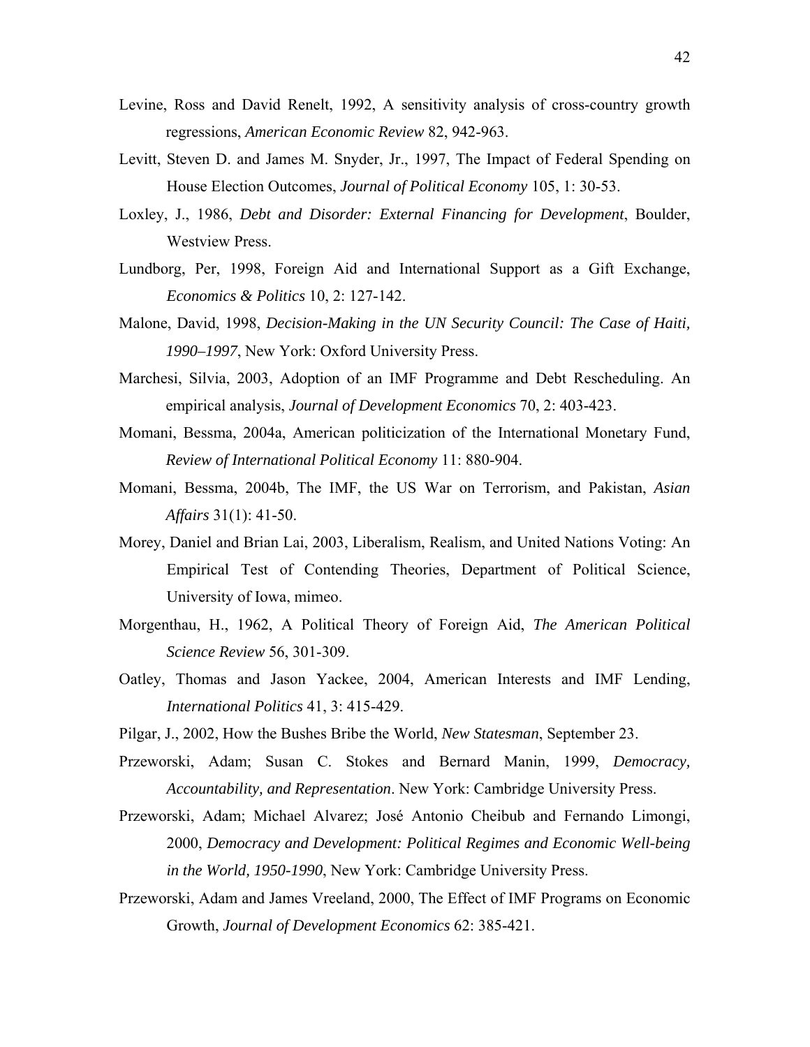Levine, Ross and David Renelt, 1992, A sensitivity analysis of cross-country growth regressions, *American Economic Review* 82, 942-963.

Levitt, Steven D. and James M. Snyder, Jr., 1997, The Impact of Federal Spending on House Election Outcomes, *Journal of Political Economy* 105, 1: 30-53.

Loxley, J., 1986, *Debt and Disorder: External Financing for Development*, Boulder, Westview Press.

Lundborg, Per, 1998, Foreign Aid and International Support as a Gift Exchange, *Economics & Politics* 10, 2: 127-142.

Malone, David, 1998, *Decision-Making in the UN Security Council: The Case of Haiti, 1990–1997*, New York: Oxford University Press.

Marchesi, Silvia, 2003, Adoption of an IMF Programme and Debt Rescheduling. An empirical analysis, *Journal of Development Economics* 70, 2: 403-423.

Momani, Bessma, 2004a, American politicization of the International Monetary Fund, *Review of International Political Economy* 11: 880-904.

Momani, Bessma, 2004b, The IMF, the US War on Terrorism, and Pakistan, *Asian Affairs* 31(1): 41-50.

Morey, Daniel and Brian Lai, 2003, Liberalism, Realism, and United Nations Voting: An Empirical Test of Contending Theories, Department of Political Science, University of Iowa, mimeo.

Morgenthau, H., 1962, A Political Theory of Foreign Aid, *The American Political Science Review* 56, 301-309.

Oatley, Thomas and Jason Yackee, 2004, American Interests and IMF Lending, *International Politics* 41, 3: 415-429.

Pilgar, J., 2002, How the Bushes Bribe the World, *New Statesman*, September 23.

Przeworski, Adam; Susan C. Stokes and Bernard Manin, 1999, *Democracy, Accountability, and Representation*. New York: Cambridge University Press.

Przeworski, Adam; Michael Alvarez; José Antonio Cheibub and Fernando Limongi, 2000, *Democracy and Development: Political Regimes and Economic Well-being in the World, 1950-1990*, New York: Cambridge University Press.

Przeworski, Adam and James Vreeland, 2000, The Effect of IMF Programs on Economic Growth, *Journal of Development Economics* 62: 385-421.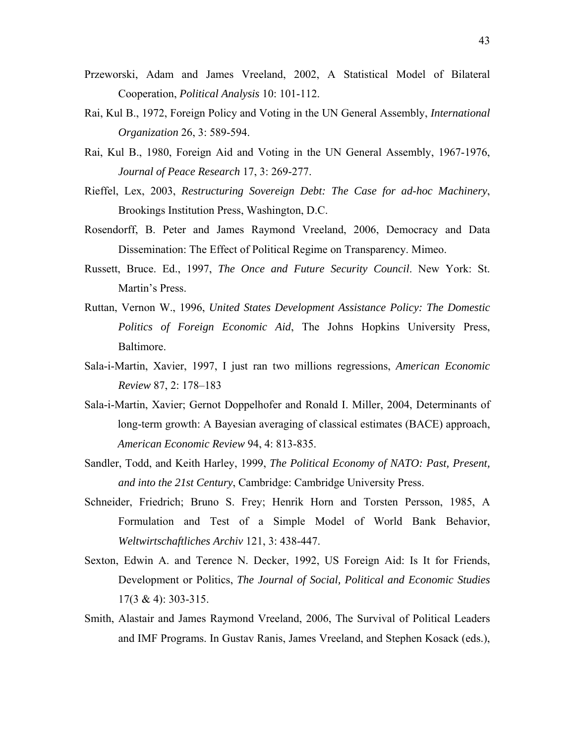Przeworski, Adam and James Vreeland, 2002, A Statistical Model of Bilateral Cooperation, *Political Analysis* 10: 101-112.

Rai, Kul B., 1972, Foreign Policy and Voting in the UN General Assembly, *International Organization* 26, 3: 589-594.

Rai, Kul B., 1980, Foreign Aid and Voting in the UN General Assembly, 1967-1976, *Journal of Peace Research* 17, 3: 269-277.

Rieffel, Lex, 2003, *Restructuring Sovereign Debt: The Case for ad-hoc Machinery*, Brookings Institution Press, Washington, D.C.

Rosendorff, B. Peter and James Raymond Vreeland, 2006, Democracy and Data Dissemination: The Effect of Political Regime on Transparency. Mimeo.

Russett, Bruce. Ed., 1997, *The Once and Future Security Council*. New York: St. Martin's Press.

Ruttan, Vernon W., 1996, *United States Development Assistance Policy: The Domestic Politics of Foreign Economic Aid*, The Johns Hopkins University Press, Baltimore.

Sala-i-Martin, Xavier, 1997, I just ran two millions regressions, *American Economic Review* 87, 2: 178–183

Sala-i-Martin, Xavier; Gernot Doppelhofer and Ronald I. Miller, 2004, Determinants of long-term growth: A Bayesian averaging of classical estimates (BACE) approach, *American Economic Review* 94, 4: 813-835.

Sandler, Todd, and Keith Harley, 1999, *The Political Economy of NATO: Past, Present, and into the 21st Century*, Cambridge: Cambridge University Press.

Schneider, Friedrich; Bruno S. Frey; Henrik Horn and Torsten Persson, 1985, A Formulation and Test of a Simple Model of World Bank Behavior, *Weltwirtschaftliches Archiv* 121, 3: 438-447.

Sexton, Edwin A. and Terence N. Decker, 1992, US Foreign Aid: Is It for Friends, Development or Politics, *The Journal of Social, Political and Economic Studies* 17(3 & 4): 303-315.

Smith, Alastair and James Raymond Vreeland, 2006, The Survival of Political Leaders and IMF Programs. In Gustav Ranis, James Vreeland, and Stephen Kosack (eds.),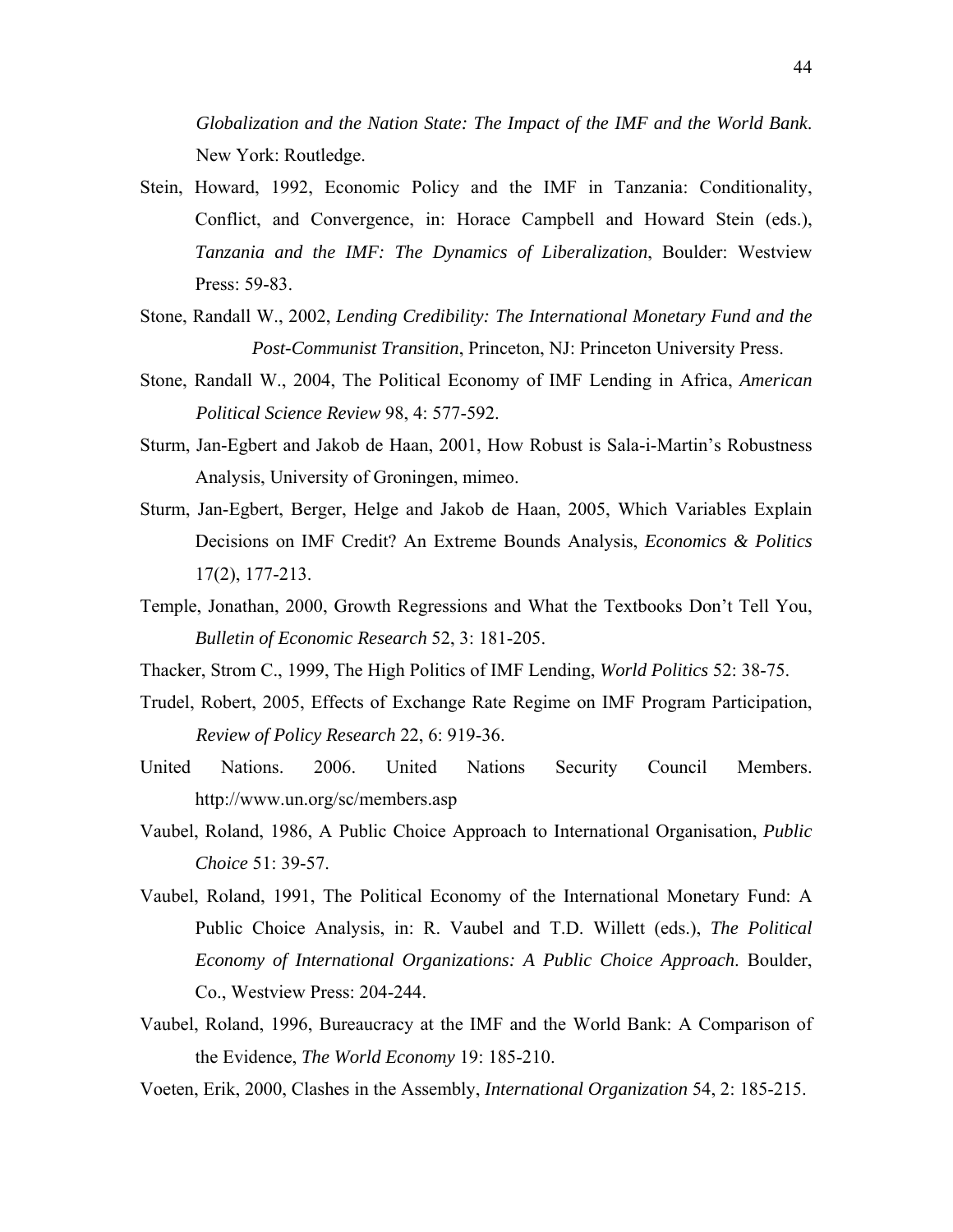*Globalization and the Nation State: The Impact of the IMF and the World Bank*. New York: Routledge.

Stein, Howard, 1992, Economic Policy and the IMF in Tanzania: Conditionality, Conflict, and Convergence, in: Horace Campbell and Howard Stein (eds.), *Tanzania and the IMF: The Dynamics of Liberalization*, Boulder: Westview Press: 59-83.

Stone, Randall W., 2002, *Lending Credibility: The International Monetary Fund and the Post-Communist Transition*, Princeton, NJ: Princeton University Press.

Stone, Randall W., 2004, The Political Economy of IMF Lending in Africa, *American Political Science Review* 98, 4: 577-592.

Sturm, Jan-Egbert and Jakob de Haan, 2001, How Robust is Sala-i-Martin's Robustness Analysis, University of Groningen, mimeo.

Sturm, Jan-Egbert, Berger, Helge and Jakob de Haan, 2005, Which Variables Explain Decisions on IMF Credit? An Extreme Bounds Analysis, *Economics & Politics* 17(2), 177-213.

Temple, Jonathan, 2000, Growth Regressions and What the Textbooks Don't Tell You, *Bulletin of Economic Research* 52, 3: 181-205.

Thacker, Strom C., 1999, The High Politics of IMF Lending, *World Politics* 52: 38-75.

Trudel, Robert, 2005, Effects of Exchange Rate Regime on IMF Program Participation, *Review of Policy Research* 22, 6: 919-36.

United Nations. 2006. United Nations Security Council Members. http://www.un.org/sc/members.asp

Vaubel, Roland, 1986, A Public Choice Approach to International Organisation, *Public Choice* 51: 39-57.

Vaubel, Roland, 1991, The Political Economy of the International Monetary Fund: A Public Choice Analysis, in: R. Vaubel and T.D. Willett (eds.), *The Political Economy of International Organizations: A Public Choice Approach*. Boulder, Co., Westview Press: 204-244.

Vaubel, Roland, 1996, Bureaucracy at the IMF and the World Bank: A Comparison of the Evidence, *The World Economy* 19: 185-210.

Voeten, Erik, 2000, Clashes in the Assembly, *International Organization* 54, 2: 185-215.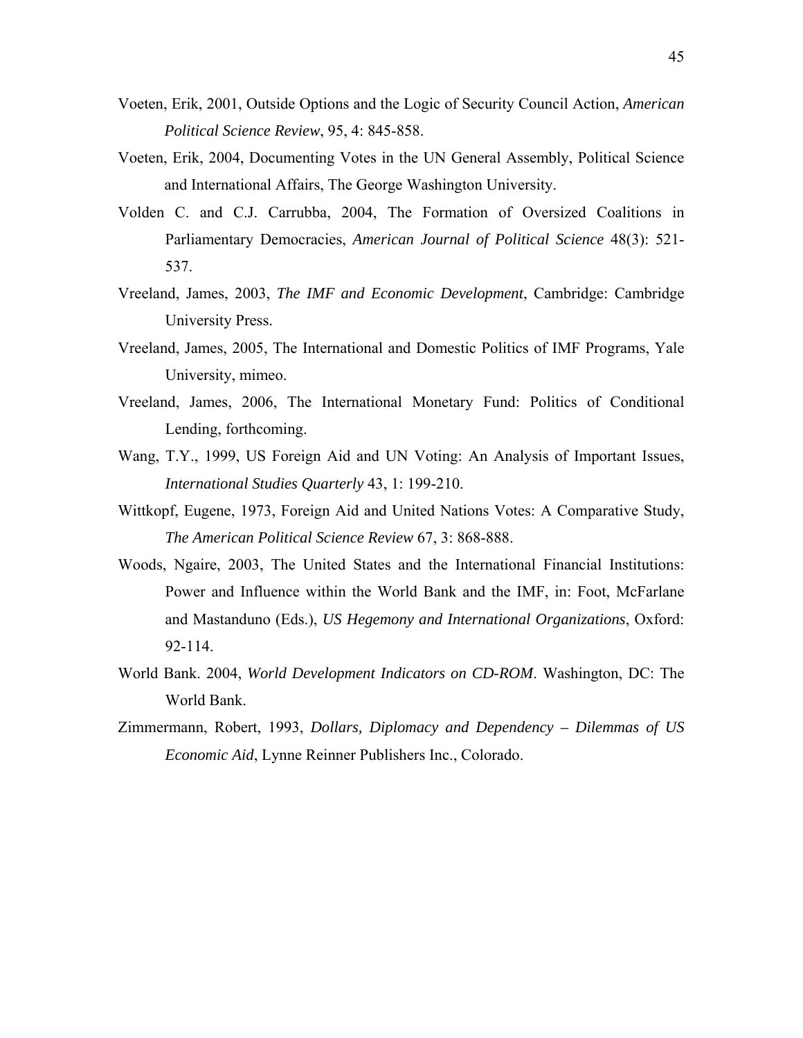Voeten, Erik, 2001, Outside Options and the Logic of Security Council Action, *American Political Science Review*, 95, 4: 845-858.

Voeten, Erik, 2004, Documenting Votes in the UN General Assembly, Political Science and International Affairs, The George Washington University.

Volden C. and C.J. Carrubba, 2004, The Formation of Oversized Coalitions in Parliamentary Democracies, *American Journal of Political Science* 48(3): 521-537.

Vreeland, James, 2003, *The IMF and Economic Development*, Cambridge: Cambridge University Press.

Vreeland, James, 2005, The International and Domestic Politics of IMF Programs, Yale University, mimeo.

Vreeland, James, 2006, The International Monetary Fund: Politics of Conditional Lending, forthcoming.

Wang, T.Y., 1999, US Foreign Aid and UN Voting: An Analysis of Important Issues, *International Studies Quarterly* 43, 1: 199-210.

Wittkopf, Eugene, 1973, Foreign Aid and United Nations Votes: A Comparative Study, *The American Political Science Review* 67, 3: 868-888.

Woods, Ngaire, 2003, The United States and the International Financial Institutions: Power and Influence within the World Bank and the IMF, in: Foot, McFarlane and Mastanduno (Eds.), *US Hegemony and International Organizations*, Oxford: 92-114.

World Bank. 2004, *World Development Indicators on CD-ROM*. Washington, DC: The World Bank.

Zimmermann, Robert, 1993, *Dollars, Diplomacy and Dependency – Dilemmas of US Economic Aid*, Lynne Reinner Publishers Inc., Colorado.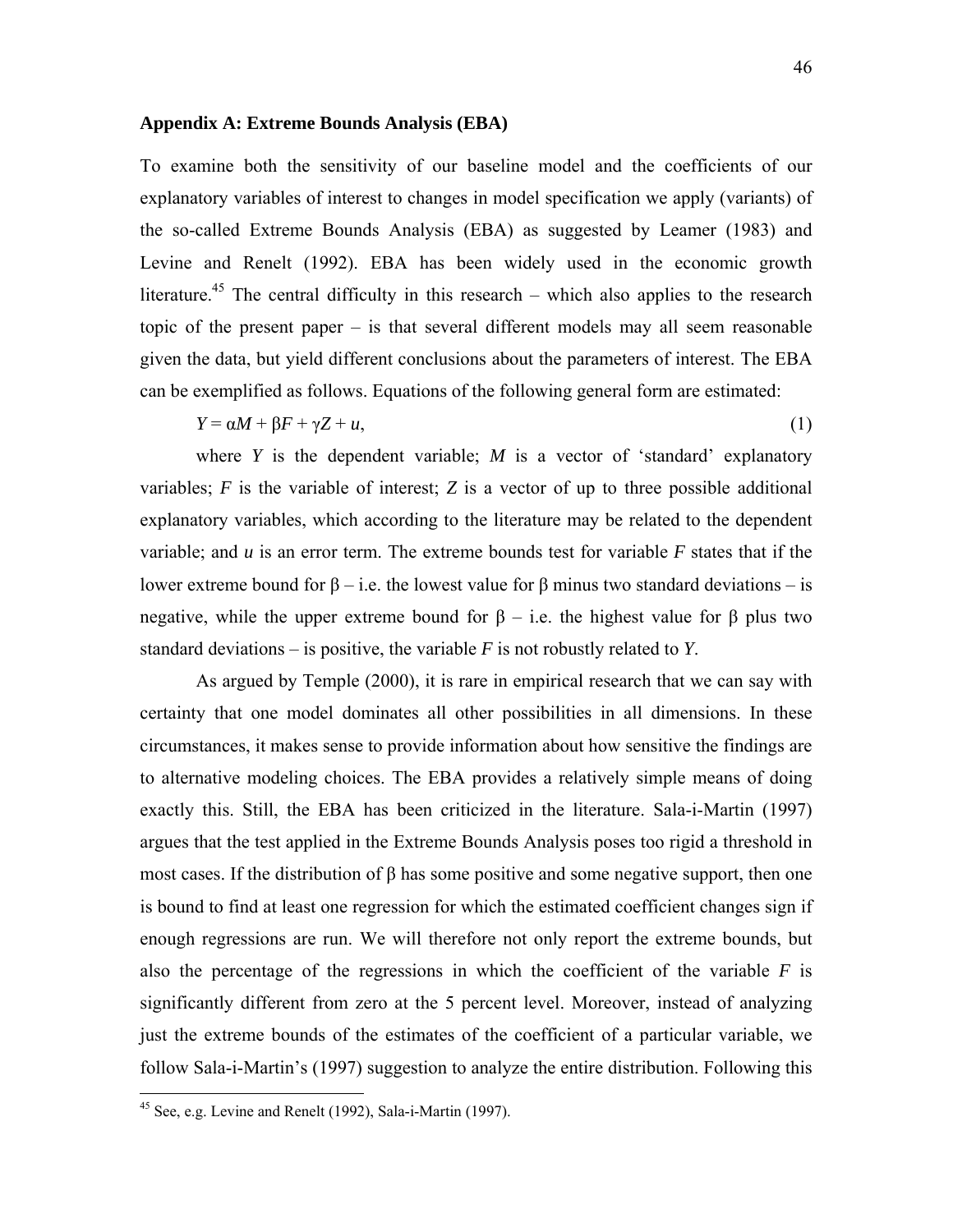## Appendix A: Extreme Bounds Analysis (EBA)

To examine both the sensitivity of our baseline model and the coefficients of our explanatory variables of interest to changes in model specification we apply (variants) of the so-called Extreme Bounds Analysis (EBA) as suggested by Leamer (1983) and Levine and Renelt (1992). EBA has been widely used in the economic growth literature.[45] The central difficulty in this research – which also applies to the research topic of the present paper – is that several different models may all seem reasonable given the data, but yield different conclusions about the parameters of interest. The EBA can be exemplified as follows. Equations of the following general form are estimated:

$$Y = \alpha M + \beta F + \gamma Z + u, \tag{1}$$

where $Y$ is the dependent variable; $M$ is a vector of 'standard' explanatory variables; $F$ is the variable of interest; $Z$ is a vector of up to three possible additional explanatory variables, which according to the literature may be related to the dependent variable; and $u$ is an error term. The extreme bounds test for variable $F$ states that if the lower extreme bound for $\beta$ – i.e. the lowest value for $\beta$ minus two standard deviations – is negative, while the upper extreme bound for $\beta$ – i.e. the highest value for $\beta$ plus two standard deviations – is positive, the variable $F$ is not robustly related to $Y$.

As argued by Temple (2000), it is rare in empirical research that we can say with certainty that one model dominates all other possibilities in all dimensions. In these circumstances, it makes sense to provide information about how sensitive the findings are to alternative modeling choices. The EBA provides a relatively simple means of doing exactly this. Still, the EBA has been criticized in the literature. Sala-i-Martin (1997) argues that the test applied in the Extreme Bounds Analysis poses too rigid a threshold in most cases. If the distribution of $\beta$ has some positive and some negative support, then one is bound to find at least one regression for which the estimated coefficient changes sign if enough regressions are run. We will therefore not only report the extreme bounds, but also the percentage of the regressions in which the coefficient of the variable $F$ is significantly different from zero at the 5 percent level. Moreover, instead of analyzing just the extreme bounds of the estimates of the coefficient of a particular variable, we follow Sala-i-Martin's (1997) suggestion to analyze the entire distribution. Following this

[45] See, e.g. Levine and Renelt (1992), Sala-i-Martin (1997).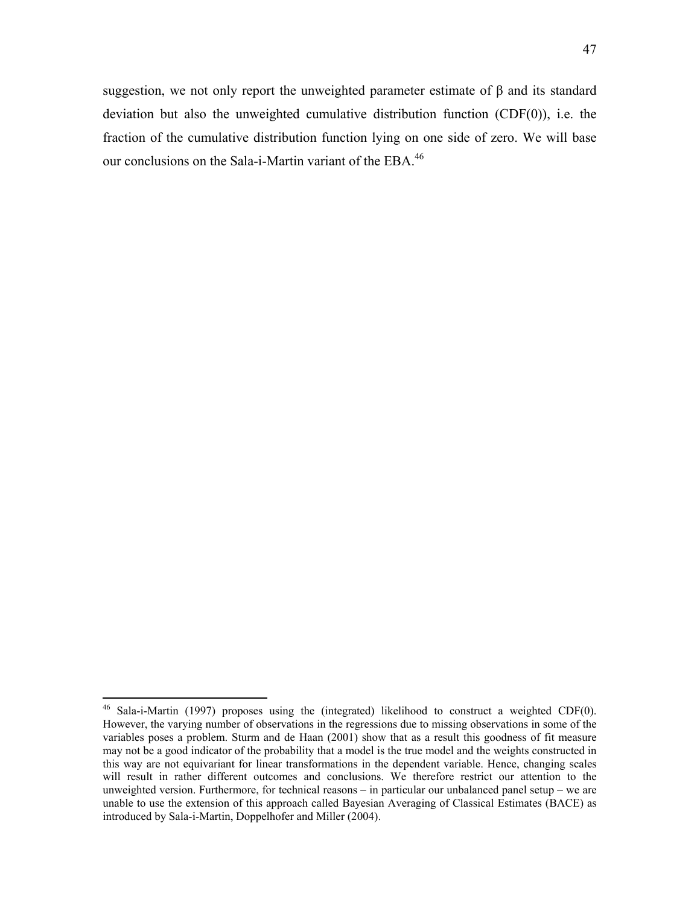suggestion, we not only report the unweighted parameter estimate of $\beta$ and its standard deviation but also the unweighted cumulative distribution function (CDF(0)), i.e. the fraction of the cumulative distribution function lying on one side of zero. We will base our conclusions on the Sala-i-Martin variant of the EBA.[46]

[46] Sala-i-Martin (1997) proposes using the (integrated) likelihood to construct a weighted CDF(0). However, the varying number of observations in the regressions due to missing observations in some of the variables poses a problem. Sturm and de Haan (2001) show that as a result this goodness of fit measure may not be a good indicator of the probability that a model is the true model and the weights constructed in this way are not equivariant for linear transformations in the dependent variable. Hence, changing scales will result in rather different outcomes and conclusions. We therefore restrict our attention to the unweighted version. Furthermore, for technical reasons – in particular our unbalanced panel setup – we are unable to use the extension of this approach called Bayesian Averaging of Classical Estimates (BACE) as introduced by Sala-i-Martin, Doppelhofer and Miller (2004).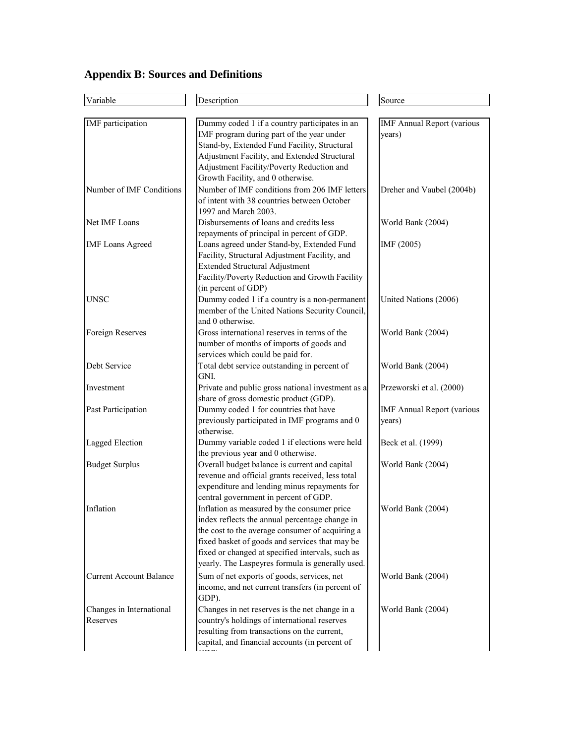## Appendix B: Sources and Definitions

| Variable | Description | Source |
|---|---|---|
| IMF participation | Dummy coded 1 if a country participates in an IMF program during part of the year under Stand-by, Extended Fund Facility, Structural Adjustment Facility, and Extended Structural Adjustment Facility/Poverty Reduction and Growth Facility, and 0 otherwise. | IMF Annual Report (various years) |
| Number of IMF Conditions | Number of IMF conditions from 206 IMF letters of intent with 38 countries between October 1997 and March 2003. | Dreher and Vaubel (2004b) |
| Net IMF Loans | Disbursements of loans and credits less repayments of principal in percent of GDP. | World Bank (2004) |
| IMF Loans Agreed | Loans agreed under Stand-by, Extended Fund Facility, Structural Adjustment Facility, and Extended Structural Adjustment Facility/Poverty Reduction and Growth Facility (in percent of GDP) | IMF (2005) |
| UNSC | Dummy coded 1 if a country is a non-permanent member of the United Nations Security Council, and 0 otherwise. | United Nations (2006) |
| Foreign Reserves | Gross international reserves in terms of the number of months of imports of goods and services which could be paid for. | World Bank (2004) |
| Debt Service | Total debt service outstanding in percent of GNI. | World Bank (2004) |
| Investment | Private and public gross national investment as a share of gross domestic product (GDP). | Przeworski et al. (2000) |
| Past Participation | Dummy coded 1 for countries that have previously participated in IMF programs and 0 otherwise. | IMF Annual Report (various years) |
| Lagged Election | Dummy variable coded 1 if elections were held the previous year and 0 otherwise. | Beck et al. (1999) |
| Budget Surplus | Overall budget balance is current and capital revenue and official grants received, less total expenditure and lending minus repayments for central government in percent of GDP. | World Bank (2004) |
| Inflation | Inflation as measured by the consumer price index reflects the annual percentage change in the cost to the average consumer of acquiring a fixed basket of goods and services that may be fixed or changed at specified intervals, such as yearly. The Laspeyres formula is generally used. | World Bank (2004) |
| Current Account Balance | Sum of net exports of goods, services, net income, and net current transfers (in percent of GDP). | World Bank (2004) |
| Changes in International Reserves | Changes in net reserves is the net change in a country's holdings of international reserves resulting from transactions on the current, capital, and financial accounts (in percent of GDP). | World Bank (2004) |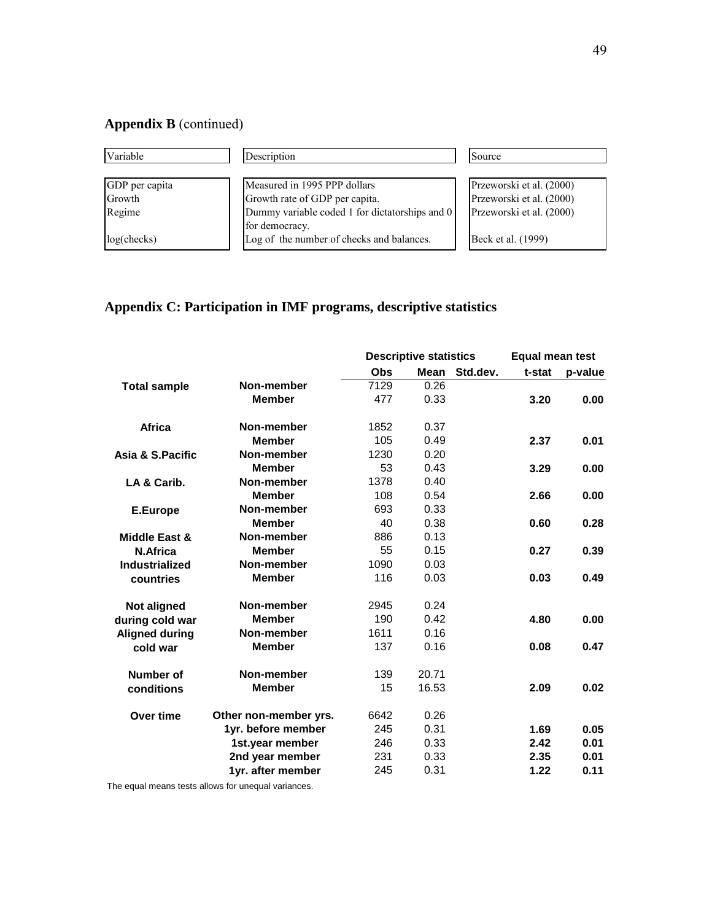## Appendix B (continued)

| Variable | Description | Source |
|---|---|---|
| GDP per capita | Measured in 1995 PPP dollars | Przeworski et al. (2000) |
| Growth | Growth rate of GDP per capita. | Przeworski et al. (2000) |
| Regime | Dummy variable coded 1 for dictatorships and 0 for democracy. | Przeworski et al. (2000) |
| log(checks) | Log of the number of checks and balances. | Beck et al. (1999) |

## Appendix C: Participation in IMF programs, descriptive statistics

| | | Descriptive statistics | | | Equal mean test | |
|---|---|---|---|---|---|---|
| | | **Obs** | **Mean** | **Std.dev.** | **t-stat** | **p-value** |
| **Total sample** | **Non-member** | 7129 | 0.26 | | | |
| | **Member** | 477 | 0.33 | | **3.20** | **0.00** |
| **Africa** | **Non-member** | 1852 | 0.37 | | | |
| | **Member** | 105 | 0.49 | | **2.37** | **0.01** |
| **Asia & S.Pacific** | **Non-member** | 1230 | 0.20 | | | |
| | **Member** | 53 | 0.43 | | **3.29** | **0.00** |
| **LA & Carib.** | **Non-member** | 1378 | 0.40 | | | |
| | **Member** | 108 | 0.54 | | **2.66** | **0.00** |
| **E.Europe** | **Non-member** | 693 | 0.33 | | | |
| | **Member** | 40 | 0.38 | | **0.60** | **0.28** |
| **Middle East & N.Africa** | **Non-member** | 886 | 0.13 | | | |
| | **Member** | 55 | 0.15 | | **0.27** | **0.39** |
| **Industrialized countries** | **Non-member** | 1090 | 0.03 | | | |
| | **Member** | 116 | 0.03 | | **0.03** | **0.49** |
| **Not aligned during cold war** | **Non-member** | 2945 | 0.24 | | | |
| | **Member** | 190 | 0.42 | | **4.80** | **0.00** |
| **Aligned during cold war** | **Non-member** | 1611 | 0.16 | | | |
| | **Member** | 137 | 0.16 | | **0.08** | **0.47** |
| **Number of conditions** | **Non-member** | 139 | 20.71 | | | |
| | **Member** | 15 | 16.53 | | **2.09** | **0.02** |
| **Over time** | **Other non-member yrs.** | 6642 | 0.26 | | | |
| | **1yr. before member** | 245 | 0.31 | | **1.69** | **0.05** |
| | **1st.year member** | 246 | 0.33 | | **2.42** | **0.01** |
| | **2nd year member** | 231 | 0.33 | | **2.35** | **0.01** |
| | **1yr. after member** | 245 | 0.31 | | **1.22** | **0.11** |

The equal means tests allows for unequal variances.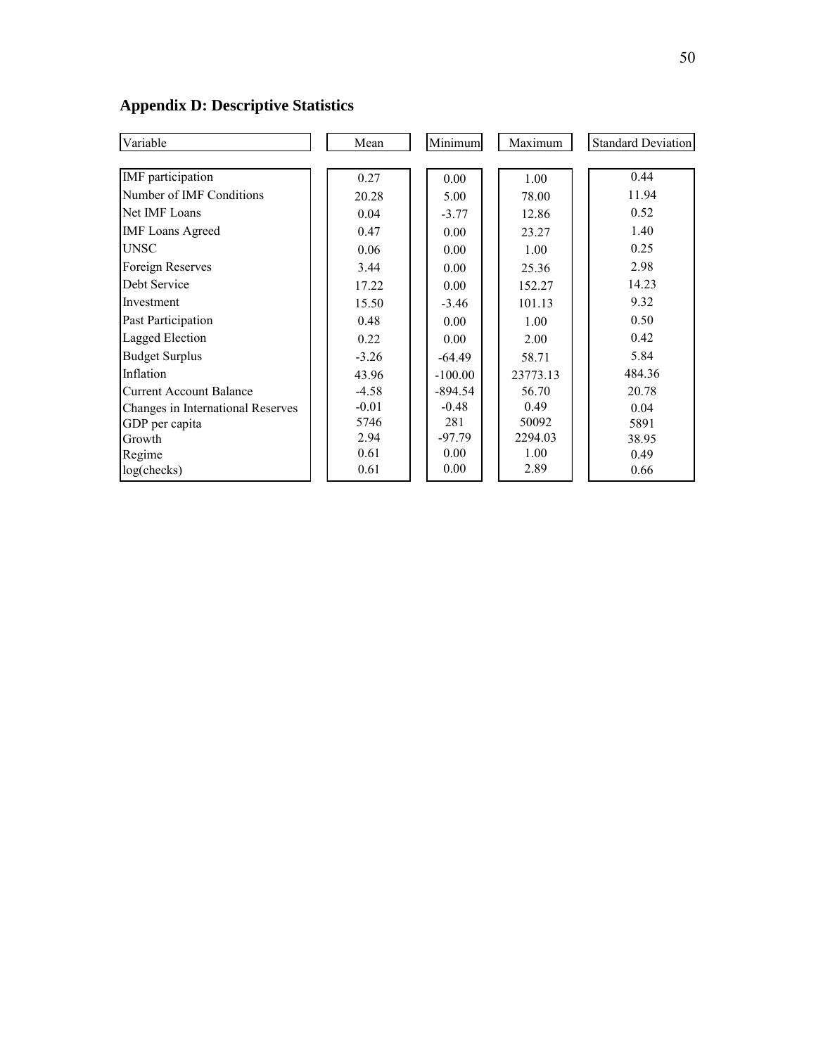## Appendix D: Descriptive Statistics

| Variable | Mean | Minimum | Maximum | Standard Deviation |
|---|---|---|---|---|
| IMF participation | 0.27 | 0.00 | 1.00 | 0.44 |
| Number of IMF Conditions | 20.28 | 5.00 | 78.00 | 11.94 |
| Net IMF Loans | 0.04 | -3.77 | 12.86 | 0.52 |
| IMF Loans Agreed | 0.47 | 0.00 | 23.27 | 1.40 |
| UNSC | 0.06 | 0.00 | 1.00 | 0.25 |
| Foreign Reserves | 3.44 | 0.00 | 25.36 | 2.98 |
| Debt Service | 17.22 | 0.00 | 152.27 | 14.23 |
| Investment | 15.50 | -3.46 | 101.13 | 9.32 |
| Past Participation | 0.48 | 0.00 | 1.00 | 0.50 |
| Lagged Election | 0.22 | 0.00 | 2.00 | 0.42 |
| Budget Surplus | -3.26 | -64.49 | 58.71 | 5.84 |
| Inflation | 43.96 | -100.00 | 23773.13 | 484.36 |
| Current Account Balance | -4.58 | -894.54 | 56.70 | 20.78 |
| Changes in International Reserves | -0.01 | -0.48 | 0.49 | 0.04 |
| GDP per capita | 5746 | 281 | 50092 | 5891 |
| Growth | 2.94 | -97.79 | 2294.03 | 38.95 |
| Regime | 0.61 | 0.00 | 1.00 | 0.49 |
| log(checks) | 0.61 | 0.00 | 2.89 | 0.66 |